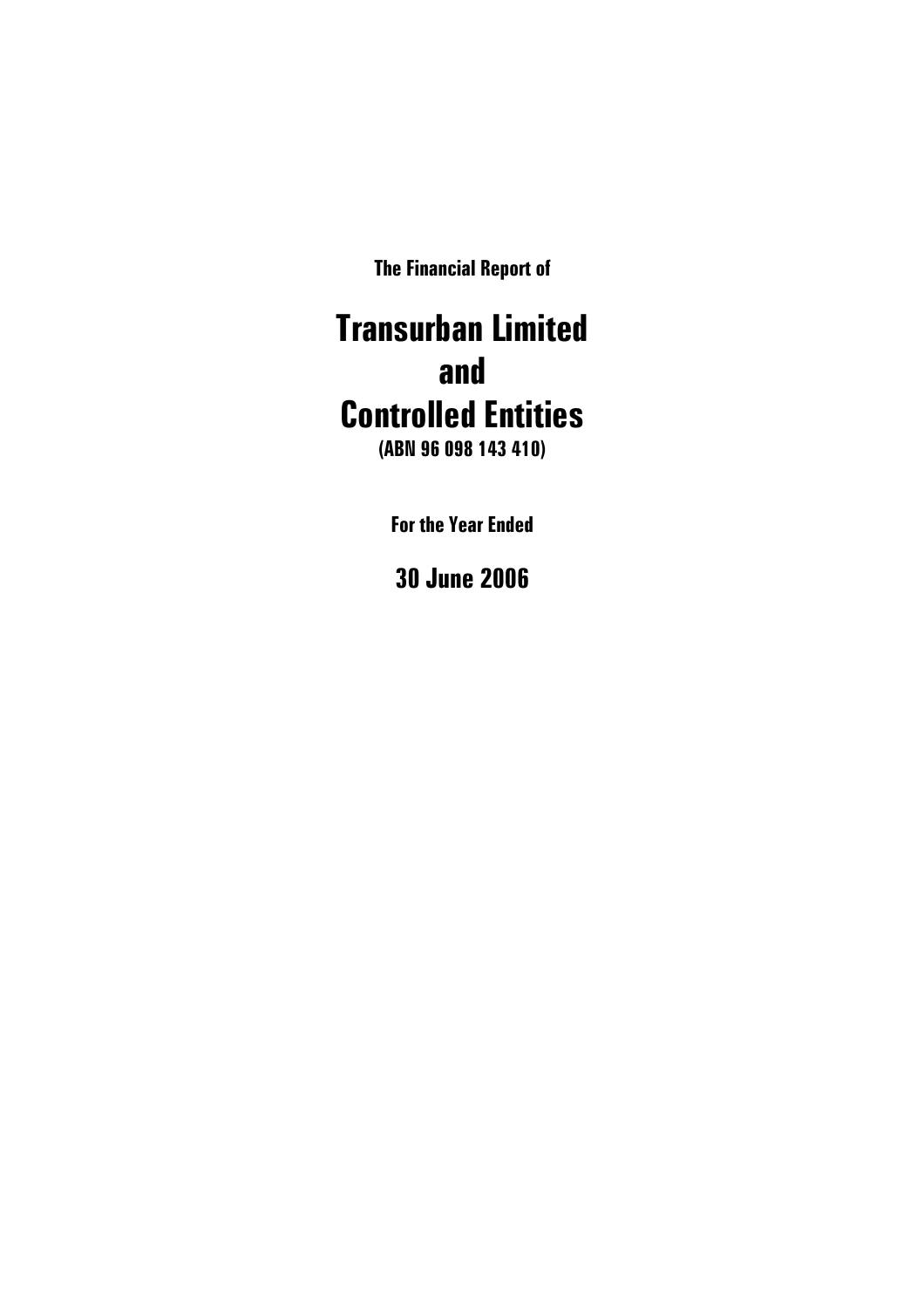**The Financial Report of**

# Transurban Limited and Controlled Entities

**(ABN 96 098 143 410)**

**For the Year Ended**

## 30 June 2006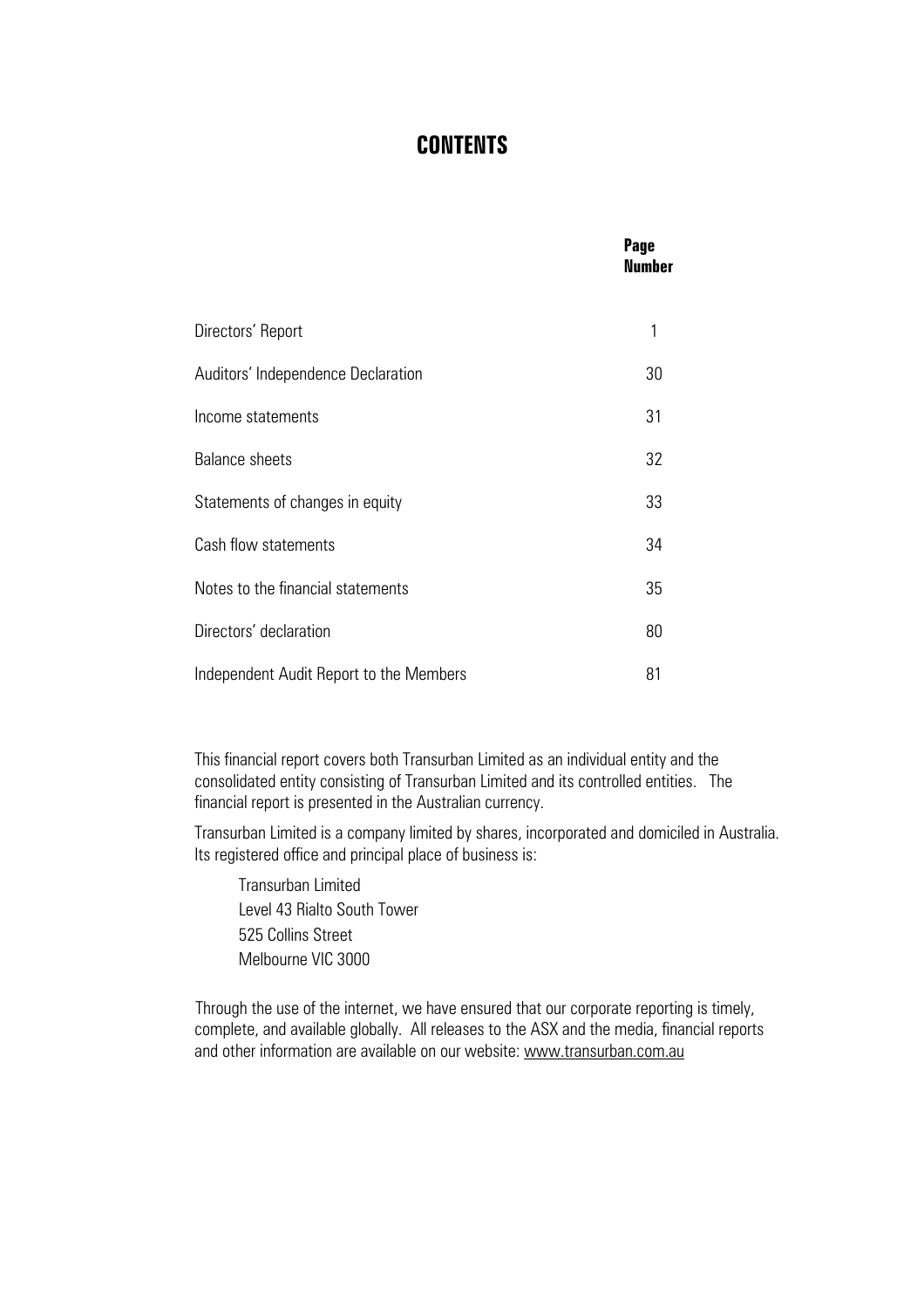# CONTENTS

| | Page Number |
|---|---|
| Directors' Report | 1 |
| Auditors' Independence Declaration | 30 |
| Income statements | 31 |
| Balance sheets | 32 |
| Statements of changes in equity | 33 |
| Cash flow statements | 34 |
| Notes to the financial statements | 35 |
| Directors' declaration | 80 |
| Independent Audit Report to the Members | 81 |

This financial report covers both Transurban Limited as an individual entity and the consolidated entity consisting of Transurban Limited and its controlled entities. The financial report is presented in the Australian currency.

Transurban Limited is a company limited by shares, incorporated and domiciled in Australia. Its registered office and principal place of business is:

Transurban Limited
Level 43 Rialto South Tower
525 Collins Street
Melbourne VIC 3000

Through the use of the internet, we have ensured that our corporate reporting is timely, complete, and available globally. All releases to the ASX and the media, financial reports and other information are available on our website: www.transurban.com.au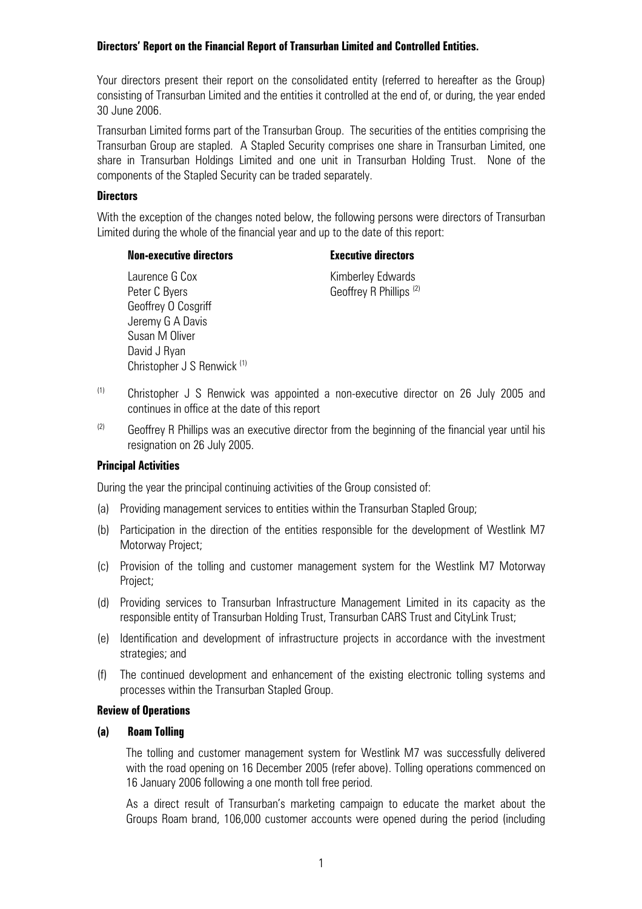## Directors' Report on the Financial Report of Transurban Limited and Controlled Entities.

Your directors present their report on the consolidated entity (referred to hereafter as the Group) consisting of Transurban Limited and the entities it controlled at the end of, or during, the year ended 30 June 2006.

Transurban Limited forms part of the Transurban Group. The securities of the entities comprising the Transurban Group are stapled. A Stapled Security comprises one share in Transurban Limited, one share in Transurban Holdings Limited and one unit in Transurban Holding Trust. None of the components of the Stapled Security can be traded separately.

### Directors

With the exception of the changes noted below, the following persons were directors of Transurban Limited during the whole of the financial year and up to the date of this report:

| **Non-executive directors** | **Executive directors** |
|---|---|
| Laurence G Cox | Kimberley Edwards |
| Peter C Byers | Geoffrey R Phillips [(2)] |
| Geoffrey O Cosgriff | |
| Jeremy G A Davis | |
| Susan M Oliver | |
| David J Ryan | |
| Christopher J S Renwick [(1)] | |

(1) Christopher J S Renwick was appointed a non-executive director on 26 July 2005 and continues in office at the date of this report

(2) Geoffrey R Phillips was an executive director from the beginning of the financial year until his resignation on 26 July 2005.

### Principal Activities

During the year the principal continuing activities of the Group consisted of:

(a) Providing management services to entities within the Transurban Stapled Group;

(b) Participation in the direction of the entities responsible for the development of Westlink M7 Motorway Project;

(c) Provision of the tolling and customer management system for the Westlink M7 Motorway Project;

(d) Providing services to Transurban Infrastructure Management Limited in its capacity as the responsible entity of Transurban Holding Trust, Transurban CARS Trust and CityLink Trust;

(e) Identification and development of infrastructure projects in accordance with the investment strategies; and

(f) The continued development and enhancement of the existing electronic tolling systems and processes within the Transurban Stapled Group.

### Review of Operations

#### (a) Roam Tolling

The tolling and customer management system for Westlink M7 was successfully delivered with the road opening on 16 December 2005 (refer above). Tolling operations commenced on 16 January 2006 following a one month toll free period.

As a direct result of Transurban's marketing campaign to educate the market about the Groups Roam brand, 106,000 customer accounts were opened during the period (including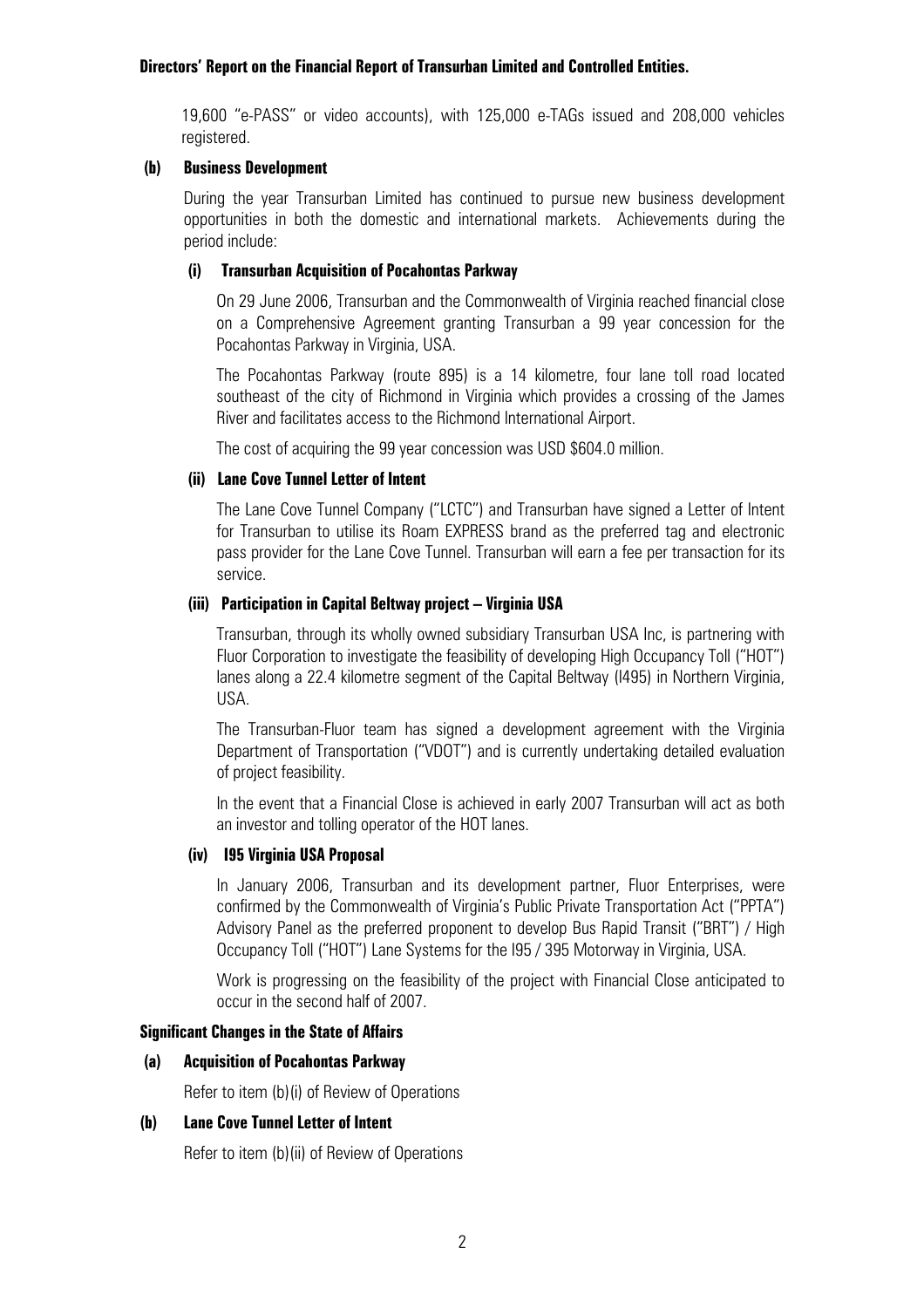19,600 "e-PASS" or video accounts), with 125,000 e-TAGs issued and 208,000 vehicles registered.

**(b) Business Development**

During the year Transurban Limited has continued to pursue new business development opportunities in both the domestic and international markets. Achievements during the period include:

**(i) Transurban Acquisition of Pocahontas Parkway**

On 29 June 2006, Transurban and the Commonwealth of Virginia reached financial close on a Comprehensive Agreement granting Transurban a 99 year concession for the Pocahontas Parkway in Virginia, USA.

The Pocahontas Parkway (route 895) is a 14 kilometre, four lane toll road located southeast of the city of Richmond in Virginia which provides a crossing of the James River and facilitates access to the Richmond International Airport.

The cost of acquiring the 99 year concession was USD $604.0 million.

**(ii) Lane Cove Tunnel Letter of Intent**

The Lane Cove Tunnel Company ("LCTC") and Transurban have signed a Letter of Intent for Transurban to utilise its Roam EXPRESS brand as the preferred tag and electronic pass provider for the Lane Cove Tunnel. Transurban will earn a fee per transaction for its service.

**(iii) Participation in Capital Beltway project – Virginia USA**

Transurban, through its wholly owned subsidiary Transurban USA Inc, is partnering with Fluor Corporation to investigate the feasibility of developing High Occupancy Toll ("HOT") lanes along a 22.4 kilometre segment of the Capital Beltway (I495) in Northern Virginia, USA.

The Transurban-Fluor team has signed a development agreement with the Virginia Department of Transportation ("VDOT") and is currently undertaking detailed evaluation of project feasibility.

In the event that a Financial Close is achieved in early 2007 Transurban will act as both an investor and tolling operator of the HOT lanes.

**(iv) I95 Virginia USA Proposal**

In January 2006, Transurban and its development partner, Fluor Enterprises, were confirmed by the Commonwealth of Virginia's Public Private Transportation Act ("PPTA") Advisory Panel as the preferred proponent to develop Bus Rapid Transit ("BRT") / High Occupancy Toll ("HOT") Lane Systems for the I95 / 395 Motorway in Virginia, USA.

Work is progressing on the feasibility of the project with Financial Close anticipated to occur in the second half of 2007.

**Significant Changes in the State of Affairs**

**(a) Acquisition of Pocahontas Parkway**

Refer to item (b)(i) of Review of Operations

**(b) Lane Cove Tunnel Letter of Intent**

Refer to item (b)(ii) of Review of Operations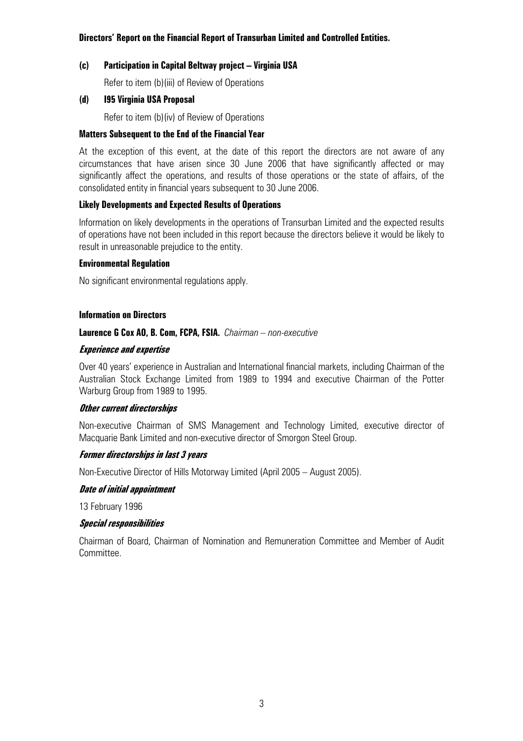**Directors' Report on the Financial Report of Transurban Limited and Controlled Entities.**

**(c) Participation in Capital Beltway project – Virginia USA**

Refer to item (b)(iii) of Review of Operations

**(d) I95 Virginia USA Proposal**

Refer to item (b)(iv) of Review of Operations

**Matters Subsequent to the End of the Financial Year**

At the exception of this event, at the date of this report the directors are not aware of any circumstances that have arisen since 30 June 2006 that have significantly affected or may significantly affect the operations, and results of those operations or the state of affairs, of the consolidated entity in financial years subsequent to 30 June 2006.

**Likely Developments and Expected Results of Operations**

Information on likely developments in the operations of Transurban Limited and the expected results of operations have not been included in this report because the directors believe it would be likely to result in unreasonable prejudice to the entity.

**Environmental Regulation**

No significant environmental regulations apply.

**Information on Directors**

**Laurence G Cox AO, B. Com, FCPA, FSIA.** *Chairman – non-executive*

***Experience and expertise***

Over 40 years' experience in Australian and International financial markets, including Chairman of the Australian Stock Exchange Limited from 1989 to 1994 and executive Chairman of the Potter Warburg Group from 1989 to 1995.

***Other current directorships***

Non-executive Chairman of SMS Management and Technology Limited, executive director of Macquarie Bank Limited and non-executive director of Smorgon Steel Group.

***Former directorships in last 3 years***

Non-Executive Director of Hills Motorway Limited (April 2005 – August 2005).

***Date of initial appointment***

13 February 1996

***Special responsibilities***

Chairman of Board, Chairman of Nomination and Remuneration Committee and Member of Audit Committee.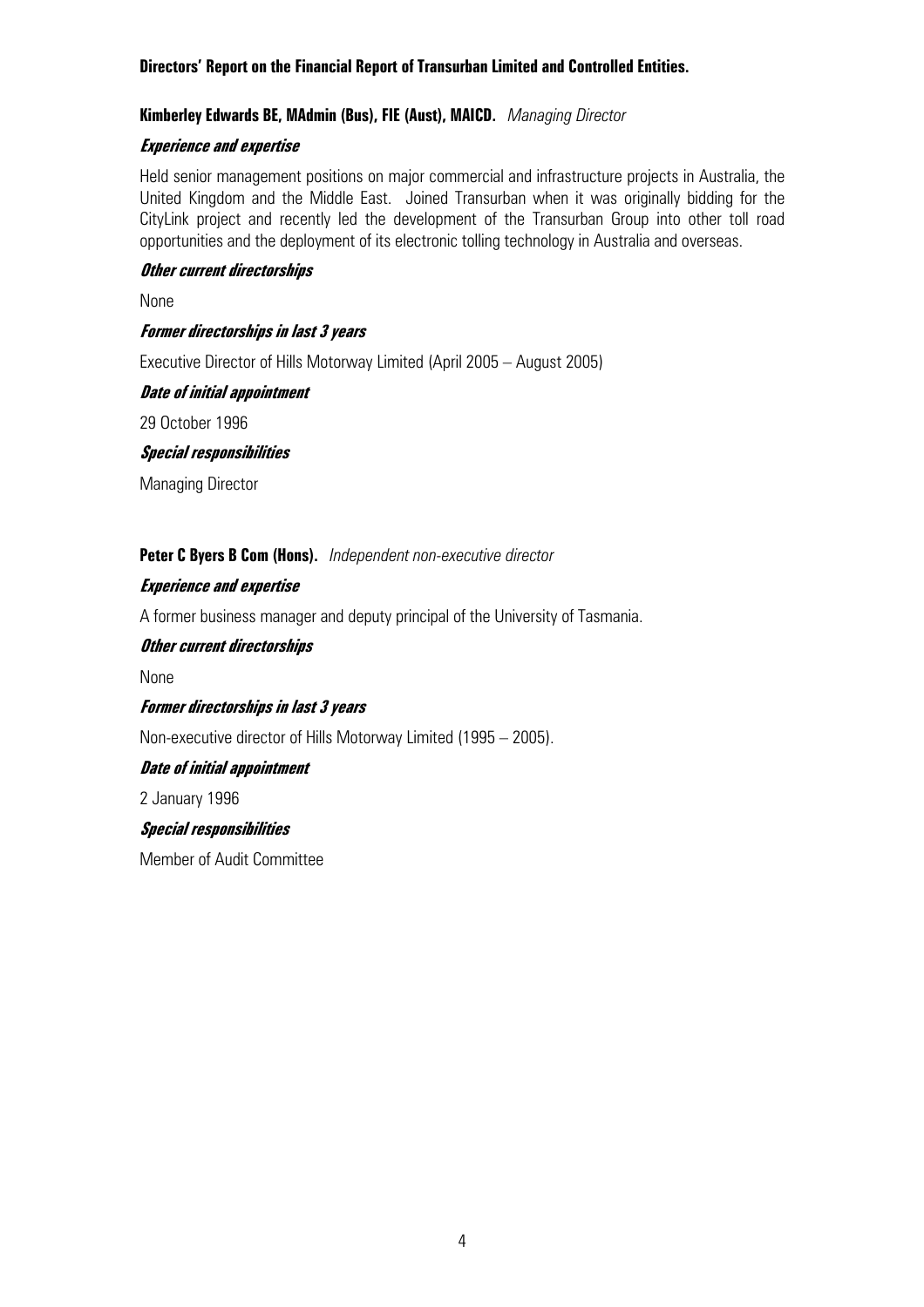**Directors' Report on the Financial Report of Transurban Limited and Controlled Entities.**

**Kimberley Edwards BE, MAdmin (Bus), FIE (Aust), MAICD.** *Managing Director*

***Experience and expertise***

Held senior management positions on major commercial and infrastructure projects in Australia, the United Kingdom and the Middle East. Joined Transurban when it was originally bidding for the CityLink project and recently led the development of the Transurban Group into other toll road opportunities and the deployment of its electronic tolling technology in Australia and overseas.

***Other current directorships***

None

***Former directorships in last 3 years***

Executive Director of Hills Motorway Limited (April 2005 – August 2005)

***Date of initial appointment***

29 October 1996

***Special responsibilities***

Managing Director

**Peter C Byers B Com (Hons).** *Independent non-executive director*

***Experience and expertise***

A former business manager and deputy principal of the University of Tasmania.

***Other current directorships***

None

***Former directorships in last 3 years***

Non-executive director of Hills Motorway Limited (1995 – 2005).

***Date of initial appointment***

2 January 1996

***Special responsibilities***

Member of Audit Committee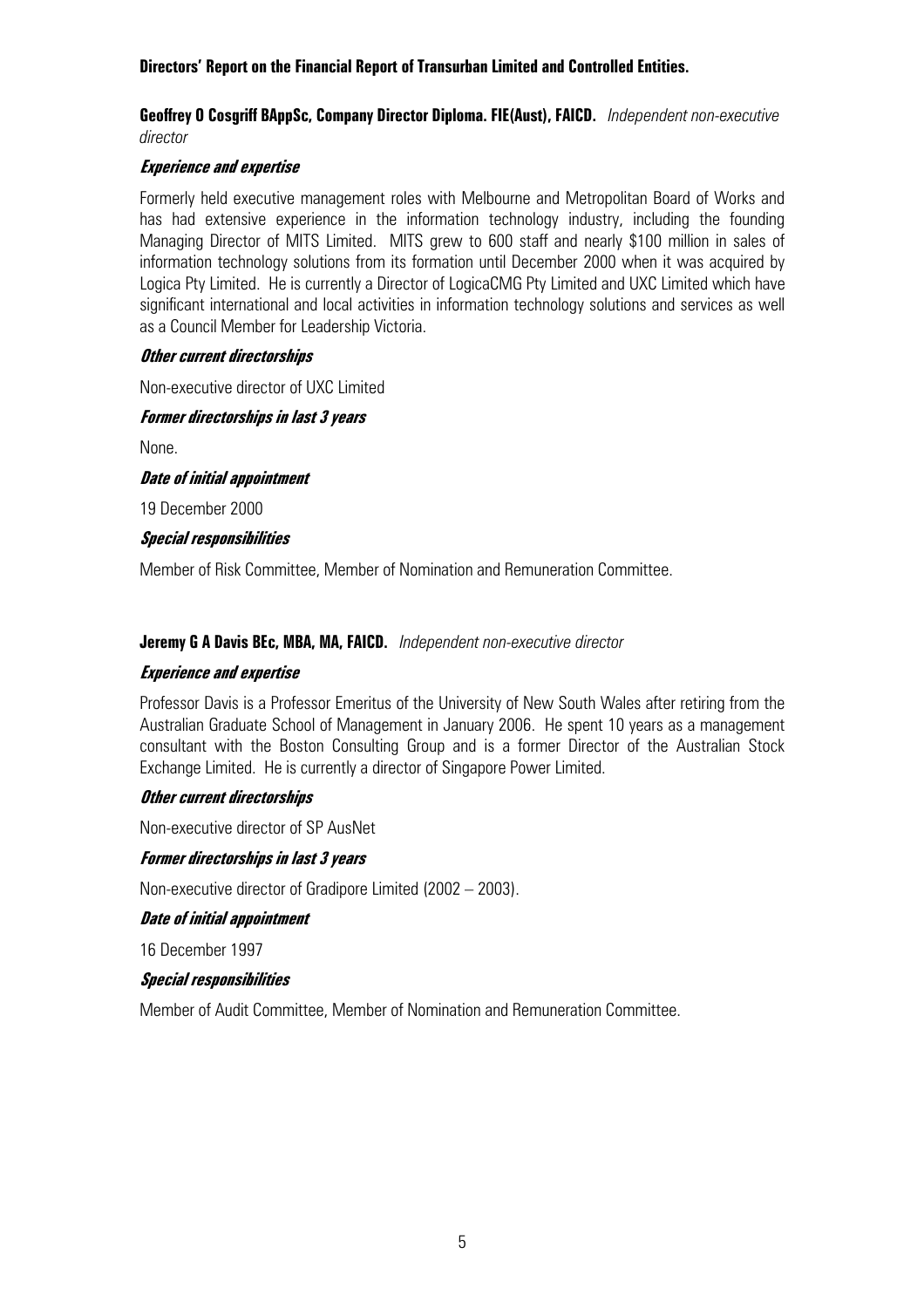**Directors' Report on the Financial Report of Transurban Limited and Controlled Entities.**

**Geoffrey O Cosgriff BAppSc, Company Director Diploma. FIE(Aust), FAICD.** *Independent non-executive director*

***Experience and expertise***

Formerly held executive management roles with Melbourne and Metropolitan Board of Works and has had extensive experience in the information technology industry, including the founding Managing Director of MITS Limited. MITS grew to 600 staff and nearly $100 million in sales of information technology solutions from its formation until December 2000 when it was acquired by Logica Pty Limited. He is currently a Director of LogicaCMG Pty Limited and UXC Limited which have significant international and local activities in information technology solutions and services as well as a Council Member for Leadership Victoria.

***Other current directorships***

Non-executive director of UXC Limited

***Former directorships in last 3 years***

None.

***Date of initial appointment***

19 December 2000

***Special responsibilities***

Member of Risk Committee, Member of Nomination and Remuneration Committee.

**Jeremy G A Davis BEc, MBA, MA, FAICD.** *Independent non-executive director*

***Experience and expertise***

Professor Davis is a Professor Emeritus of the University of New South Wales after retiring from the Australian Graduate School of Management in January 2006. He spent 10 years as a management consultant with the Boston Consulting Group and is a former Director of the Australian Stock Exchange Limited. He is currently a director of Singapore Power Limited.

***Other current directorships***

Non-executive director of SP AusNet

***Former directorships in last 3 years***

Non-executive director of Gradipore Limited (2002 – 2003).

***Date of initial appointment***

16 December 1997

***Special responsibilities***

Member of Audit Committee, Member of Nomination and Remuneration Committee.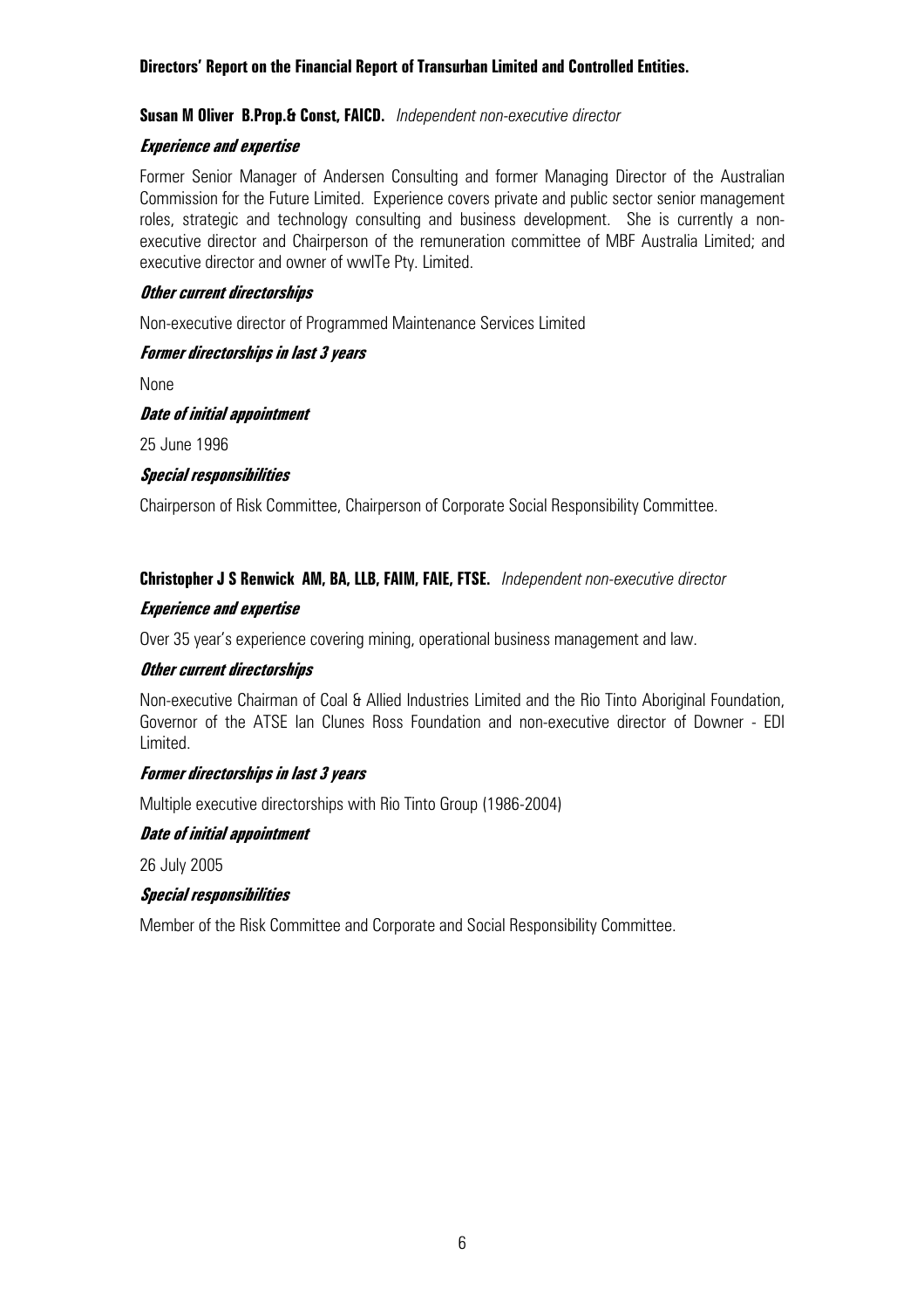**Susan M Oliver B.Prop.& Const, FAICD.** *Independent non-executive director*

***Experience and expertise***

Former Senior Manager of Andersen Consulting and former Managing Director of the Australian Commission for the Future Limited. Experience covers private and public sector senior management roles, strategic and technology consulting and business development. She is currently a non-executive director and Chairperson of the remuneration committee of MBF Australia Limited; and executive director and owner of wwITe Pty. Limited.

***Other current directorships***

Non-executive director of Programmed Maintenance Services Limited

***Former directorships in last 3 years***

None

***Date of initial appointment***

25 June 1996

***Special responsibilities***

Chairperson of Risk Committee, Chairperson of Corporate Social Responsibility Committee.

**Christopher J S Renwick AM, BA, LLB, FAIM, FAIE, FTSE.** *Independent non-executive director*

***Experience and expertise***

Over 35 year's experience covering mining, operational business management and law.

***Other current directorships***

Non-executive Chairman of Coal & Allied Industries Limited and the Rio Tinto Aboriginal Foundation, Governor of the ATSE Ian Clunes Ross Foundation and non-executive director of Downer - EDI Limited.

***Former directorships in last 3 years***

Multiple executive directorships with Rio Tinto Group (1986-2004)

***Date of initial appointment***

26 July 2005

***Special responsibilities***

Member of the Risk Committee and Corporate and Social Responsibility Committee.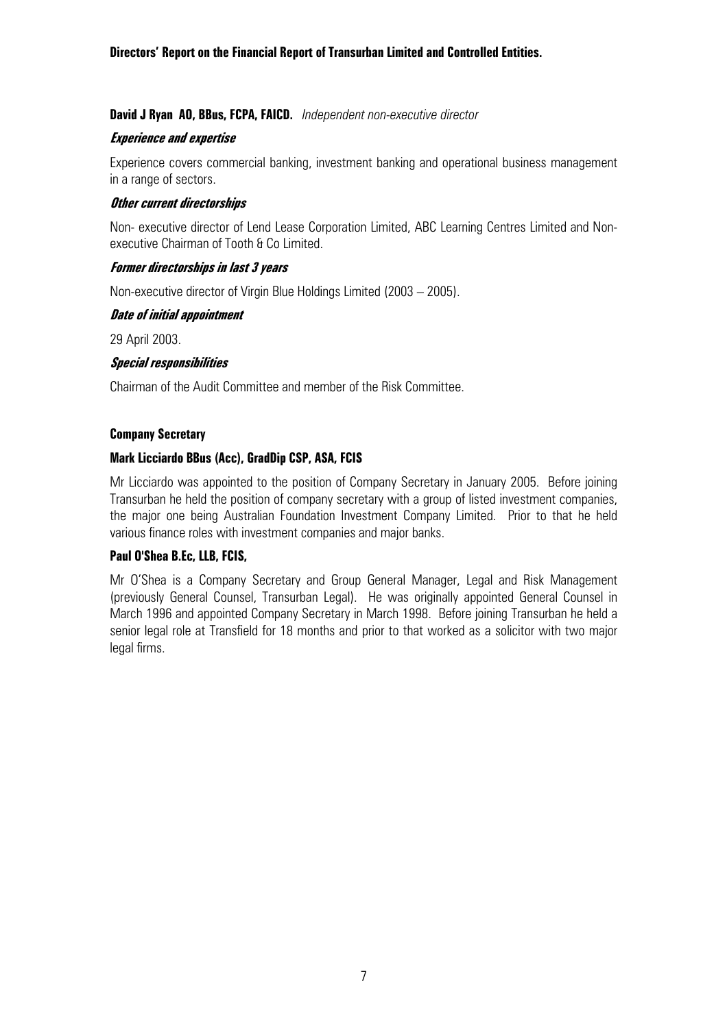**David J Ryan AO, BBus, FCPA, FAICD.** *Independent non-executive director*

***Experience and expertise***

Experience covers commercial banking, investment banking and operational business management in a range of sectors.

***Other current directorships***

Non- executive director of Lend Lease Corporation Limited, ABC Learning Centres Limited and Non-executive Chairman of Tooth & Co Limited.

***Former directorships in last 3 years***

Non-executive director of Virgin Blue Holdings Limited (2003 – 2005).

***Date of initial appointment***

29 April 2003.

***Special responsibilities***

Chairman of the Audit Committee and member of the Risk Committee.

## Company Secretary

**Mark Licciardo BBus (Acc), GradDip CSP, ASA, FCIS**

Mr Licciardo was appointed to the position of Company Secretary in January 2005. Before joining Transurban he held the position of company secretary with a group of listed investment companies, the major one being Australian Foundation Investment Company Limited. Prior to that he held various finance roles with investment companies and major banks.

**Paul O'Shea B.Ec, LLB, FCIS,**

Mr O'Shea is a Company Secretary and Group General Manager, Legal and Risk Management (previously General Counsel, Transurban Legal). He was originally appointed General Counsel in March 1996 and appointed Company Secretary in March 1998. Before joining Transurban he held a senior legal role at Transfield for 18 months and prior to that worked as a solicitor with two major legal firms.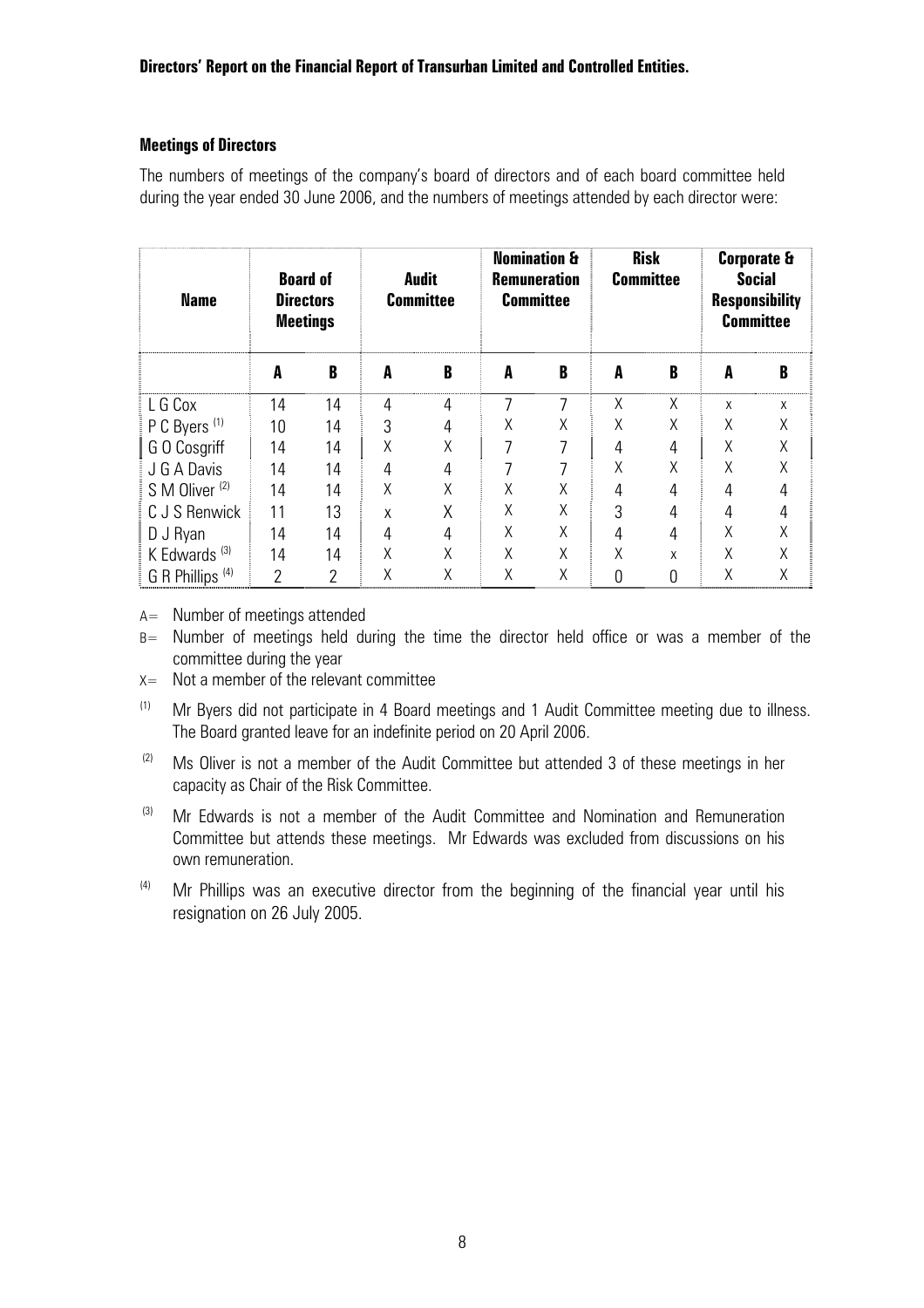**Directors' Report on the Financial Report of Transurban Limited and Controlled Entities.**

**Meetings of Directors**

The numbers of meetings of the company's board of directors and of each board committee held during the year ended 30 June 2006, and the numbers of meetings attended by each director were:

| Name | Board of Directors Meetings | | Audit Committee | | Nomination & Remuneration Committee | | Risk Committee | | Corporate & Social Responsibility Committee | |
|---|---|---|---|---|---|---|---|---|---|---|
| | A | B | A | B | A | B | A | B | A | B |
| L G Cox | 14 | 14 | 4 | 4 | 7 | 7 | X | X | x | x |
| P C Byers [(1)] | 10 | 14 | 3 | 4 | X | X | X | X | X | X |
| G O Cosgriff | 14 | 14 | X | X | 7 | 7 | 4 | 4 | X | X |
| J G A Davis | 14 | 14 | 4 | 4 | 7 | 7 | X | X | X | X |
| S M Oliver [(2)] | 14 | 14 | X | X | X | X | 4 | 4 | 4 | 4 |
| C J S Renwick | 11 | 13 | x | X | X | X | 3 | 4 | 4 | 4 |
| D J Ryan | 14 | 14 | 4 | 4 | X | X | 4 | 4 | X | X |
| K Edwards [(3)] | 14 | 14 | X | X | X | X | X | x | X | X |
| G R Phillips [(4)] | 2 | 2 | X | X | X | X | 0 | 0 | X | X |

A= Number of meetings attended

B= Number of meetings held during the time the director held office or was a member of the committee during the year

X= Not a member of the relevant committee

(1) Mr Byers did not participate in 4 Board meetings and 1 Audit Committee meeting due to illness. The Board granted leave for an indefinite period on 20 April 2006.

(2) Ms Oliver is not a member of the Audit Committee but attended 3 of these meetings in her capacity as Chair of the Risk Committee.

(3) Mr Edwards is not a member of the Audit Committee and Nomination and Remuneration Committee but attends these meetings. Mr Edwards was excluded from discussions on his own remuneration.

(4) Mr Phillips was an executive director from the beginning of the financial year until his resignation on 26 July 2005.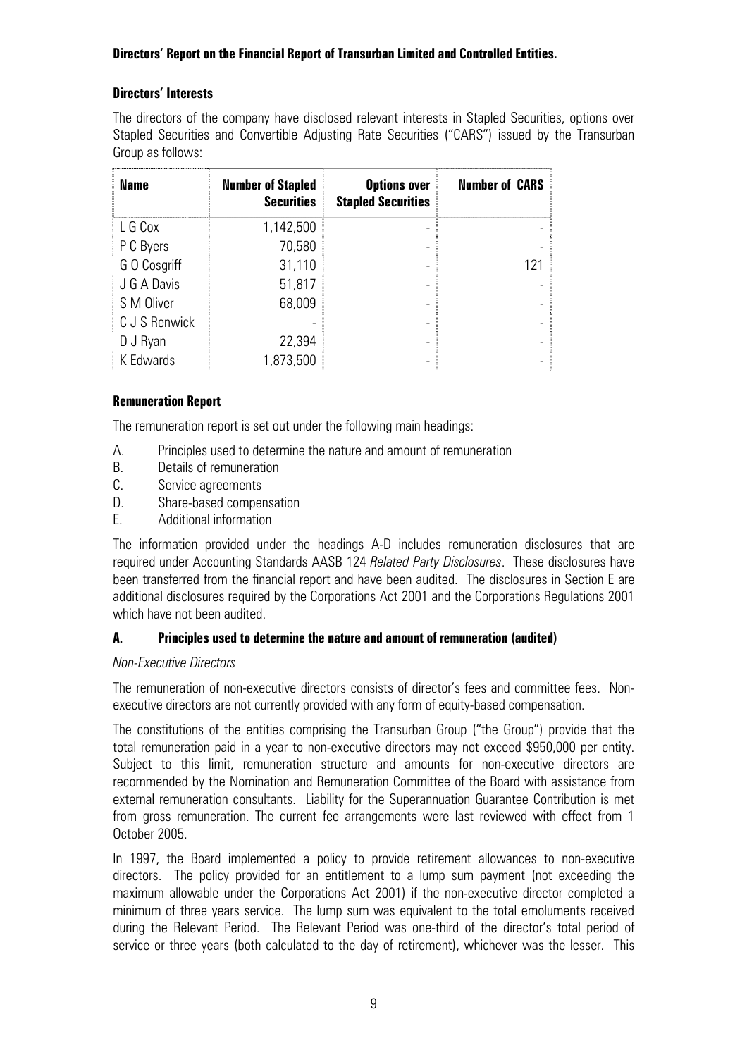**Directors' Report on the Financial Report of Transurban Limited and Controlled Entities.**

**Directors' Interests**

The directors of the company have disclosed relevant interests in Stapled Securities, options over Stapled Securities and Convertible Adjusting Rate Securities ("CARS") issued by the Transurban Group as follows:

| Name | Number of Stapled Securities | Options over Stapled Securities | Number of CARS |
|---|---|---|---|
| L G Cox | 1,142,500 | - | - |
| P C Byers | 70,580 | - | - |
| G O Cosgriff | 31,110 | - | 121 |
| J G A Davis | 51,817 | - | - |
| S M Oliver | 68,009 | - | - |
| C J S Renwick | - | - | - |
| D J Ryan | 22,394 | - | - |
| K Edwards | 1,873,500 | - | - |

**Remuneration Report**

The remuneration report is set out under the following main headings:

A. Principles used to determine the nature and amount of remuneration
B. Details of remuneration
C. Service agreements
D. Share-based compensation
E. Additional information

The information provided under the headings A-D includes remuneration disclosures that are required under Accounting Standards AASB 124 *Related Party Disclosures*. These disclosures have been transferred from the financial report and have been audited. The disclosures in Section E are additional disclosures required by the Corporations Act 2001 and the Corporations Regulations 2001 which have not been audited.

**A. Principles used to determine the nature and amount of remuneration (audited)**

*Non-Executive Directors*

The remuneration of non-executive directors consists of director's fees and committee fees. Non-executive directors are not currently provided with any form of equity-based compensation.

The constitutions of the entities comprising the Transurban Group ("the Group") provide that the total remuneration paid in a year to non-executive directors may not exceed $950,000 per entity. Subject to this limit, remuneration structure and amounts for non-executive directors are recommended by the Nomination and Remuneration Committee of the Board with assistance from external remuneration consultants. Liability for the Superannuation Guarantee Contribution is met from gross remuneration. The current fee arrangements were last reviewed with effect from 1 October 2005.

In 1997, the Board implemented a policy to provide retirement allowances to non-executive directors. The policy provided for an entitlement to a lump sum payment (not exceeding the maximum allowable under the Corporations Act 2001) if the non-executive director completed a minimum of three years service. The lump sum was equivalent to the total emoluments received during the Relevant Period. The Relevant Period was one-third of the director's total period of service or three years (both calculated to the day of retirement), whichever was the lesser. This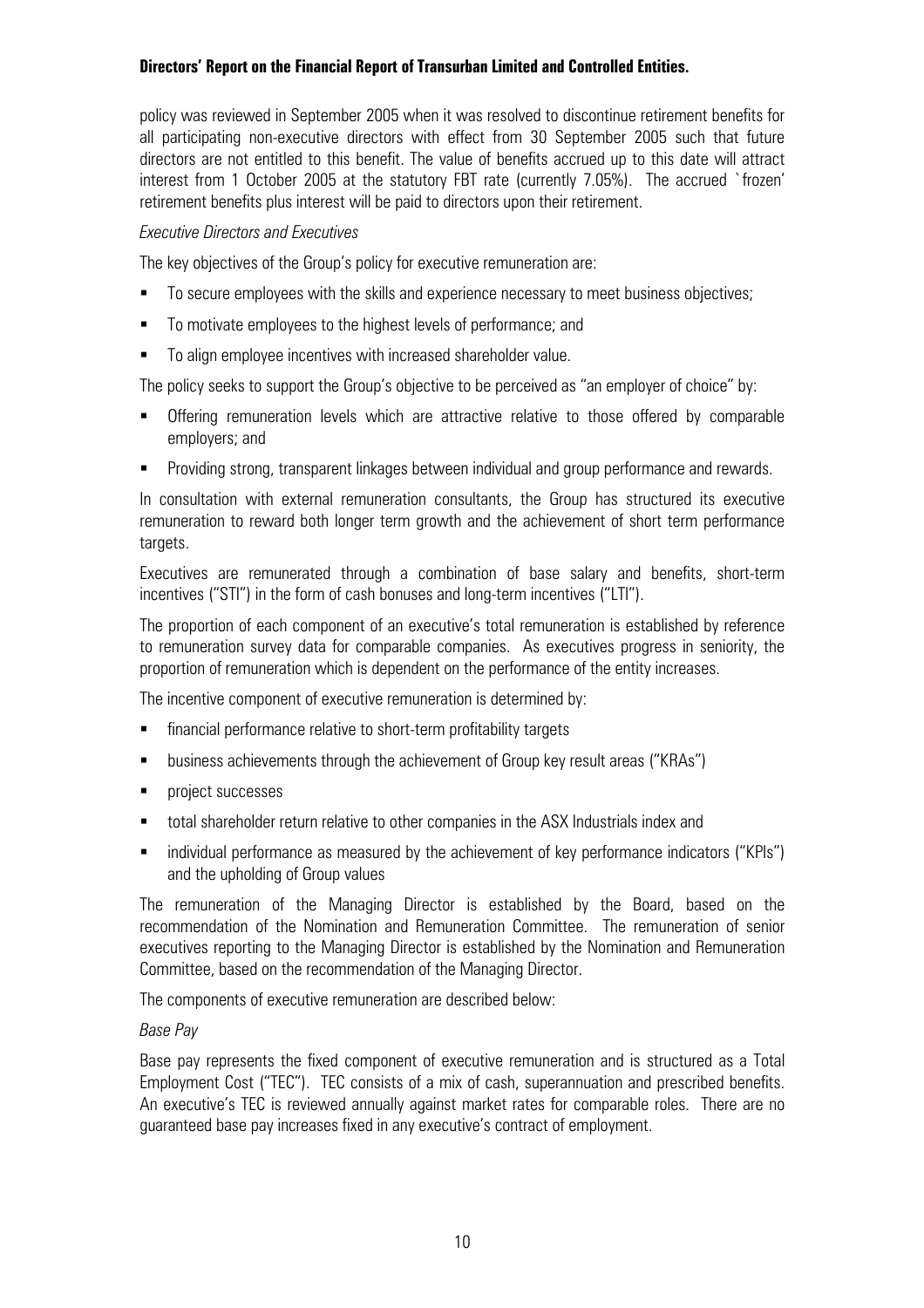policy was reviewed in September 2005 when it was resolved to discontinue retirement benefits for all participating non-executive directors with effect from 30 September 2005 such that future directors are not entitled to this benefit. The value of benefits accrued up to this date will attract interest from 1 October 2005 at the statutory FBT rate (currently 7.05%). The accrued `frozen' retirement benefits plus interest will be paid to directors upon their retirement.

*Executive Directors and Executives*

The key objectives of the Group's policy for executive remuneration are:

- To secure employees with the skills and experience necessary to meet business objectives;
- To motivate employees to the highest levels of performance; and
- To align employee incentives with increased shareholder value.

The policy seeks to support the Group's objective to be perceived as "an employer of choice" by:

- Offering remuneration levels which are attractive relative to those offered by comparable employers; and
- Providing strong, transparent linkages between individual and group performance and rewards.

In consultation with external remuneration consultants, the Group has structured its executive remuneration to reward both longer term growth and the achievement of short term performance targets.

Executives are remunerated through a combination of base salary and benefits, short-term incentives ("STI") in the form of cash bonuses and long-term incentives ("LTI").

The proportion of each component of an executive's total remuneration is established by reference to remuneration survey data for comparable companies. As executives progress in seniority, the proportion of remuneration which is dependent on the performance of the entity increases.

The incentive component of executive remuneration is determined by:

- financial performance relative to short-term profitability targets
- business achievements through the achievement of Group key result areas ("KRAs")
- project successes
- total shareholder return relative to other companies in the ASX Industrials index and
- individual performance as measured by the achievement of key performance indicators ("KPIs") and the upholding of Group values

The remuneration of the Managing Director is established by the Board, based on the recommendation of the Nomination and Remuneration Committee. The remuneration of senior executives reporting to the Managing Director is established by the Nomination and Remuneration Committee, based on the recommendation of the Managing Director.

The components of executive remuneration are described below:

*Base Pay*

Base pay represents the fixed component of executive remuneration and is structured as a Total Employment Cost ("TEC"). TEC consists of a mix of cash, superannuation and prescribed benefits. An executive's TEC is reviewed annually against market rates for comparable roles. There are no guaranteed base pay increases fixed in any executive's contract of employment.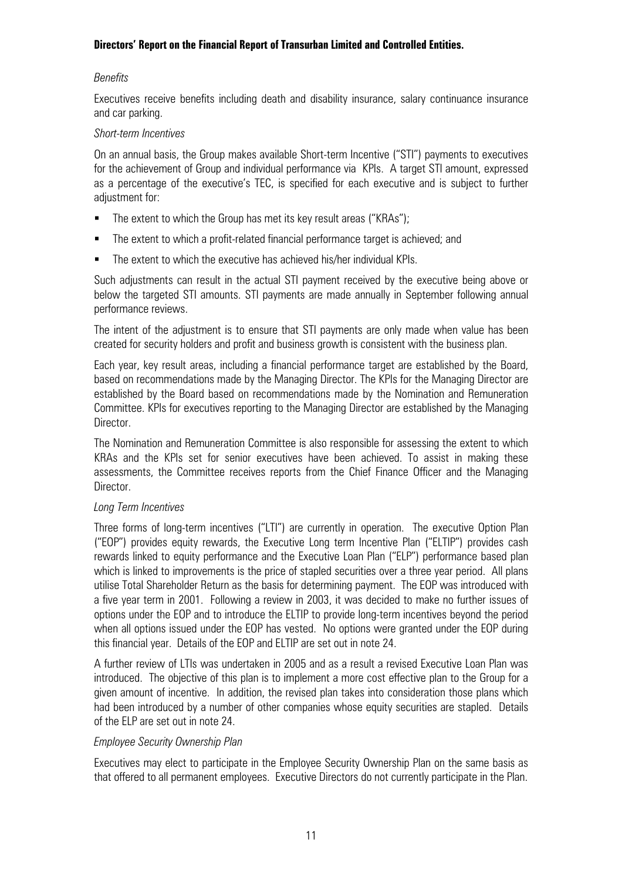*Benefits*

Executives receive benefits including death and disability insurance, salary continuance insurance and car parking.

*Short-term Incentives*

On an annual basis, the Group makes available Short-term Incentive ("STI") payments to executives for the achievement of Group and individual performance via KPIs. A target STI amount, expressed as a percentage of the executive's TEC, is specified for each executive and is subject to further adjustment for:

- The extent to which the Group has met its key result areas ("KRAs");
- The extent to which a profit-related financial performance target is achieved; and
- The extent to which the executive has achieved his/her individual KPIs.

Such adjustments can result in the actual STI payment received by the executive being above or below the targeted STI amounts. STI payments are made annually in September following annual performance reviews.

The intent of the adjustment is to ensure that STI payments are only made when value has been created for security holders and profit and business growth is consistent with the business plan.

Each year, key result areas, including a financial performance target are established by the Board, based on recommendations made by the Managing Director. The KPIs for the Managing Director are established by the Board based on recommendations made by the Nomination and Remuneration Committee. KPIs for executives reporting to the Managing Director are established by the Managing Director.

The Nomination and Remuneration Committee is also responsible for assessing the extent to which KRAs and the KPIs set for senior executives have been achieved. To assist in making these assessments, the Committee receives reports from the Chief Finance Officer and the Managing Director.

*Long Term Incentives*

Three forms of long-term incentives ("LTI") are currently in operation. The executive Option Plan ("EOP") provides equity rewards, the Executive Long term Incentive Plan ("ELTIP") provides cash rewards linked to equity performance and the Executive Loan Plan ("ELP") performance based plan which is linked to improvements is the price of stapled securities over a three year period. All plans utilise Total Shareholder Return as the basis for determining payment. The EOP was introduced with a five year term in 2001. Following a review in 2003, it was decided to make no further issues of options under the EOP and to introduce the ELTIP to provide long-term incentives beyond the period when all options issued under the EOP has vested. No options were granted under the EOP during this financial year. Details of the EOP and ELTIP are set out in note 24.

A further review of LTIs was undertaken in 2005 and as a result a revised Executive Loan Plan was introduced. The objective of this plan is to implement a more cost effective plan to the Group for a given amount of incentive. In addition, the revised plan takes into consideration those plans which had been introduced by a number of other companies whose equity securities are stapled. Details of the ELP are set out in note 24.

*Employee Security Ownership Plan*

Executives may elect to participate in the Employee Security Ownership Plan on the same basis as that offered to all permanent employees. Executive Directors do not currently participate in the Plan.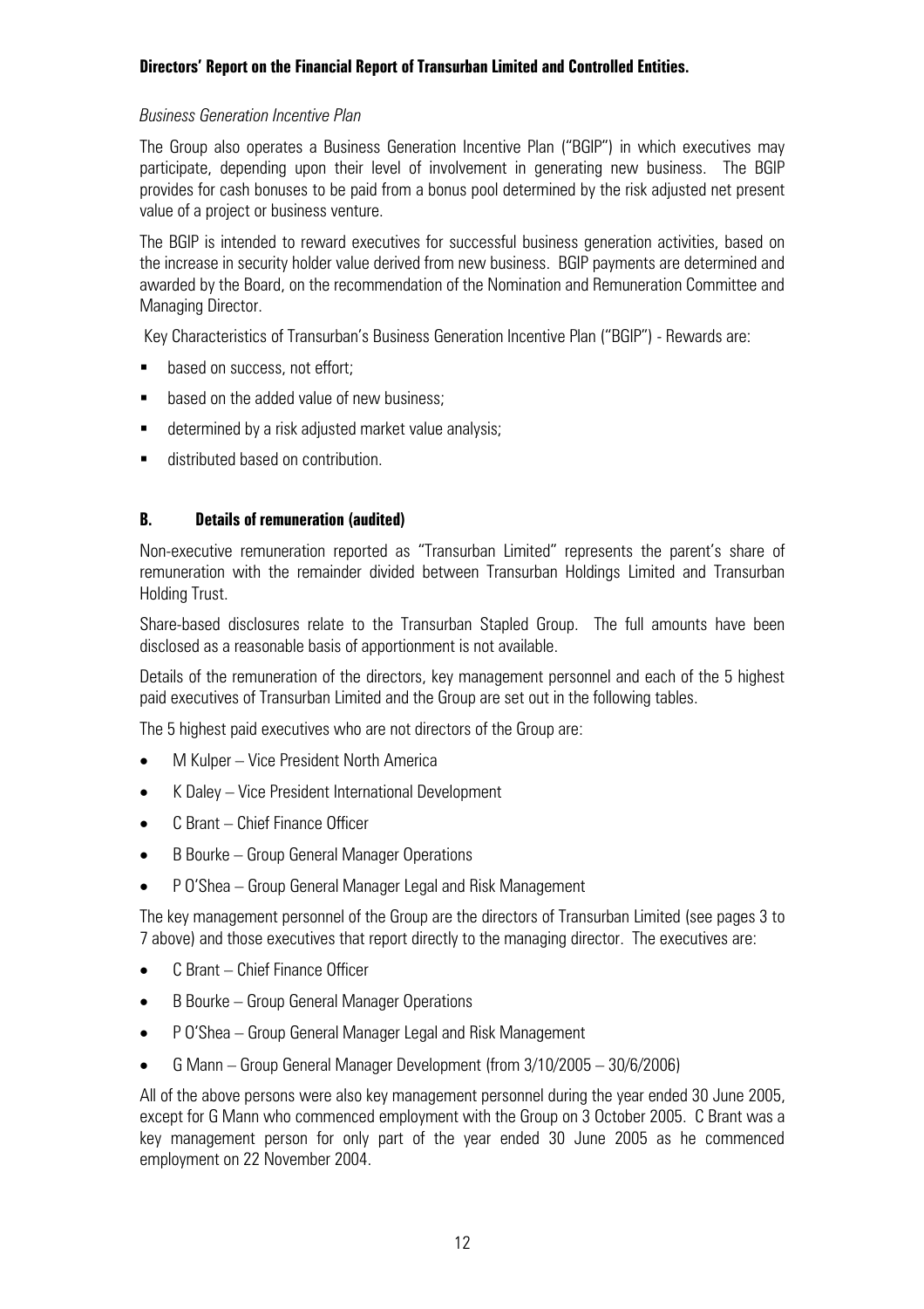*Business Generation Incentive Plan*

The Group also operates a Business Generation Incentive Plan ("BGIP") in which executives may participate, depending upon their level of involvement in generating new business. The BGIP provides for cash bonuses to be paid from a bonus pool determined by the risk adjusted net present value of a project or business venture.

The BGIP is intended to reward executives for successful business generation activities, based on the increase in security holder value derived from new business. BGIP payments are determined and awarded by the Board, on the recommendation of the Nomination and Remuneration Committee and Managing Director.

Key Characteristics of Transurban's Business Generation Incentive Plan ("BGIP") - Rewards are:

- based on success, not effort;
- based on the added value of new business;
- determined by a risk adjusted market value analysis;
- distributed based on contribution.

## B. Details of remuneration (audited)

Non-executive remuneration reported as "Transurban Limited" represents the parent's share of remuneration with the remainder divided between Transurban Holdings Limited and Transurban Holding Trust.

Share-based disclosures relate to the Transurban Stapled Group. The full amounts have been disclosed as a reasonable basis of apportionment is not available.

Details of the remuneration of the directors, key management personnel and each of the 5 highest paid executives of Transurban Limited and the Group are set out in the following tables.

The 5 highest paid executives who are not directors of the Group are:

- M Kulper – Vice President North America
- K Daley – Vice President International Development
- C Brant – Chief Finance Officer
- B Bourke – Group General Manager Operations
- P O'Shea – Group General Manager Legal and Risk Management

The key management personnel of the Group are the directors of Transurban Limited (see pages 3 to 7 above) and those executives that report directly to the managing director. The executives are:

- C Brant – Chief Finance Officer
- B Bourke – Group General Manager Operations
- P O'Shea – Group General Manager Legal and Risk Management
- G Mann – Group General Manager Development (from 3/10/2005 – 30/6/2006)

All of the above persons were also key management personnel during the year ended 30 June 2005, except for G Mann who commenced employment with the Group on 3 October 2005. C Brant was a key management person for only part of the year ended 30 June 2005 as he commenced employment on 22 November 2004.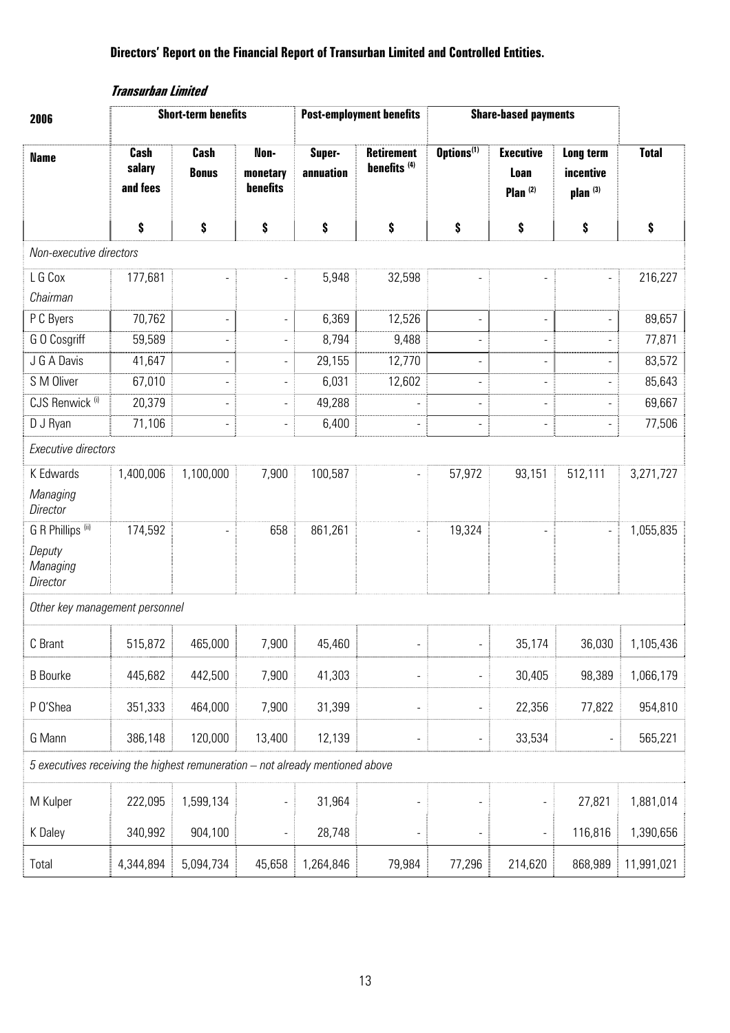**Directors' Report on the Financial Report of Transurban Limited and Controlled Entities.**

***Transurban Limited***

| 2006 | Short-term benefits | | | Post-employment benefits | | Share-based payments | | | |
|---|---|---|---|---|---|---|---|---|---|
| **Name** | **Cash salary and fees** | **Cash Bonus** | **Non-monetary benefits** | **Super-annuation** | **Retirement benefits [4]** | **Options[1]** | **Executive Loan Plan [2]** | **Long term incentive plan [3]** | **Total** |
| | **$** | **$** | **$** | **$** | **$** | **$** | **$** | **$** | **$** |
| *Non-executive directors* | | | | | | | | | |
| L G Cox *Chairman* | 177,681 | - | - | 5,948 | 32,598 | - | - | - | 216,227 |
| P C Byers | 70,762 | - | - | 6,369 | 12,526 | - | - | - | 89,657 |
| G O Cosgriff | 59,589 | - | - | 8,794 | 9,488 | - | - | - | 77,871 |
| J G A Davis | 41,647 | - | - | 29,155 | 12,770 | - | - | - | 83,572 |
| S M Oliver | 67,010 | - | - | 6,031 | 12,602 | - | - | - | 85,643 |
| CJS Renwick [i] | 20,379 | - | - | 49,288 | - | - | - | - | 69,667 |
| D J Ryan | 71,106 | - | - | 6,400 | - | - | - | - | 77,506 |
| *Executive directors* | | | | | | | | | |
| K Edwards *Managing Director* | 1,400,006 | 1,100,000 | 7,900 | 100,587 | - | 57,972 | 93,151 | 512,111 | 3,271,727 |
| G R Phillips [iii] *Deputy Managing Director* | 174,592 | - | 658 | 861,261 | - | 19,324 | - | - | 1,055,835 |
| *Other key management personnel* | | | | | | | | | |
| C Brant | 515,872 | 465,000 | 7,900 | 45,460 | - | - | 35,174 | 36,030 | 1,105,436 |
| B Bourke | 445,682 | 442,500 | 7,900 | 41,303 | - | - | 30,405 | 98,389 | 1,066,179 |
| P O'Shea | 351,333 | 464,000 | 7,900 | 31,399 | - | - | 22,356 | 77,822 | 954,810 |
| G Mann | 386,148 | 120,000 | 13,400 | 12,139 | - | - | 33,534 | - | 565,221 |
| *5 executives receiving the highest remuneration – not already mentioned above* | | | | | | | | | |
| M Kulper | 222,095 | 1,599,134 | - | 31,964 | - | - | - | 27,821 | 1,881,014 |
| K Daley | 340,992 | 904,100 | - | 28,748 | - | - | - | 116,816 | 1,390,656 |
| Total | 4,344,894 | 5,094,734 | 45,658 | 1,264,846 | 79,984 | 77,296 | 214,620 | 868,989 | 11,991,021 |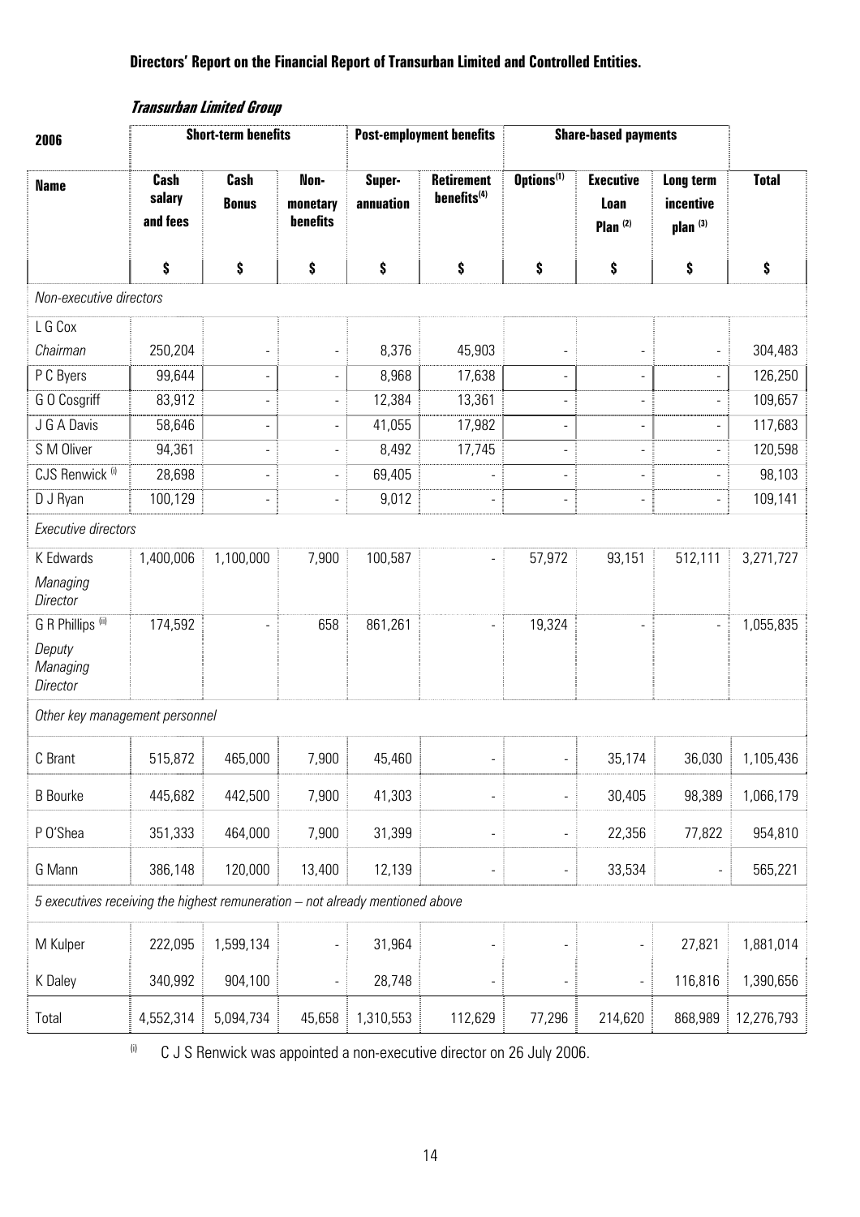**Directors' Report on the Financial Report of Transurban Limited and Controlled Entities.**

***Transurban Limited Group***

| 2006 | Short-term benefits | | | Post-employment benefits | | Share-based payments | | | |
|---|---|---|---|---|---|---|---|---|---|
| **Name** | **Cash salary and fees** | **Cash Bonus** | **Non-monetary benefits** | **Super-annuation** | **Retirement benefits[4]** | **Options[1]** | **Executive Loan Plan [2]** | **Long term incentive plan [3]** | **Total** |
| | **$** | **$** | **$** | **$** | **$** | **$** | **$** | **$** | **$** |
| *Non-executive directors* | | | | | | | | | |
| L G Cox *Chairman* | 250,204 | - | - | 8,376 | 45,903 | - | - | - | 304,483 |
| P C Byers | 99,644 | - | - | 8,968 | 17,638 | - | - | - | 126,250 |
| G O Cosgriff | 83,912 | - | - | 12,384 | 13,361 | - | - | - | 109,657 |
| J G A Davis | 58,646 | - | - | 41,055 | 17,982 | - | - | - | 117,683 |
| S M Oliver | 94,361 | - | - | 8,492 | 17,745 | - | - | - | 120,598 |
| CJS Renwick [i] | 28,698 | - | - | 69,405 | - | - | - | - | 98,103 |
| D J Ryan | 100,129 | - | - | 9,012 | - | - | - | - | 109,141 |
| *Executive directors* | | | | | | | | | |
| K Edwards *Managing Director* | 1,400,006 | 1,100,000 | 7,900 | 100,587 | - | 57,972 | 93,151 | 512,111 | 3,271,727 |
| G R Phillips [iii] *Deputy Managing Director* | 174,592 | - | 658 | 861,261 | - | 19,324 | - | - | 1,055,835 |
| *Other key management personnel* | | | | | | | | | |
| C Brant | 515,872 | 465,000 | 7,900 | 45,460 | - | - | 35,174 | 36,030 | 1,105,436 |
| B Bourke | 445,682 | 442,500 | 7,900 | 41,303 | - | - | 30,405 | 98,389 | 1,066,179 |
| P O'Shea | 351,333 | 464,000 | 7,900 | 31,399 | - | - | 22,356 | 77,822 | 954,810 |
| G Mann | 386,148 | 120,000 | 13,400 | 12,139 | - | - | 33,534 | - | 565,221 |
| *5 executives receiving the highest remuneration – not already mentioned above* | | | | | | | | | |
| M Kulper | 222,095 | 1,599,134 | - | 31,964 | - | - | - | 27,821 | 1,881,014 |
| K Daley | 340,992 | 904,100 | - | 28,748 | - | - | - | 116,816 | 1,390,656 |
| Total | 4,552,314 | 5,094,734 | 45,658 | 1,310,553 | 112,629 | 77,296 | 214,620 | 868,989 | 12,276,793 |

[i] C J S Renwick was appointed a non-executive director on 26 July 2006.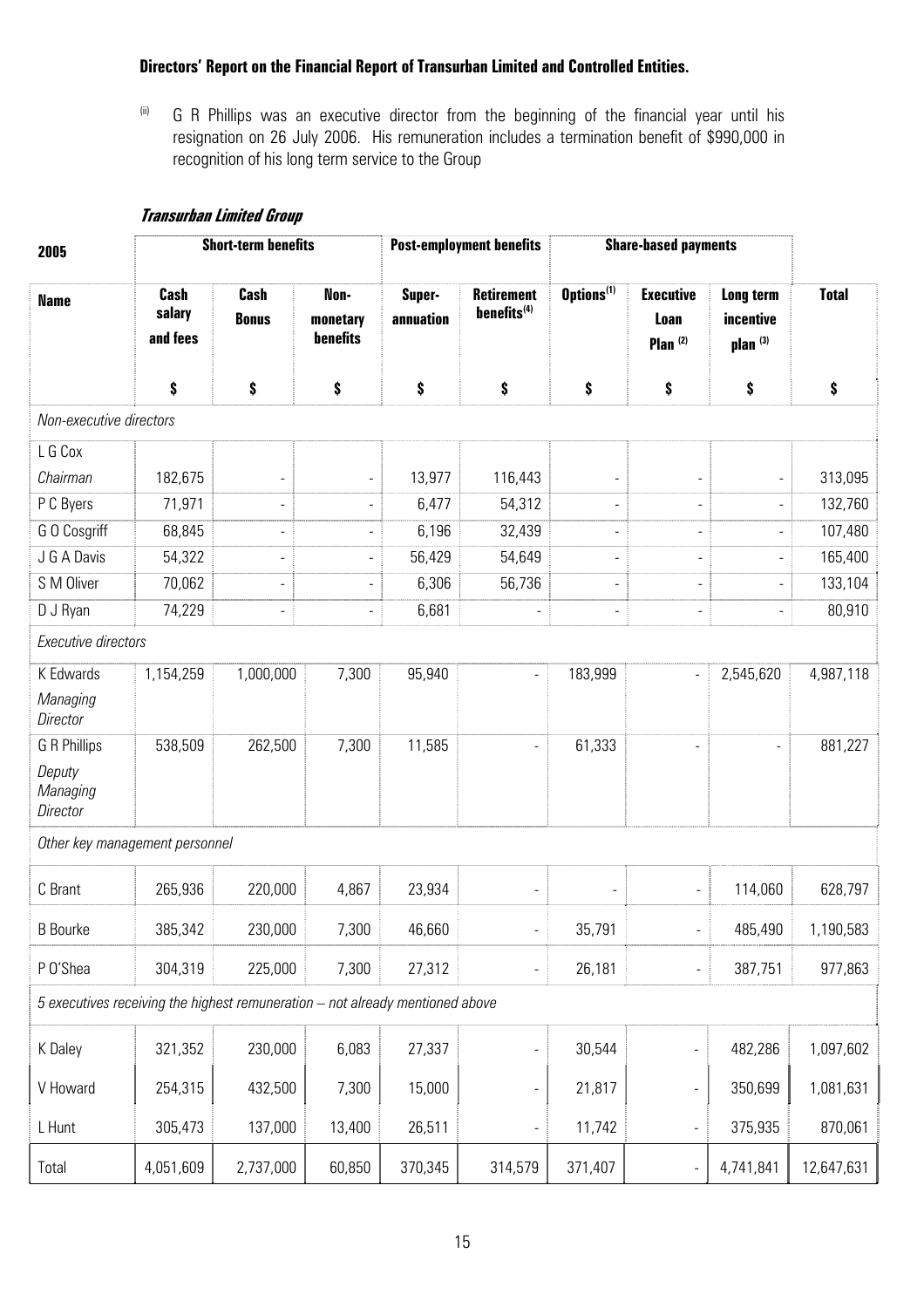**Directors' Report on the Financial Report of Transurban Limited and Controlled Entities.**

(ii) G R Phillips was an executive director from the beginning of the financial year until his resignation on 26 July 2006. His remuneration includes a termination benefit of $990,000 in recognition of his long term service to the Group

***Transurban Limited Group***

| 2005 | Short-term benefits | | | Post-employment benefits | | Share-based payments | | | |
|---|---|---|---|---|---|---|---|---|---|
| Name | Cash salary and fees | Cash Bonus | Non-monetary benefits | Super-annuation | Retirement benefits[4] | Options[1] | Executive Loan Plan [2] | Long term incentive plan [3] | Total |
| | $ | $ | $ | $ | $ | $ | $ | $ | $ |
| *Non-executive directors* | | | | | | | | | |
| L G Cox *Chairman* | 182,675 | - | - | 13,977 | 116,443 | - | - | - | 313,095 |
| P C Byers | 71,971 | - | - | 6,477 | 54,312 | - | - | - | 132,760 |
| G O Cosgriff | 68,845 | - | - | 6,196 | 32,439 | - | - | - | 107,480 |
| J G A Davis | 54,322 | - | - | 56,429 | 54,649 | - | - | - | 165,400 |
| S M Oliver | 70,062 | - | - | 6,306 | 56,736 | - | - | - | 133,104 |
| D J Ryan | 74,229 | - | - | 6,681 | - | - | - | - | 80,910 |
| *Executive directors* | | | | | | | | | |
| K Edwards *Managing Director* | 1,154,259 | 1,000,000 | 7,300 | 95,940 | - | 183,999 | - | 2,545,620 | 4,987,118 |
| G R Phillips *Deputy Managing Director* | 538,509 | 262,500 | 7,300 | 11,585 | - | 61,333 | - | - | 881,227 |
| *Other key management personnel* | | | | | | | | | |
| C Brant | 265,936 | 220,000 | 4,867 | 23,934 | - | - | - | 114,060 | 628,797 |
| B Bourke | 385,342 | 230,000 | 7,300 | 46,660 | - | 35,791 | - | 485,490 | 1,190,583 |
| P O'Shea | 304,319 | 225,000 | 7,300 | 27,312 | - | 26,181 | - | 387,751 | 977,863 |
| *5 executives receiving the highest remuneration – not already mentioned above* | | | | | | | | | |
| K Daley | 321,352 | 230,000 | 6,083 | 27,337 | - | 30,544 | - | 482,286 | 1,097,602 |
| V Howard | 254,315 | 432,500 | 7,300 | 15,000 | - | 21,817 | - | 350,699 | 1,081,631 |
| L Hunt | 305,473 | 137,000 | 13,400 | 26,511 | - | 11,742 | - | 375,935 | 870,061 |
| Total | 4,051,609 | 2,737,000 | 60,850 | 370,345 | 314,579 | 371,407 | - | 4,741,841 | 12,647,631 |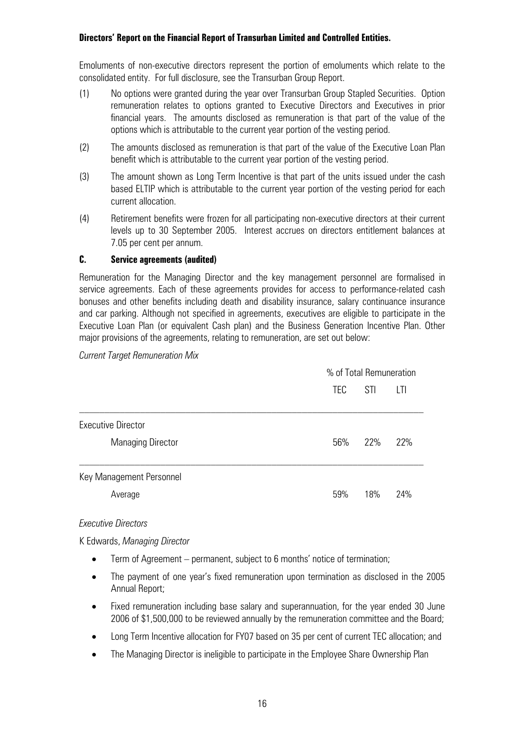Emoluments of non-executive directors represent the portion of emoluments which relate to the consolidated entity. For full disclosure, see the Transurban Group Report.

(1) No options were granted during the year over Transurban Group Stapled Securities. Option remuneration relates to options granted to Executive Directors and Executives in prior financial years. The amounts disclosed as remuneration is that part of the value of the options which is attributable to the current year portion of the vesting period.

(2) The amounts disclosed as remuneration is that part of the value of the Executive Loan Plan benefit which is attributable to the current year portion of the vesting period.

(3) The amount shown as Long Term Incentive is that part of the units issued under the cash based ELTIP which is attributable to the current year portion of the vesting period for each current allocation.

(4) Retirement benefits were frozen for all participating non-executive directors at their current levels up to 30 September 2005. Interest accrues on directors entitlement balances at 7.05 per cent per annum.

### C. Service agreements (audited)

Remuneration for the Managing Director and the key management personnel are formalised in service agreements. Each of these agreements provides for access to performance-related cash bonuses and other benefits including death and disability insurance, salary continuance insurance and car parking. Although not specified in agreements, executives are eligible to participate in the Executive Loan Plan (or equivalent Cash plan) and the Business Generation Incentive Plan. Other major provisions of the agreements, relating to remuneration, are set out below:

*Current Target Remuneration Mix*

| | % of Total Remuneration | | |
|---|---|---|---|
| | TEC | STI | LTI |
| Executive Director | | | |
| Managing Director | 56% | 22% | 22% |
| Key Management Personnel | | | |
| Average | 59% | 18% | 24% |

*Executive Directors*

K Edwards, *Managing Director*

- Term of Agreement – permanent, subject to 6 months' notice of termination;
- The payment of one year's fixed remuneration upon termination as disclosed in the 2005 Annual Report;
- Fixed remuneration including base salary and superannuation, for the year ended 30 June 2006 of $1,500,000 to be reviewed annually by the remuneration committee and the Board;
- Long Term Incentive allocation for FY07 based on 35 per cent of current TEC allocation; and
- The Managing Director is ineligible to participate in the Employee Share Ownership Plan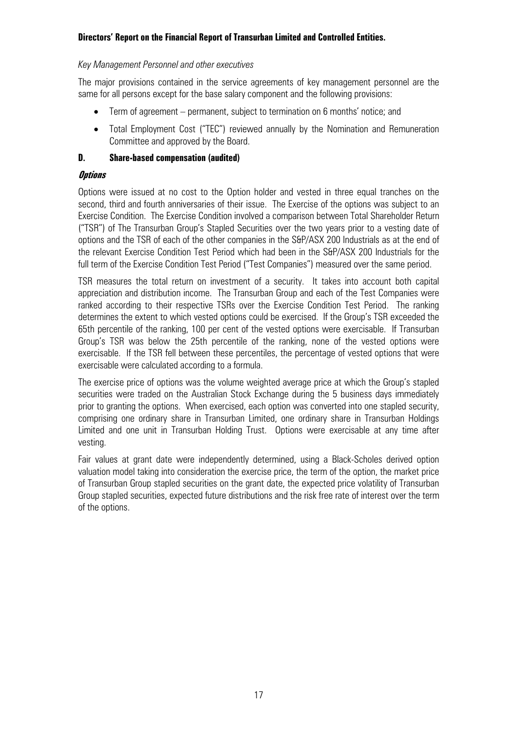*Key Management Personnel and other executives*

The major provisions contained in the service agreements of key management personnel are the same for all persons except for the base salary component and the following provisions:

- Term of agreement – permanent, subject to termination on 6 months' notice; and
- Total Employment Cost ("TEC") reviewed annually by the Nomination and Remuneration Committee and approved by the Board.

### D. Share-based compensation (audited)

***Options***

Options were issued at no cost to the Option holder and vested in three equal tranches on the second, third and fourth anniversaries of their issue. The Exercise of the options was subject to an Exercise Condition. The Exercise Condition involved a comparison between Total Shareholder Return ("TSR") of The Transurban Group's Stapled Securities over the two years prior to a vesting date of options and the TSR of each of the other companies in the S&P/ASX 200 Industrials as at the end of the relevant Exercise Condition Test Period which had been in the S&P/ASX 200 Industrials for the full term of the Exercise Condition Test Period ("Test Companies") measured over the same period.

TSR measures the total return on investment of a security. It takes into account both capital appreciation and distribution income. The Transurban Group and each of the Test Companies were ranked according to their respective TSRs over the Exercise Condition Test Period. The ranking determines the extent to which vested options could be exercised. If the Group's TSR exceeded the 65th percentile of the ranking, 100 per cent of the vested options were exercisable. If Transurban Group's TSR was below the 25th percentile of the ranking, none of the vested options were exercisable. If the TSR fell between these percentiles, the percentage of vested options that were exercisable were calculated according to a formula.

The exercise price of options was the volume weighted average price at which the Group's stapled securities were traded on the Australian Stock Exchange during the 5 business days immediately prior to granting the options. When exercised, each option was converted into one stapled security, comprising one ordinary share in Transurban Limited, one ordinary share in Transurban Holdings Limited and one unit in Transurban Holding Trust. Options were exercisable at any time after vesting.

Fair values at grant date were independently determined, using a Black-Scholes derived option valuation model taking into consideration the exercise price, the term of the option, the market price of Transurban Group stapled securities on the grant date, the expected price volatility of Transurban Group stapled securities, expected future distributions and the risk free rate of interest over the term of the options.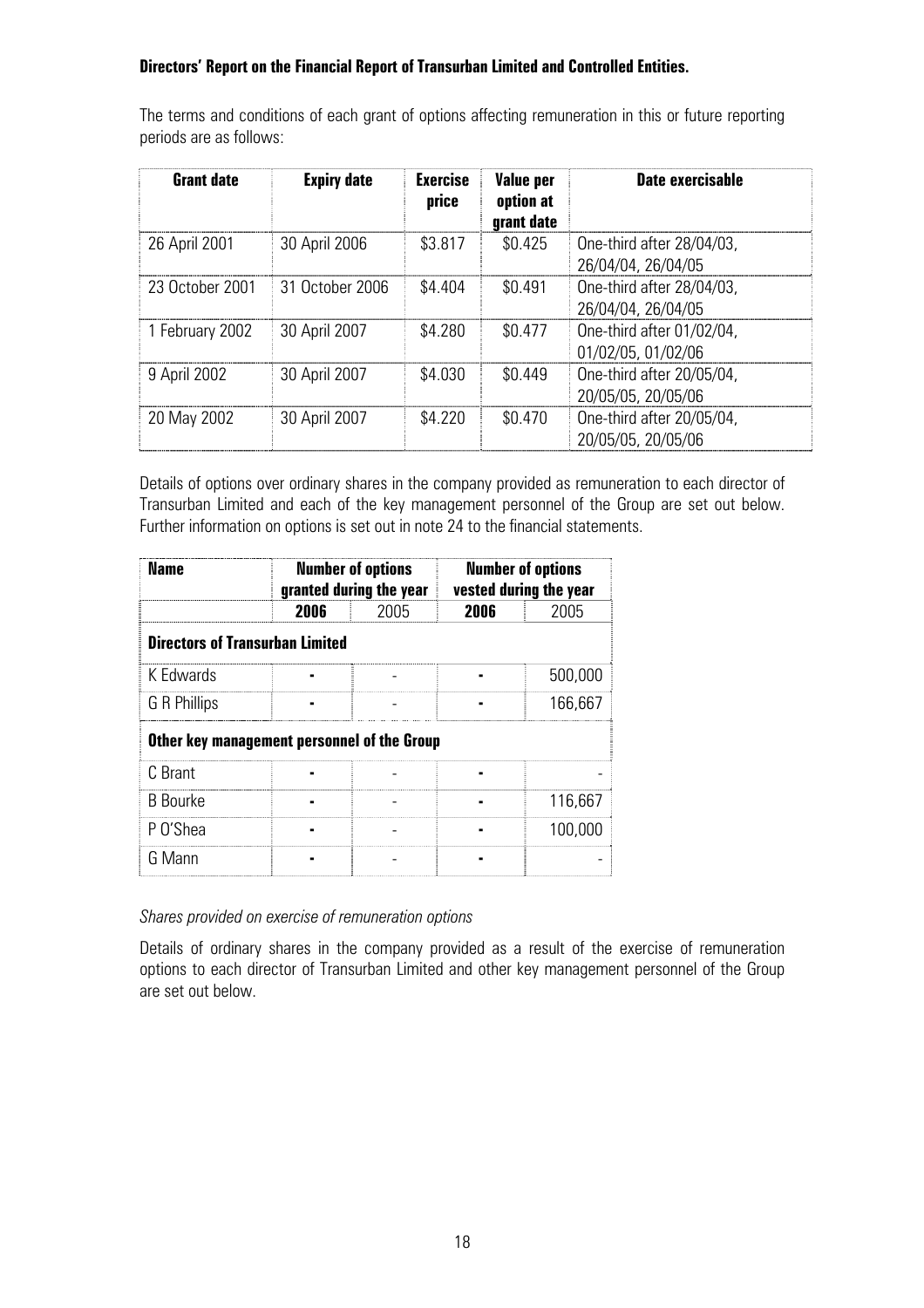**Directors' Report on the Financial Report of Transurban Limited and Controlled Entities.**

The terms and conditions of each grant of options affecting remuneration in this or future reporting periods are as follows:

| Grant date | Expiry date | Exercise price | Value per option at grant date | Date exercisable |
|---|---|---|---|---|
| 26 April 2001 | 30 April 2006 | \$3.817 | \$0.425 | One-third after 28/04/03, 26/04/04, 26/04/05 |
| 23 October 2001 | 31 October 2006 | \$4.404 | \$0.491 | One-third after 28/04/03, 26/04/04, 26/04/05 |
| 1 February 2002 | 30 April 2007 | \$4.280 | \$0.477 | One-third after 01/02/04, 01/02/05, 01/02/06 |
| 9 April 2002 | 30 April 2007 | \$4.030 | \$0.449 | One-third after 20/05/04, 20/05/05, 20/05/06 |
| 20 May 2002 | 30 April 2007 | \$4.220 | \$0.470 | One-third after 20/05/04, 20/05/05, 20/05/06 |

Details of options over ordinary shares in the company provided as remuneration to each director of Transurban Limited and each of the key management personnel of the Group are set out below. Further information on options is set out in note 24 to the financial statements.

| Name | Number of options granted during the year | | Number of options vested during the year | |
|---|---|---|---|---|
| | **2006** | 2005 | **2006** | 2005 |
| **Directors of Transurban Limited** | | | | |
| K Edwards | **-** | - | **-** | 500,000 |
| G R Phillips | **-** | - | **-** | 166,667 |
| **Other key management personnel of the Group** | | | | |
| C Brant | **-** | - | **-** | - |
| B Bourke | **-** | - | **-** | 116,667 |
| P O'Shea | **-** | - | **-** | 100,000 |
| G Mann | **-** | - | **-** | - |

*Shares provided on exercise of remuneration options*

Details of ordinary shares in the company provided as a result of the exercise of remuneration options to each director of Transurban Limited and other key management personnel of the Group are set out below.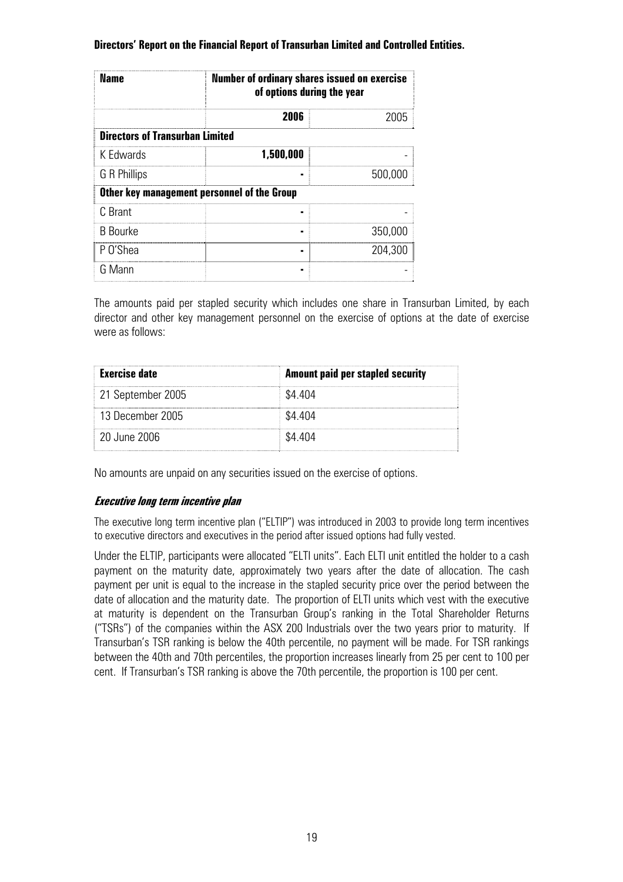**Directors' Report on the Financial Report of Transurban Limited and Controlled Entities.**

| Name | Number of ordinary shares issued on exercise of options during the year | |
|---|---|---|
| | **2006** | 2005 |
| **Directors of Transurban Limited** | | |
| K Edwards | **1,500,000** | - |
| G R Phillips | **-** | 500,000 |
| **Other key management personnel of the Group** | | |
| C Brant | **-** | - |
| B Bourke | **-** | 350,000 |
| P O'Shea | **-** | 204,300 |
| G Mann | **-** | - |

The amounts paid per stapled security which includes one share in Transurban Limited, by each director and other key management personnel on the exercise of options at the date of exercise were as follows:

| Exercise date | Amount paid per stapled security |
|---|---|
| 21 September 2005 | \$4.404 |
| 13 December 2005 | \$4.404 |
| 20 June 2006 | \$4.404 |

No amounts are unpaid on any securities issued on the exercise of options.

### *Executive long term incentive plan*

The executive long term incentive plan ("ELTIP") was introduced in 2003 to provide long term incentives to executive directors and executives in the period after issued options had fully vested.

Under the ELTIP, participants were allocated "ELTI units". Each ELTI unit entitled the holder to a cash payment on the maturity date, approximately two years after the date of allocation. The cash payment per unit is equal to the increase in the stapled security price over the period between the date of allocation and the maturity date. The proportion of ELTI units which vest with the executive at maturity is dependent on the Transurban Group's ranking in the Total Shareholder Returns ("TSRs") of the companies within the ASX 200 Industrials over the two years prior to maturity. If Transurban's TSR ranking is below the 40th percentile, no payment will be made. For TSR rankings between the 40th and 70th percentiles, the proportion increases linearly from 25 per cent to 100 per cent. If Transurban's TSR ranking is above the 70th percentile, the proportion is 100 per cent.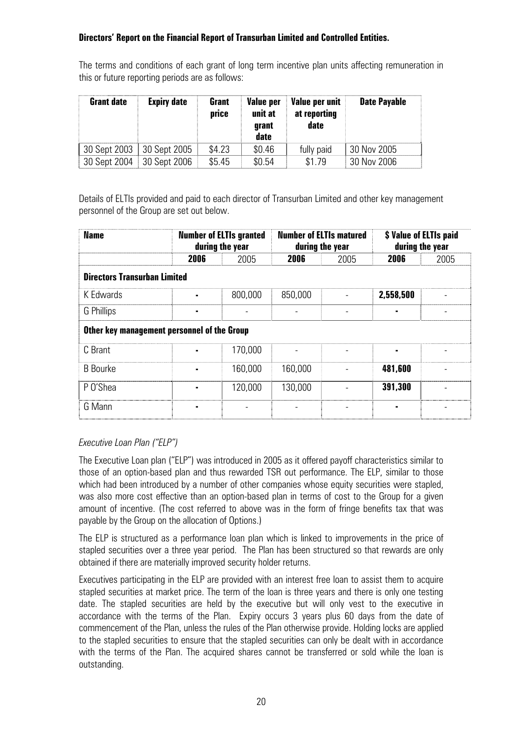**Directors' Report on the Financial Report of Transurban Limited and Controlled Entities.**

The terms and conditions of each grant of long term incentive plan units affecting remuneration in this or future reporting periods are as follows:

| Grant date | Expiry date | Grant price | Value per unit at grant date | Value per unit at reporting date | Date Payable |
|---|---|---|---|---|---|
| 30 Sept 2003 | 30 Sept 2005 | $4.23 | $0.46 | fully paid | 30 Nov 2005 |
| 30 Sept 2004 | 30 Sept 2006 | $5.45 | $0.54 | $1.79 | 30 Nov 2006 |

Details of ELTIs provided and paid to each director of Transurban Limited and other key management personnel of the Group are set out below.

| Name | Number of ELTIs granted during the year | | Number of ELTIs matured during the year | | $ Value of ELTIs paid during the year | |
|---|---|---|---|---|---|---|
| | **2006** | 2005 | **2006** | 2005 | **2006** | 2005 |
| **Directors Transurban Limited** | | | | | | |
| K Edwards | **-** | 800,000 | 850,000 | - | **2,558,500** | - |
| G Phillips | **-** | - | - | - | **-** | - |
| **Other key management personnel of the Group** | | | | | | |
| C Brant | **-** | 170,000 | - | - | **-** | - |
| B Bourke | **-** | 160,000 | 160,000 | - | **481,600** | - |
| P O'Shea | **-** | 120,000 | 130,000 | - | **391,300** | - |
| G Mann | **-** | - | - | - | **-** | - |

*Executive Loan Plan ("ELP")*

The Executive Loan plan ("ELP") was introduced in 2005 as it offered payoff characteristics similar to those of an option-based plan and thus rewarded TSR out performance. The ELP, similar to those which had been introduced by a number of other companies whose equity securities were stapled, was also more cost effective than an option-based plan in terms of cost to the Group for a given amount of incentive. (The cost referred to above was in the form of fringe benefits tax that was payable by the Group on the allocation of Options.)

The ELP is structured as a performance loan plan which is linked to improvements in the price of stapled securities over a three year period. The Plan has been structured so that rewards are only obtained if there are materially improved security holder returns.

Executives participating in the ELP are provided with an interest free loan to assist them to acquire stapled securities at market price. The term of the loan is three years and there is only one testing date. The stapled securities are held by the executive but will only vest to the executive in accordance with the terms of the Plan. Expiry occurs 3 years plus 60 days from the date of commencement of the Plan, unless the rules of the Plan otherwise provide. Holding locks are applied to the stapled securities to ensure that the stapled securities can only be dealt with in accordance with the terms of the Plan. The acquired shares cannot be transferred or sold while the loan is outstanding.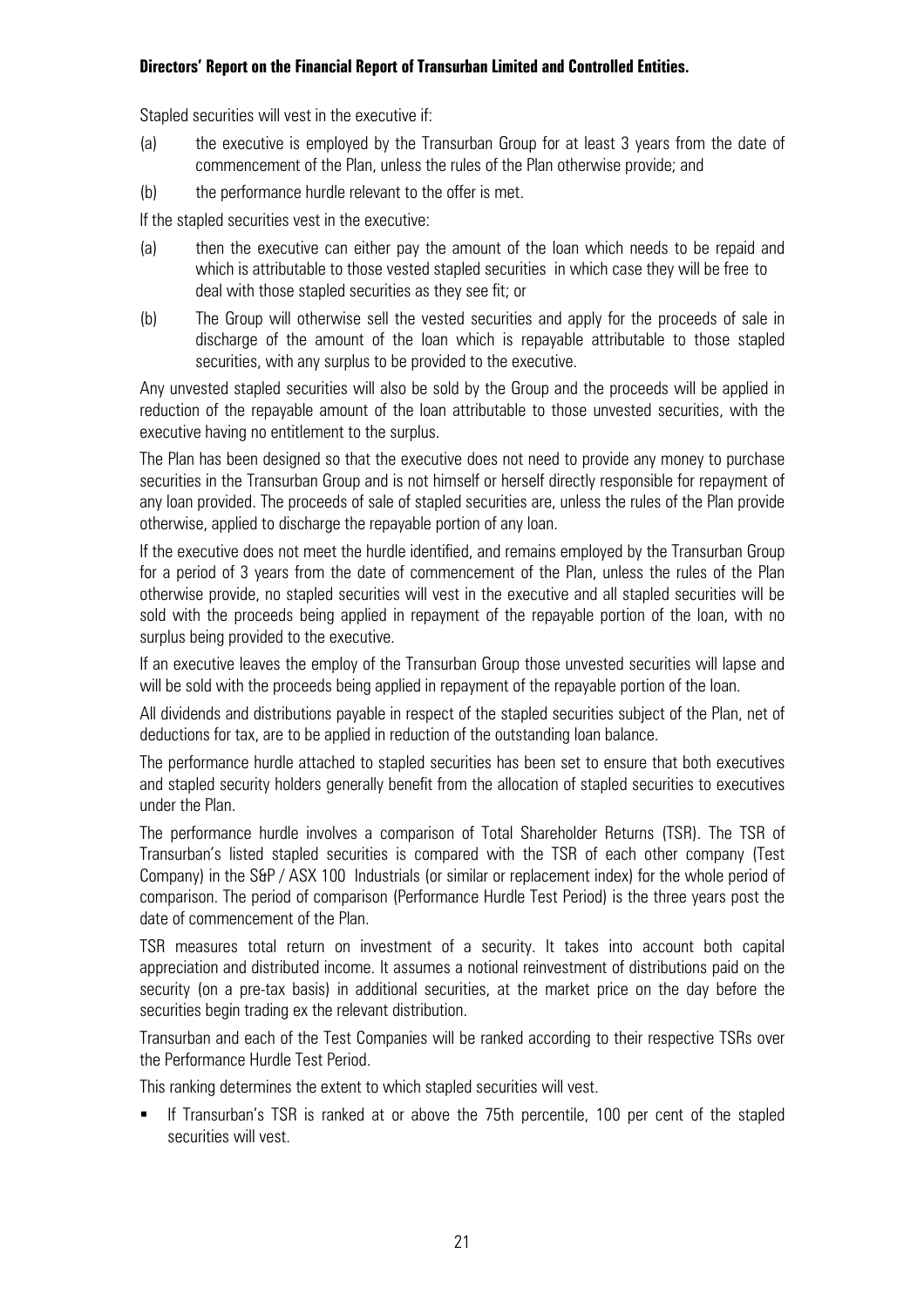Stapled securities will vest in the executive if:

(a) the executive is employed by the Transurban Group for at least 3 years from the date of commencement of the Plan, unless the rules of the Plan otherwise provide; and

(b) the performance hurdle relevant to the offer is met.

If the stapled securities vest in the executive:

(a) then the executive can either pay the amount of the loan which needs to be repaid and which is attributable to those vested stapled securities in which case they will be free to deal with those stapled securities as they see fit; or

(b) The Group will otherwise sell the vested securities and apply for the proceeds of sale in discharge of the amount of the loan which is repayable attributable to those stapled securities, with any surplus to be provided to the executive.

Any unvested stapled securities will also be sold by the Group and the proceeds will be applied in reduction of the repayable amount of the loan attributable to those unvested securities, with the executive having no entitlement to the surplus.

The Plan has been designed so that the executive does not need to provide any money to purchase securities in the Transurban Group and is not himself or herself directly responsible for repayment of any loan provided. The proceeds of sale of stapled securities are, unless the rules of the Plan provide otherwise, applied to discharge the repayable portion of any loan.

If the executive does not meet the hurdle identified, and remains employed by the Transurban Group for a period of 3 years from the date of commencement of the Plan, unless the rules of the Plan otherwise provide, no stapled securities will vest in the executive and all stapled securities will be sold with the proceeds being applied in repayment of the repayable portion of the loan, with no surplus being provided to the executive.

If an executive leaves the employ of the Transurban Group those unvested securities will lapse and will be sold with the proceeds being applied in repayment of the repayable portion of the loan.

All dividends and distributions payable in respect of the stapled securities subject of the Plan, net of deductions for tax, are to be applied in reduction of the outstanding loan balance.

The performance hurdle attached to stapled securities has been set to ensure that both executives and stapled security holders generally benefit from the allocation of stapled securities to executives under the Plan.

The performance hurdle involves a comparison of Total Shareholder Returns (TSR). The TSR of Transurban's listed stapled securities is compared with the TSR of each other company (Test Company) in the S&P / ASX 100 Industrials (or similar or replacement index) for the whole period of comparison. The period of comparison (Performance Hurdle Test Period) is the three years post the date of commencement of the Plan.

TSR measures total return on investment of a security. It takes into account both capital appreciation and distributed income. It assumes a notional reinvestment of distributions paid on the security (on a pre-tax basis) in additional securities, at the market price on the day before the securities begin trading ex the relevant distribution.

Transurban and each of the Test Companies will be ranked according to their respective TSRs over the Performance Hurdle Test Period.

This ranking determines the extent to which stapled securities will vest.

- If Transurban's TSR is ranked at or above the 75th percentile, 100 per cent of the stapled securities will vest.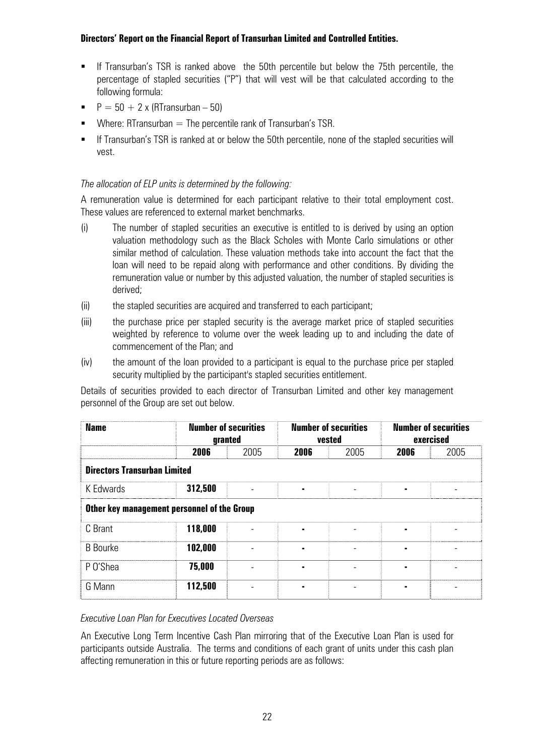**Directors' Report on the Financial Report of Transurban Limited and Controlled Entities.**

- If Transurban's TSR is ranked above the 50th percentile but below the 75th percentile, the percentage of stapled securities ("P") that will vest will be that calculated according to the following formula:
- $P = 50 + 2 \times (R_{Transurban} - 50)$
- Where: $R_{Transurban}$ = The percentile rank of Transurban's TSR.
- If Transurban's TSR is ranked at or below the 50th percentile, none of the stapled securities will vest.

*The allocation of ELP units is determined by the following:*

A remuneration value is determined for each participant relative to their total employment cost. These values are referenced to external market benchmarks.

(i) The number of stapled securities an executive is entitled to is derived by using an option valuation methodology such as the Black Scholes with Monte Carlo simulations or other similar method of calculation. These valuation methods take into account the fact that the loan will need to be repaid along with performance and other conditions. By dividing the remuneration value or number by this adjusted valuation, the number of stapled securities is derived;

(ii) the stapled securities are acquired and transferred to each participant;

(iii) the purchase price per stapled security is the average market price of stapled securities weighted by reference to volume over the week leading up to and including the date of commencement of the Plan; and

(iv) the amount of the loan provided to a participant is equal to the purchase price per stapled security multiplied by the participant's stapled securities entitlement.

Details of securities provided to each director of Transurban Limited and other key management personnel of the Group are set out below.

| Name | Number of securities granted | | Number of securities vested | | Number of securities exercised | |
|---|---|---|---|---|---|---|
| | **2006** | 2005 | **2006** | 2005 | **2006** | 2005 |
| **Directors Transurban Limited** | | | | | | |
| K Edwards | **312,500** | - | **-** | - | **-** | - |
| **Other key management personnel of the Group** | | | | | | |
| C Brant | **118,000** | - | **-** | - | **-** | - |
| B Bourke | **102,000** | - | **-** | - | **-** | - |
| P O'Shea | **75,000** | - | **-** | - | **-** | - |
| G Mann | **112,500** | - | **-** | - | **-** | - |

*Executive Loan Plan for Executives Located Overseas*

An Executive Long Term Incentive Cash Plan mirroring that of the Executive Loan Plan is used for participants outside Australia. The terms and conditions of each grant of units under this cash plan affecting remuneration in this or future reporting periods are as follows: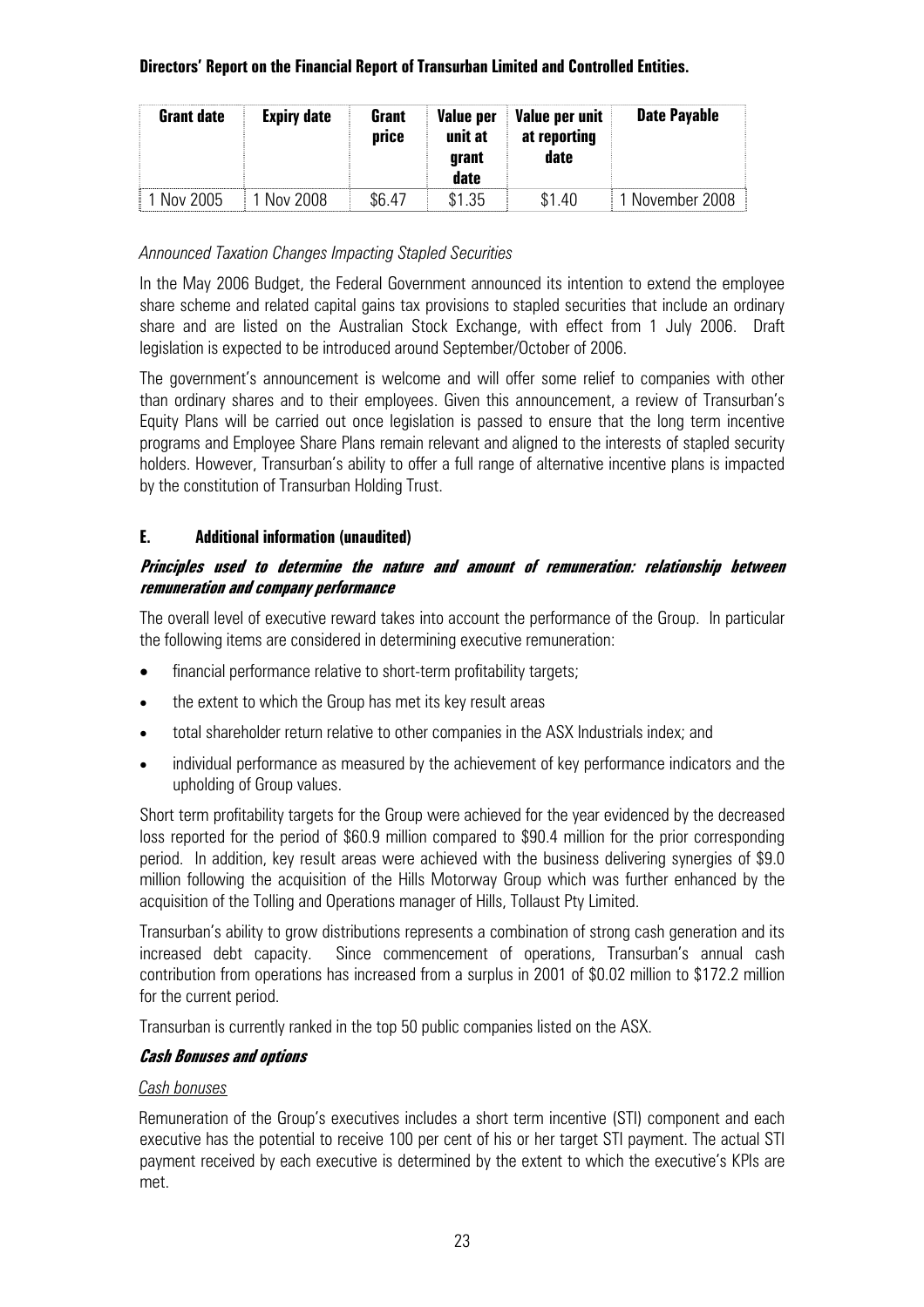| Grant date | Expiry date | Grant price | Value per unit at grant date | Value per unit at reporting date | Date Payable |
|---|---|---|---|---|---|
| 1 Nov 2005 | 1 Nov 2008 | $6.47 | $1.35 | $1.40 | 1 November 2008 |

*Announced Taxation Changes Impacting Stapled Securities*

In the May 2006 Budget, the Federal Government announced its intention to extend the employee share scheme and related capital gains tax provisions to stapled securities that include an ordinary share and are listed on the Australian Stock Exchange, with effect from 1 July 2006. Draft legislation is expected to be introduced around September/October of 2006.

The government's announcement is welcome and will offer some relief to companies with other than ordinary shares and to their employees. Given this announcement, a review of Transurban's Equity Plans will be carried out once legislation is passed to ensure that the long term incentive programs and Employee Share Plans remain relevant and aligned to the interests of stapled security holders. However, Transurban's ability to offer a full range of alternative incentive plans is impacted by the constitution of Transurban Holding Trust.

## E. Additional information (unaudited)

***Principles used to determine the nature and amount of remuneration: relationship between remuneration and company performance***

The overall level of executive reward takes into account the performance of the Group. In particular the following items are considered in determining executive remuneration:

- financial performance relative to short-term profitability targets;
- the extent to which the Group has met its key result areas
- total shareholder return relative to other companies in the ASX Industrials index; and
- individual performance as measured by the achievement of key performance indicators and the upholding of Group values.

Short term profitability targets for the Group were achieved for the year evidenced by the decreased loss reported for the period of $60.9 million compared to $90.4 million for the prior corresponding period. In addition, key result areas were achieved with the business delivering synergies of $9.0 million following the acquisition of the Hills Motorway Group which was further enhanced by the acquisition of the Tolling and Operations manager of Hills, Tollaust Pty Limited.

Transurban's ability to grow distributions represents a combination of strong cash generation and its increased debt capacity. Since commencement of operations, Transurban's annual cash contribution from operations has increased from a surplus in 2001 of $0.02 million to $172.2 million for the current period.

Transurban is currently ranked in the top 50 public companies listed on the ASX.

***Cash Bonuses and options***

*Cash bonuses*

Remuneration of the Group's executives includes a short term incentive (STI) component and each executive has the potential to receive 100 per cent of his or her target STI payment. The actual STI payment received by each executive is determined by the extent to which the executive's KPIs are met.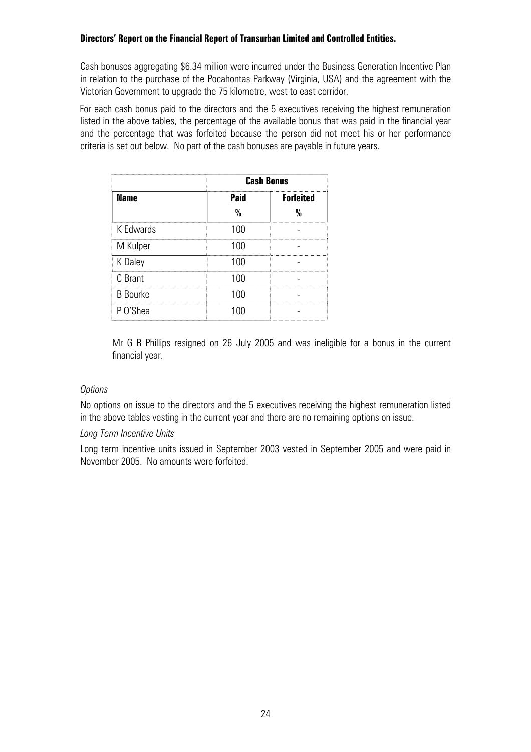**Directors' Report on the Financial Report of Transurban Limited and Controlled Entities.**

Cash bonuses aggregating $6.34 million were incurred under the Business Generation Incentive Plan in relation to the purchase of the Pocahontas Parkway (Virginia, USA) and the agreement with the Victorian Government to upgrade the 75 kilometre, west to east corridor.

For each cash bonus paid to the directors and the 5 executives receiving the highest remuneration listed in the above tables, the percentage of the available bonus that was paid in the financial year and the percentage that was forfeited because the person did not meet his or her performance criteria is set out below. No part of the cash bonuses are payable in future years.

| | **Cash Bonus** | |
|---|---|---|
| **Name** | **Paid %** | **Forfeited %** |
| K Edwards | 100 | - |
| M Kulper | 100 | - |
| K Daley | 100 | - |
| C Brant | 100 | - |
| B Bourke | 100 | - |
| P O'Shea | 100 | - |

Mr G R Phillips resigned on 26 July 2005 and was ineligible for a bonus in the current financial year.

*Options*

No options on issue to the directors and the 5 executives receiving the highest remuneration listed in the above tables vesting in the current year and there are no remaining options on issue.

*Long Term Incentive Units*

Long term incentive units issued in September 2003 vested in September 2005 and were paid in November 2005. No amounts were forfeited.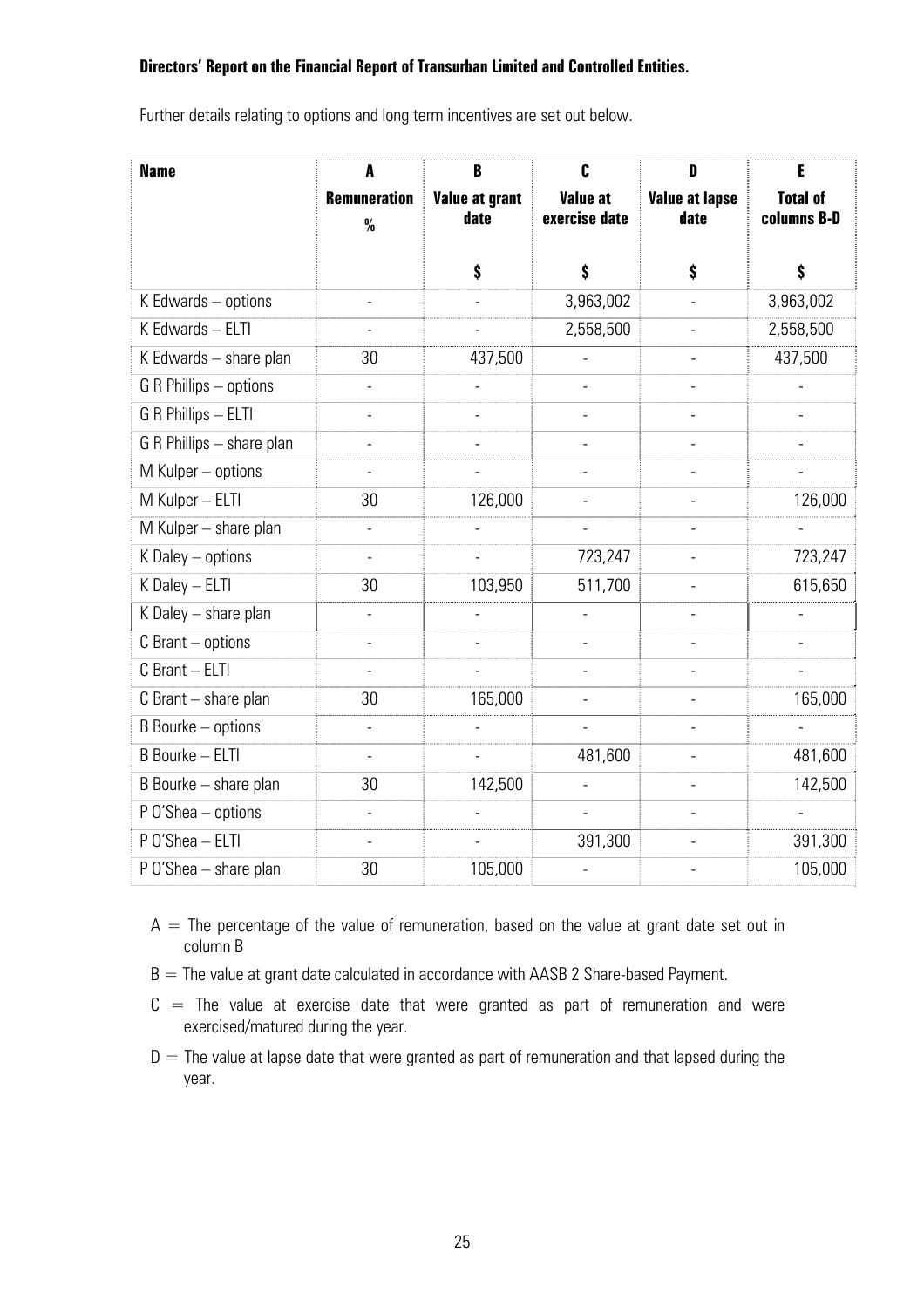**Directors' Report on the Financial Report of Transurban Limited and Controlled Entities.**

Further details relating to options and long term incentives are set out below.

| Name | A<br>Remuneration<br>% | B<br>Value at grant date<br>$ | C<br>Value at exercise date<br>$ | D<br>Value at lapse date<br>$ | E<br>Total of columns B-D<br>$ |
|---|---|---|---|---|---|
| K Edwards – options | - | - | 3,963,002 | - | 3,963,002 |
| K Edwards – ELTI | - | - | 2,558,500 | - | 2,558,500 |
| K Edwards – share plan | 30 | 437,500 | - | - | 437,500 |
| G R Phillips – options | - | - | - | - | - |
| G R Phillips – ELTI | - | - | - | - | - |
| G R Phillips – share plan | - | - | - | - | - |
| M Kulper – options | - | - | - | - | - |
| M Kulper – ELTI | 30 | 126,000 | - | - | 126,000 |
| M Kulper – share plan | - | - | - | - | - |
| K Daley – options | - | - | 723,247 | - | 723,247 |
| K Daley – ELTI | 30 | 103,950 | 511,700 | - | 615,650 |
| K Daley – share plan | - | - | - | - | - |
| C Brant – options | - | - | - | - | - |
| C Brant – ELTI | - | - | - | - | - |
| C Brant – share plan | 30 | 165,000 | - | - | 165,000 |
| B Bourke – options | - | - | - | - | - |
| B Bourke – ELTI | - | - | 481,600 | - | 481,600 |
| B Bourke – share plan | 30 | 142,500 | - | - | 142,500 |
| P O'Shea – options | - | - | - | - | - |
| P O'Shea – ELTI | - | - | 391,300 | - | 391,300 |
| P O'Shea – share plan | 30 | 105,000 | - | - | 105,000 |

A = The percentage of the value of remuneration, based on the value at grant date set out in column B

B = The value at grant date calculated in accordance with AASB 2 Share-based Payment.

C = The value at exercise date that were granted as part of remuneration and were exercised/matured during the year.

D = The value at lapse date that were granted as part of remuneration and that lapsed during the year.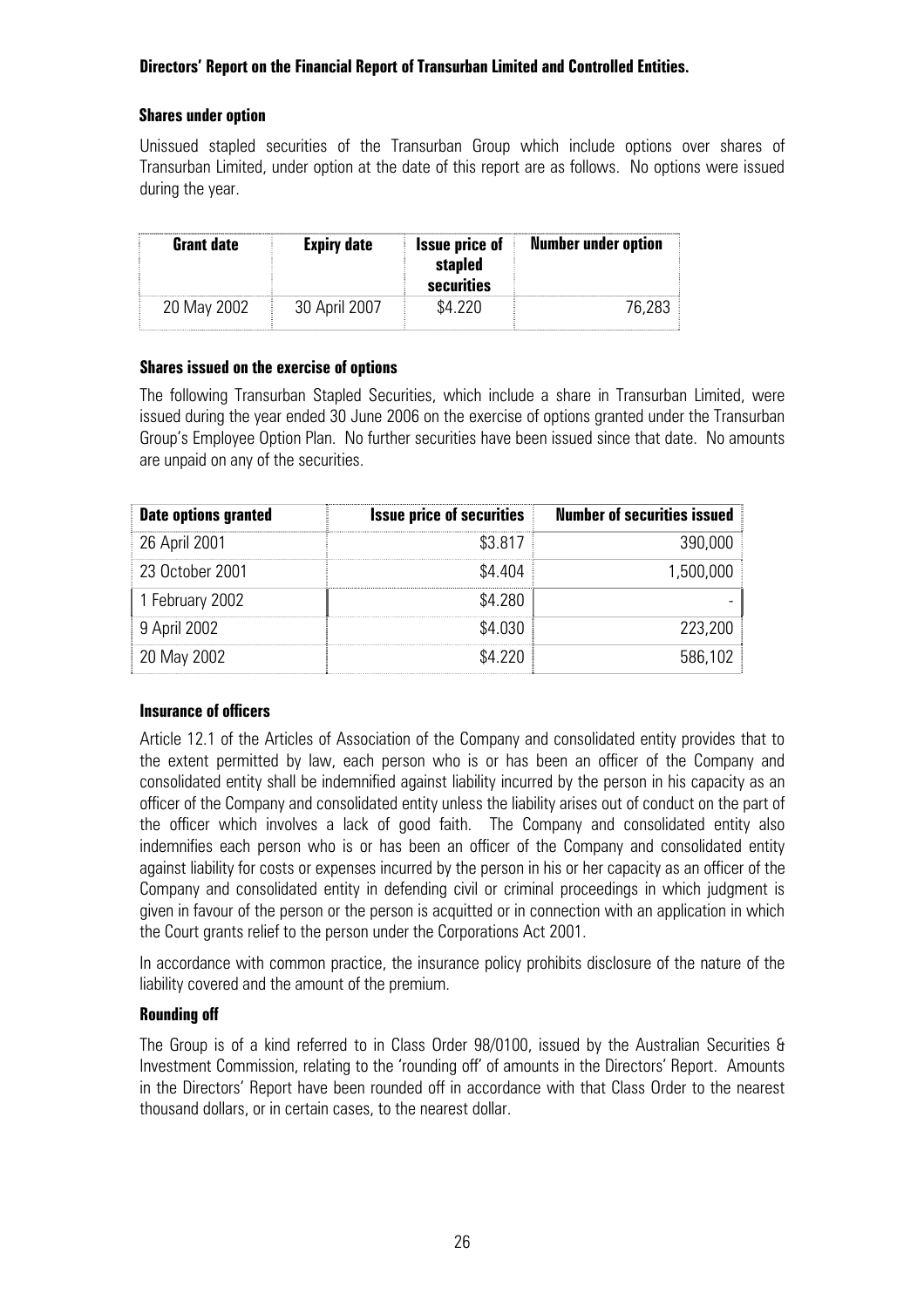**Directors' Report on the Financial Report of Transurban Limited and Controlled Entities.**

**Shares under option**

Unissued stapled securities of the Transurban Group which include options over shares of Transurban Limited, under option at the date of this report are as follows. No options were issued during the year.

| Grant date | Expiry date | Issue price of stapled securities | Number under option |
|---|---|---|---|
| 20 May 2002 | 30 April 2007 | $4.220 | 76,283 |

**Shares issued on the exercise of options**

The following Transurban Stapled Securities, which include a share in Transurban Limited, were issued during the year ended 30 June 2006 on the exercise of options granted under the Transurban Group's Employee Option Plan. No further securities have been issued since that date. No amounts are unpaid on any of the securities.

| Date options granted | Issue price of securities | Number of securities issued |
|---|---|---|
| 26 April 2001 | $3.817 | 390,000 |
| 23 October 2001 | $4.404 | 1,500,000 |
| 1 February 2002 | $4.280 | - |
| 9 April 2002 | $4.030 | 223,200 |
| 20 May 2002 | $4.220 | 586,102 |

**Insurance of officers**

Article 12.1 of the Articles of Association of the Company and consolidated entity provides that to the extent permitted by law, each person who is or has been an officer of the Company and consolidated entity shall be indemnified against liability incurred by the person in his capacity as an officer of the Company and consolidated entity unless the liability arises out of conduct on the part of the officer which involves a lack of good faith. The Company and consolidated entity also indemnifies each person who is or has been an officer of the Company and consolidated entity against liability for costs or expenses incurred by the person in his or her capacity as an officer of the Company and consolidated entity in defending civil or criminal proceedings in which judgment is given in favour of the person or the person is acquitted or in connection with an application in which the Court grants relief to the person under the Corporations Act 2001.

In accordance with common practice, the insurance policy prohibits disclosure of the nature of the liability covered and the amount of the premium.

**Rounding off**

The Group is of a kind referred to in Class Order 98/0100, issued by the Australian Securities & Investment Commission, relating to the 'rounding off' of amounts in the Directors' Report. Amounts in the Directors' Report have been rounded off in accordance with that Class Order to the nearest thousand dollars, or in certain cases, to the nearest dollar.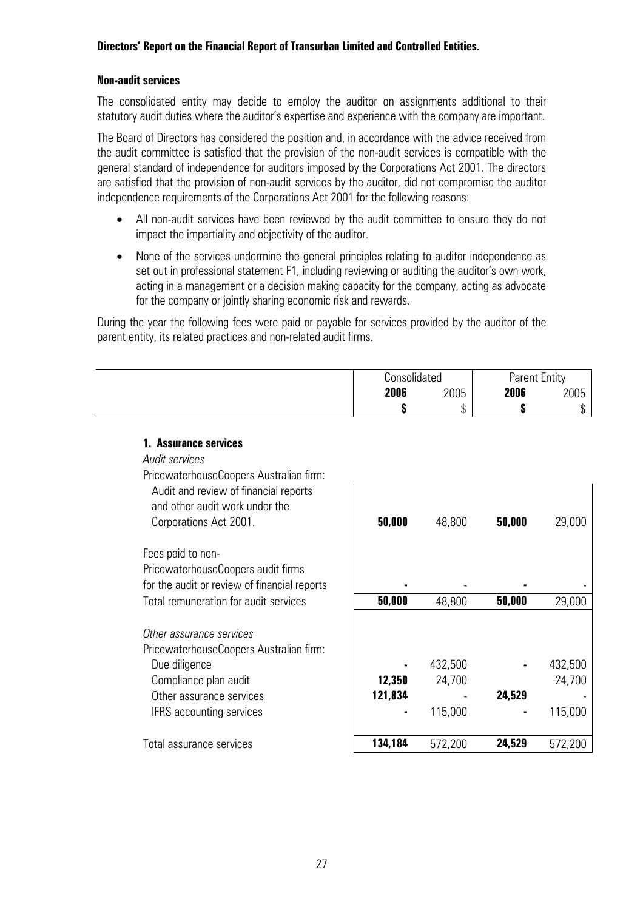**Directors' Report on the Financial Report of Transurban Limited and Controlled Entities.**

**Non-audit services**

The consolidated entity may decide to employ the auditor on assignments additional to their statutory audit duties where the auditor's expertise and experience with the company are important.

The Board of Directors has considered the position and, in accordance with the advice received from the audit committee is satisfied that the provision of the non-audit services is compatible with the general standard of independence for auditors imposed by the Corporations Act 2001. The directors are satisfied that the provision of non-audit services by the auditor, did not compromise the auditor independence requirements of the Corporations Act 2001 for the following reasons:

- All non-audit services have been reviewed by the audit committee to ensure they do not impact the impartiality and objectivity of the auditor.
- None of the services undermine the general principles relating to auditor independence as set out in professional statement F1, including reviewing or auditing the auditor's own work, acting in a management or a decision making capacity for the company, acting as advocate for the company or jointly sharing economic risk and rewards.

During the year the following fees were paid or payable for services provided by the auditor of the parent entity, its related practices and non-related audit firms.

| | Consolidated | | Parent Entity | |
|---|---|---|---|---|
| | **2006** | 2005 | **2006** | 2005 |
| | **$** | $ | **$** | $ |
| **1. Assurance services** | | | | |
| *Audit services* | | | | |
| PricewaterhouseCoopers Australian firm: | | | | |
| Audit and review of financial reports and other audit work under the Corporations Act 2001. | **50,000** | 48,800 | **50,000** | 29,000 |
| Fees paid to non-PricewaterhouseCoopers audit firms for the audit or review of financial reports | **-** | - | **-** | - |
| Total remuneration for audit services | **50,000** | 48,800 | **50,000** | 29,000 |
| *Other assurance services* | | | | |
| PricewaterhouseCoopers Australian firm: | | | | |
| Due diligence | **-** | 432,500 | **-** | 432,500 |
| Compliance plan audit | **12,350** | 24,700 | | 24,700 |
| Other assurance services | **121,834** | - | **24,529** | - |
| IFRS accounting services | **-** | 115,000 | **-** | 115,000 |
| Total assurance services | **134,184** | 572,200 | **24,529** | 572,200 |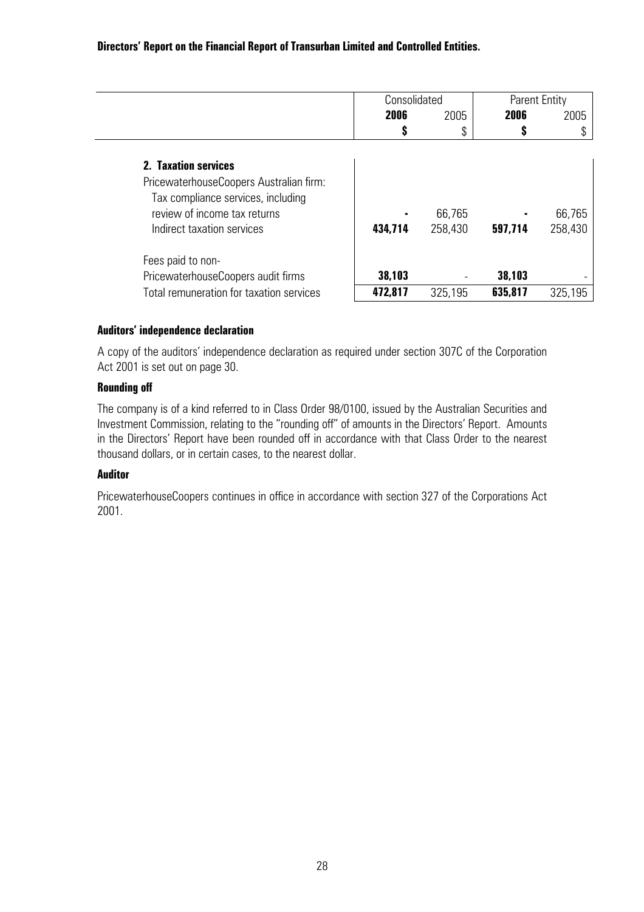**Directors' Report on the Financial Report of Transurban Limited and Controlled Entities.**

| | Consolidated | | Parent Entity | |
|---|---|---|---|---|
| | **2006** | 2005 | **2006** | 2005 |
| | **$** | $ | **$** | $ |
| **2. Taxation services** | | | | |
| PricewaterhouseCoopers Australian firm: | | | | |
| Tax compliance services, including review of income tax returns | **-** | 66,765 | **-** | 66,765 |
| Indirect taxation services | **434,714** | 258,430 | **597,714** | 258,430 |
| Fees paid to non-PricewaterhouseCoopers audit firms | **38,103** | - | **38,103** | - |
| Total remuneration for taxation services | **472,817** | 325,195 | **635,817** | 325,195 |

**Auditors' independence declaration**

A copy of the auditors' independence declaration as required under section 307C of the Corporation Act 2001 is set out on page 30.

**Rounding off**

The company is of a kind referred to in Class Order 98/0100, issued by the Australian Securities and Investment Commission, relating to the "rounding off" of amounts in the Directors' Report. Amounts in the Directors' Report have been rounded off in accordance with that Class Order to the nearest thousand dollars, or in certain cases, to the nearest dollar.

**Auditor**

PricewaterhouseCoopers continues in office in accordance with section 327 of the Corporations Act 2001.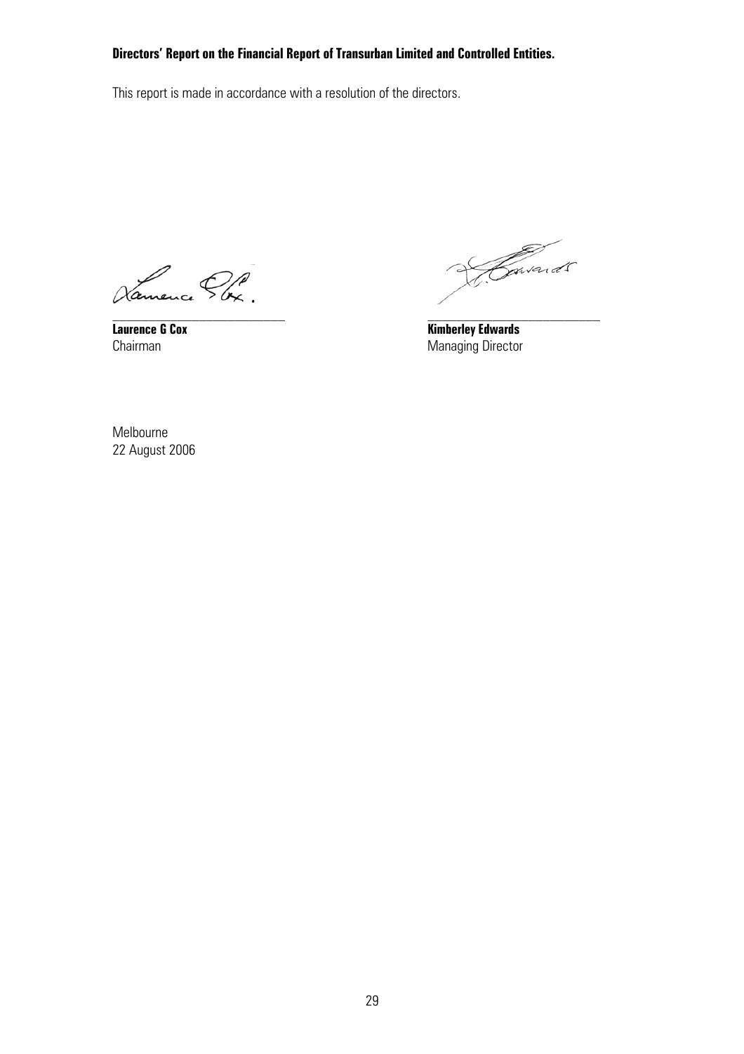**Directors' Report on the Financial Report of Transurban Limited and Controlled Entities.**

This report is made in accordance with a resolution of the directors.

| | |
|---|---|
| **Laurence G Cox** | **Kimberley Edwards** |
| Chairman | Managing Director |

Melbourne
22 August 2006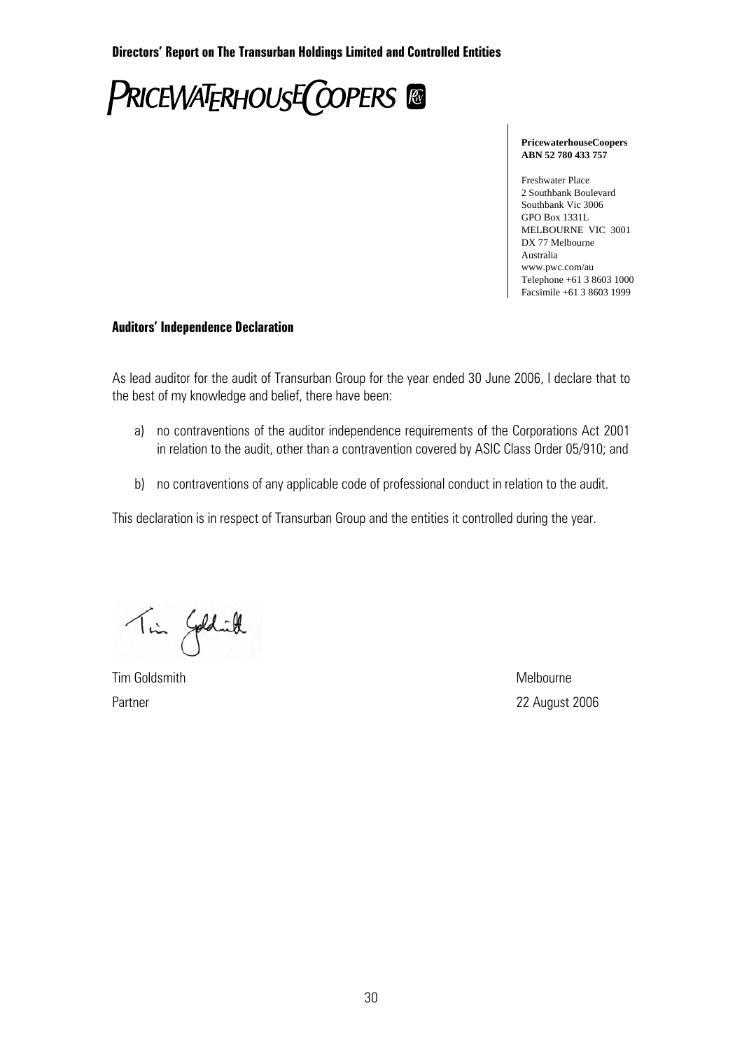**PRICEWATERHOUSECOOPERS**

**PricewaterhouseCoopers**
**ABN 52 780 433 757**

Freshwater Place
2 Southbank Boulevard
Southbank Vic 3006
GPO Box 1331L
MELBOURNE VIC 3001
DX 77 Melbourne
Australia
www.pwc.com/au
Telephone +61 3 8603 1000
Facsimile +61 3 8603 1999

**Auditors' Independence Declaration**

As lead auditor for the audit of Transurban Group for the year ended 30 June 2006, I declare that to the best of my knowledge and belief, there have been:

a) no contraventions of the auditor independence requirements of the Corporations Act 2001 in relation to the audit, other than a contravention covered by ASIC Class Order 05/910; and

b) no contraventions of any applicable code of professional conduct in relation to the audit.

This declaration is in respect of Transurban Group and the entities it controlled during the year.

Tim Goldsmith
Partner

Melbourne
22 August 2006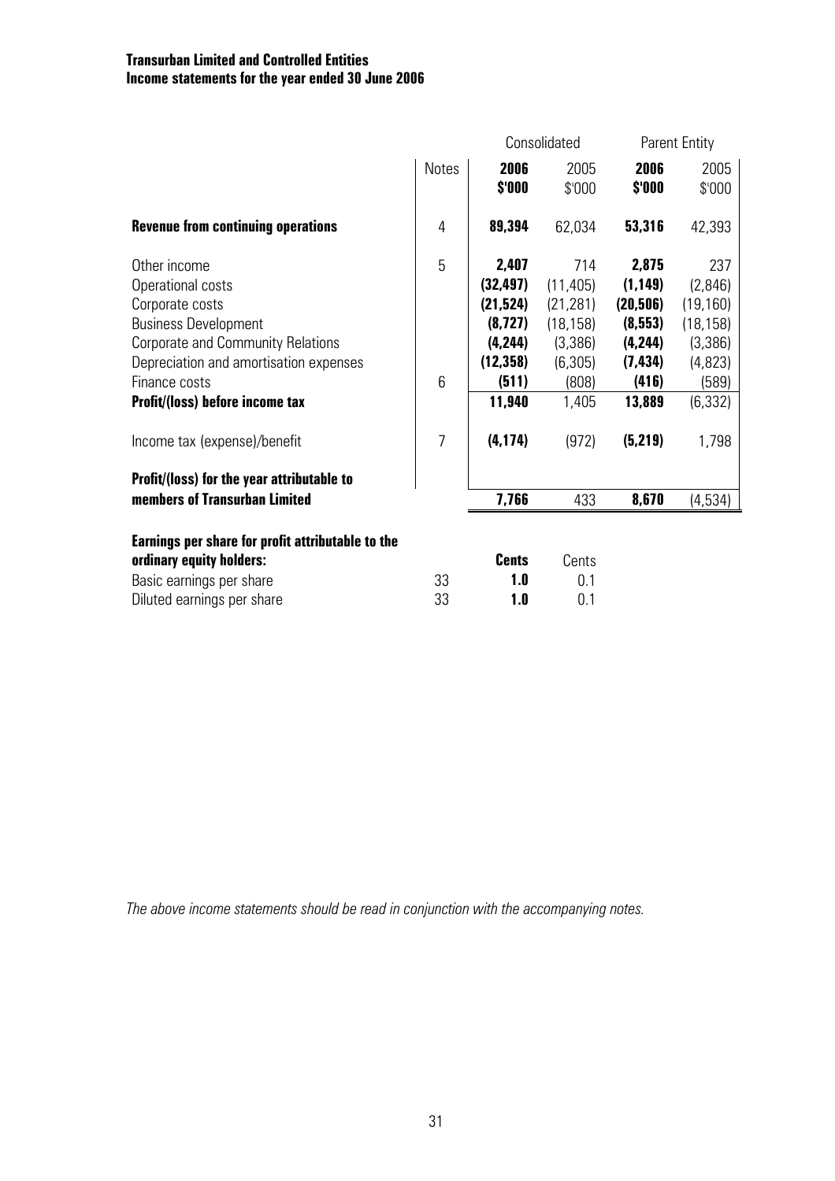**Transurban Limited and Controlled Entities**
**Income statements for the year ended 30 June 2006**

| | Notes | Consolidated | | Parent Entity | |
|---|---|---|---|---|---|
| | | **2006 $'000** | 2005 $'000 | **2006 $'000** | 2005 $'000 |
| **Revenue from continuing operations** | 4 | **89,394** | 62,034 | **53,316** | 42,393 |
| Other income | 5 | **2,407** | 714 | **2,875** | 237 |
| Operational costs | | **(32,497)** | (11,405) | **(1,149)** | (2,846) |
| Corporate costs | | **(21,524)** | (21,281) | **(20,506)** | (19,160) |
| Business Development | | **(8,727)** | (18,158) | **(8,553)** | (18,158) |
| Corporate and Community Relations | | **(4,244)** | (3,386) | **(4,244)** | (3,386) |
| Depreciation and amortisation expenses | | **(12,358)** | (6,305) | **(7,434)** | (4,823) |
| Finance costs | 6 | **(511)** | (808) | **(416)** | (589) |
| **Profit/(loss) before income tax** | | **11,940** | 1,405 | **13,889** | (6,332) |
| Income tax (expense)/benefit | 7 | **(4,174)** | (972) | **(5,219)** | 1,798 |
| **Profit/(loss) for the year attributable to members of Transurban Limited** | | **7,766** | 433 | **8,670** | (4,534) |

| **Earnings per share for profit attributable to the ordinary equity holders:** | | **Cents** | Cents |
|---|---|---|---|
| Basic earnings per share | 33 | **1.0** | 0.1 |
| Diluted earnings per share | 33 | **1.0** | 0.1 |

*The above income statements should be read in conjunction with the accompanying notes.*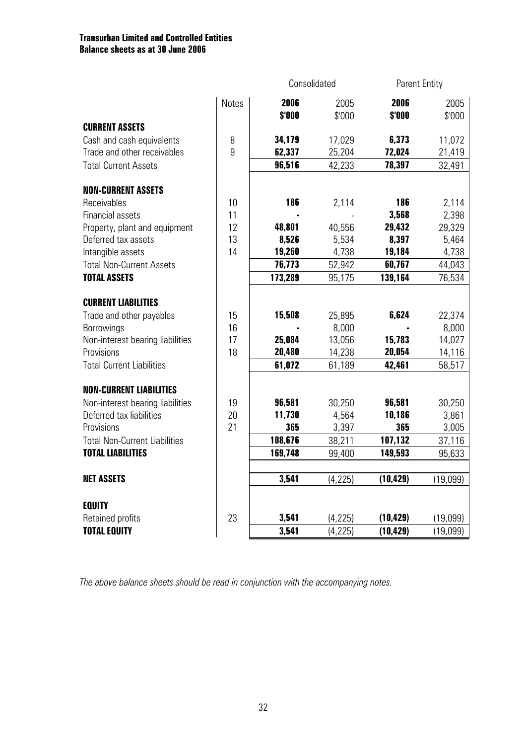**Transurban Limited and Controlled Entities**
**Balance sheets as at 30 June 2006**

| | Notes | Consolidated | | Parent Entity | |
|---|---|---|---|---|---|
| | | **2006** | 2005 | **2006** | 2005 |
| | | **$'000** | $'000 | **$'000** | $'000 |
| **CURRENT ASSETS** | | | | | |
| Cash and cash equivalents | 8 | **34,179** | 17,029 | **6,373** | 11,072 |
| Trade and other receivables | 9 | **62,337** | 25,204 | **72,024** | 21,419 |
| Total Current Assets | | **96,516** | 42,233 | **78,397** | 32,491 |
| **NON-CURRENT ASSETS** | | | | | |
| Receivables | 10 | **186** | 2,114 | **186** | 2,114 |
| Financial assets | 11 | **-** | - | **3,568** | 2,398 |
| Property, plant and equipment | 12 | **48,801** | 40,556 | **29,432** | 29,329 |
| Deferred tax assets | 13 | **8,526** | 5,534 | **8,397** | 5,464 |
| Intangible assets | 14 | **19,260** | 4,738 | **19,184** | 4,738 |
| Total Non-Current Assets | | **76,773** | 52,942 | **60,767** | 44,043 |
| **TOTAL ASSETS** | | **173,289** | 95,175 | **139,164** | 76,534 |
| **CURRENT LIABILITIES** | | | | | |
| Trade and other payables | 15 | **15,508** | 25,895 | **6,624** | 22,374 |
| Borrowings | 16 | **-** | 8,000 | **-** | 8,000 |
| Non-interest bearing liabilities | 17 | **25,084** | 13,056 | **15,783** | 14,027 |
| Provisions | 18 | **20,480** | 14,238 | **20,054** | 14,116 |
| Total Current Liabilities | | **61,072** | 61,189 | **42,461** | 58,517 |
| **NON-CURRENT LIABILITIES** | | | | | |
| Non-interest bearing liabilities | 19 | **96,581** | 30,250 | **96,581** | 30,250 |
| Deferred tax liabilities | 20 | **11,730** | 4,564 | **10,186** | 3,861 |
| Provisions | 21 | **365** | 3,397 | **365** | 3,005 |
| Total Non-Current Liabilities | | **108,676** | 38,211 | **107,132** | 37,116 |
| **TOTAL LIABILITIES** | | **169,748** | 99,400 | **149,593** | 95,633 |
| **NET ASSETS** | | **3,541** | (4,225) | **(10,429)** | (19,099) |
| **EQUITY** | | | | | |
| Retained profits | 23 | **3,541** | (4,225) | **(10,429)** | (19,099) |
| **TOTAL EQUITY** | | **3,541** | (4,225) | **(10,429)** | (19,099) |

*The above balance sheets should be read in conjunction with the accompanying notes.*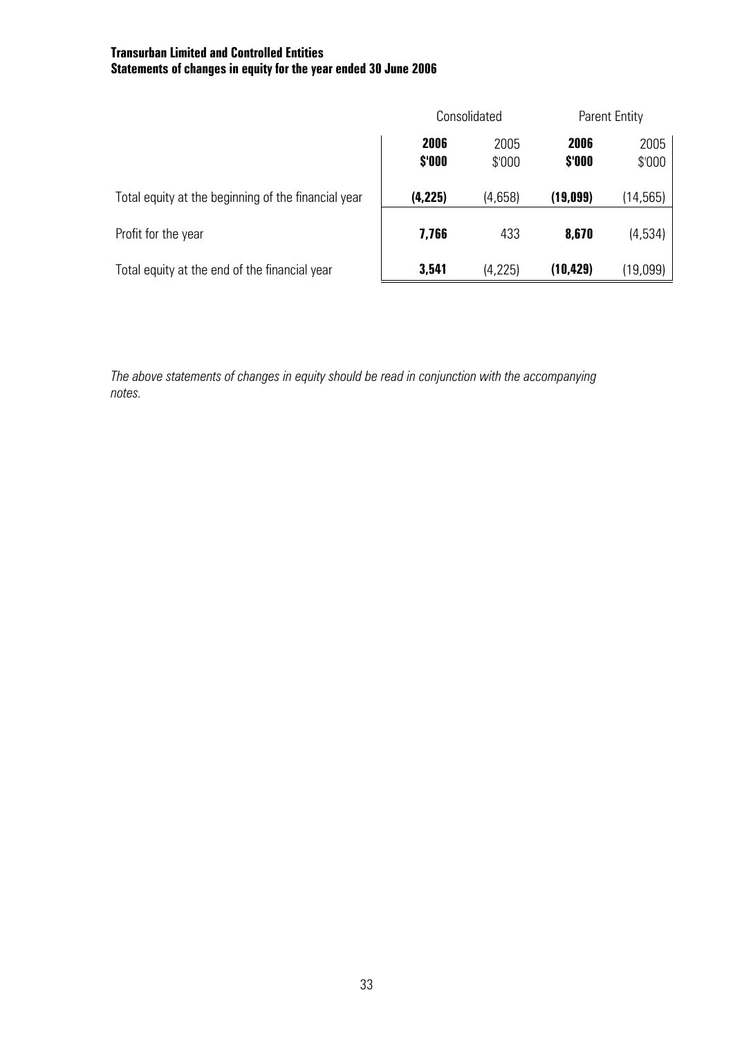**Transurban Limited and Controlled Entities**
**Statements of changes in equity for the year ended 30 June 2006**

| | Consolidated | | Parent Entity | |
|---|---|---|---|---|
| | **2006 $'000** | 2005 $'000 | **2006 $'000** | 2005 $'000 |
| Total equity at the beginning of the financial year | **(4,225)** | (4,658) | **(19,099)** | (14,565) |
| Profit for the year | **7,766** | 433 | **8,670** | (4,534) |
| Total equity at the end of the financial year | **3,541** | (4,225) | **(10,429)** | (19,099) |

*The above statements of changes in equity should be read in conjunction with the accompanying notes.*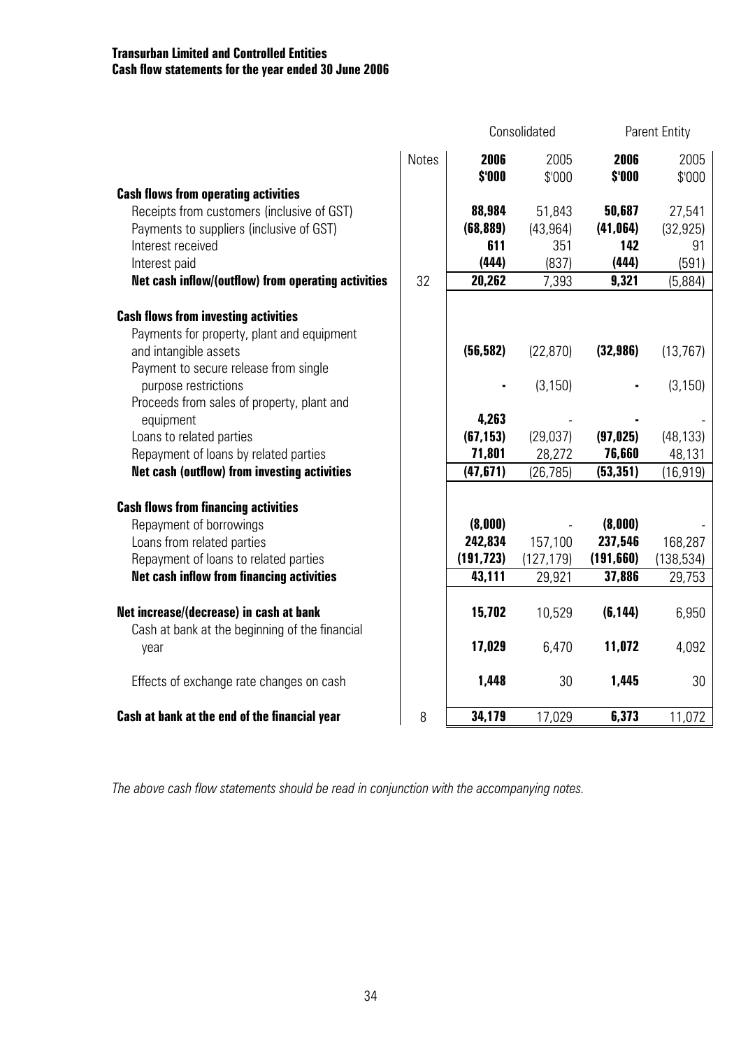**Transurban Limited and Controlled Entities**
**Cash flow statements for the year ended 30 June 2006**

| | Notes | Consolidated | | Parent Entity | |
|---|---|---|---|---|---|
| | | **2006** | 2005 | **2006** | 2005 |
| | | **$'000** | $'000 | **$'000** | $'000 |
| **Cash flows from operating activities** | | | | | |
| Receipts from customers (inclusive of GST) | | **88,984** | 51,843 | **50,687** | 27,541 |
| Payments to suppliers (inclusive of GST) | | **(68,889)** | (43,964) | **(41,064)** | (32,925) |
| Interest received | | **611** | 351 | **142** | 91 |
| Interest paid | | **(444)** | (837) | **(444)** | (591) |
| **Net cash inflow/(outflow) from operating activities** | 32 | **20,262** | 7,393 | **9,321** | (5,884) |
| **Cash flows from investing activities** | | | | | |
| Payments for property, plant and equipment and intangible assets | | **(56,582)** | (22,870) | **(32,986)** | (13,767) |
| Payment to secure release from single purpose restrictions | | **-** | (3,150) | **-** | (3,150) |
| Proceeds from sales of property, plant and equipment | | **4,263** | - | **-** | - |
| Loans to related parties | | **(67,153)** | (29,037) | **(97,025)** | (48,133) |
| Repayment of loans by related parties | | **71,801** | 28,272 | **76,660** | 48,131 |
| **Net cash (outflow) from investing activities** | | **(47,671)** | (26,785) | **(53,351)** | (16,919) |
| **Cash flows from financing activities** | | | | | |
| Repayment of borrowings | | **(8,000)** | - | **(8,000)** | - |
| Loans from related parties | | **242,834** | 157,100 | **237,546** | 168,287 |
| Repayment of loans to related parties | | **(191,723)** | (127,179) | **(191,660)** | (138,534) |
| **Net cash inflow from financing activities** | | **43,111** | 29,921 | **37,886** | 29,753 |
| **Net increase/(decrease) in cash at bank** | | **15,702** | 10,529 | **(6,144)** | 6,950 |
| Cash at bank at the beginning of the financial year | | **17,029** | 6,470 | **11,072** | 4,092 |
| Effects of exchange rate changes on cash | | **1,448** | 30 | **1,445** | 30 |
| **Cash at bank at the end of the financial year** | 8 | **34,179** | 17,029 | **6,373** | 11,072 |

*The above cash flow statements should be read in conjunction with the accompanying notes.*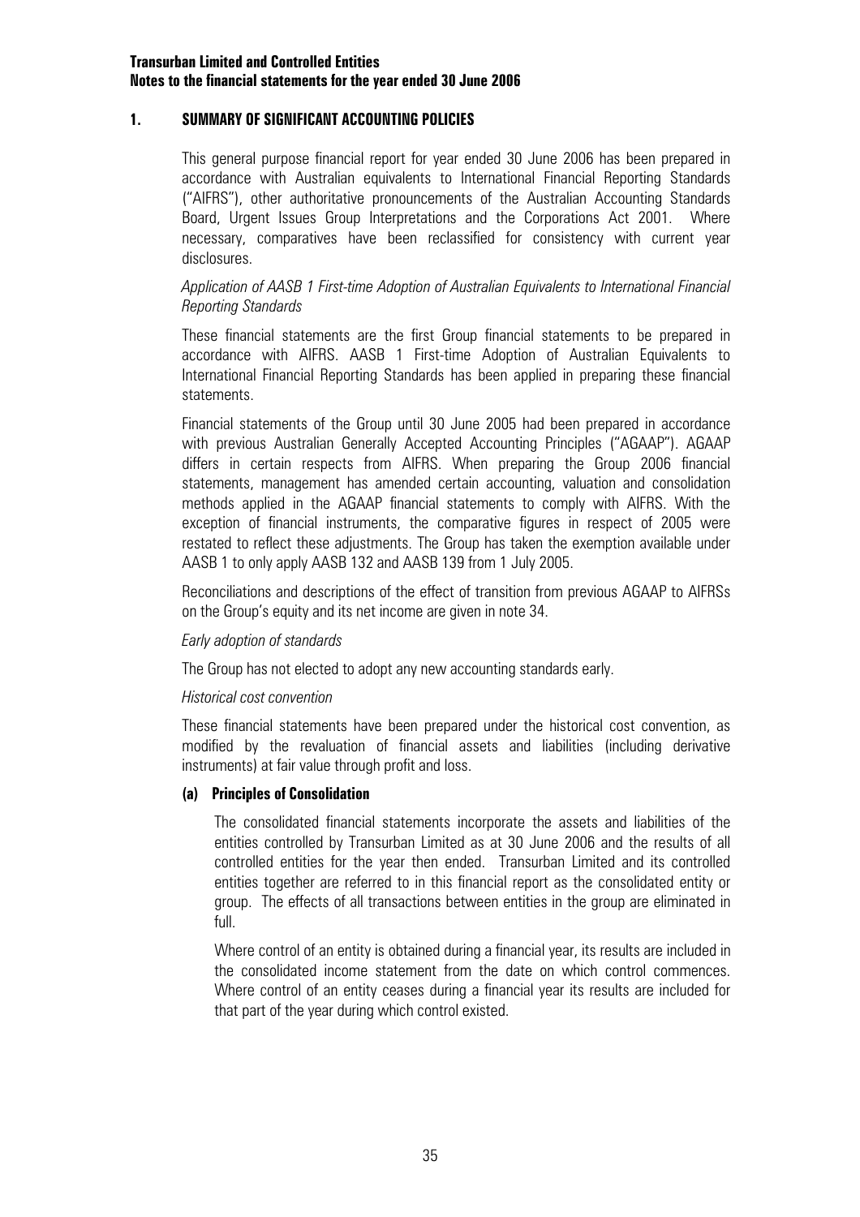# 1. SUMMARY OF SIGNIFICANT ACCOUNTING POLICIES

This general purpose financial report for year ended 30 June 2006 has been prepared in accordance with Australian equivalents to International Financial Reporting Standards ("AIFRS"), other authoritative pronouncements of the Australian Accounting Standards Board, Urgent Issues Group Interpretations and the Corporations Act 2001. Where necessary, comparatives have been reclassified for consistency with current year disclosures.

*Application of AASB 1 First-time Adoption of Australian Equivalents to International Financial Reporting Standards*

These financial statements are the first Group financial statements to be prepared in accordance with AIFRS. AASB 1 First-time Adoption of Australian Equivalents to International Financial Reporting Standards has been applied in preparing these financial statements.

Financial statements of the Group until 30 June 2005 had been prepared in accordance with previous Australian Generally Accepted Accounting Principles ("AGAAP"). AGAAP differs in certain respects from AIFRS. When preparing the Group 2006 financial statements, management has amended certain accounting, valuation and consolidation methods applied in the AGAAP financial statements to comply with AIFRS. With the exception of financial instruments, the comparative figures in respect of 2005 were restated to reflect these adjustments. The Group has taken the exemption available under AASB 1 to only apply AASB 132 and AASB 139 from 1 July 2005.

Reconciliations and descriptions of the effect of transition from previous AGAAP to AIFRSs on the Group's equity and its net income are given in note 34.

*Early adoption of standards*

The Group has not elected to adopt any new accounting standards early.

*Historical cost convention*

These financial statements have been prepared under the historical cost convention, as modified by the revaluation of financial assets and liabilities (including derivative instruments) at fair value through profit and loss.

## (a) Principles of Consolidation

The consolidated financial statements incorporate the assets and liabilities of the entities controlled by Transurban Limited as at 30 June 2006 and the results of all controlled entities for the year then ended. Transurban Limited and its controlled entities together are referred to in this financial report as the consolidated entity or group. The effects of all transactions between entities in the group are eliminated in full.

Where control of an entity is obtained during a financial year, its results are included in the consolidated income statement from the date on which control commences. Where control of an entity ceases during a financial year its results are included for that part of the year during which control existed.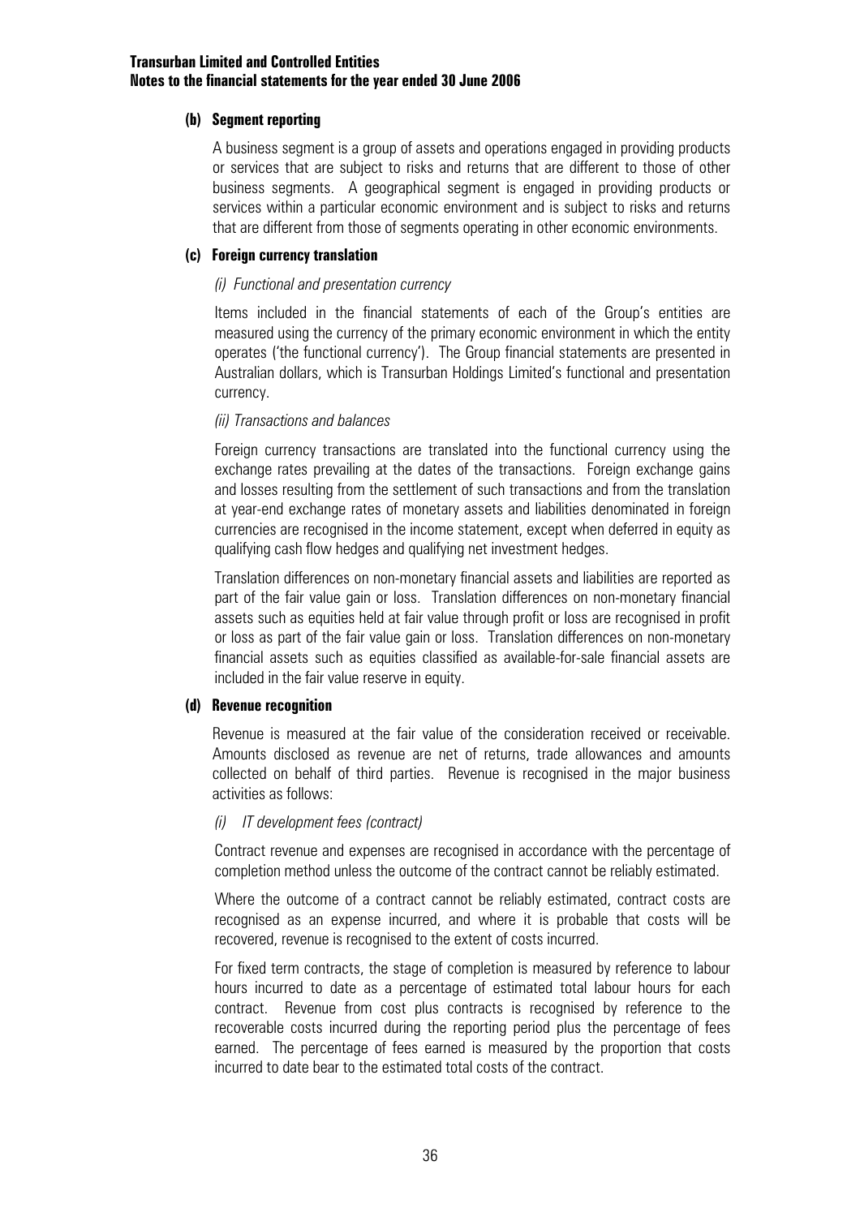#### (b) Segment reporting

A business segment is a group of assets and operations engaged in providing products or services that are subject to risks and returns that are different to those of other business segments. A geographical segment is engaged in providing products or services within a particular economic environment and is subject to risks and returns that are different from those of segments operating in other economic environments.

#### (c) Foreign currency translation

*(i) Functional and presentation currency*

Items included in the financial statements of each of the Group's entities are measured using the currency of the primary economic environment in which the entity operates ('the functional currency'). The Group financial statements are presented in Australian dollars, which is Transurban Holdings Limited's functional and presentation currency.

*(ii) Transactions and balances*

Foreign currency transactions are translated into the functional currency using the exchange rates prevailing at the dates of the transactions. Foreign exchange gains and losses resulting from the settlement of such transactions and from the translation at year-end exchange rates of monetary assets and liabilities denominated in foreign currencies are recognised in the income statement, except when deferred in equity as qualifying cash flow hedges and qualifying net investment hedges.

Translation differences on non-monetary financial assets and liabilities are reported as part of the fair value gain or loss. Translation differences on non-monetary financial assets such as equities held at fair value through profit or loss are recognised in profit or loss as part of the fair value gain or loss. Translation differences on non-monetary financial assets such as equities classified as available-for-sale financial assets are included in the fair value reserve in equity.

#### (d) Revenue recognition

Revenue is measured at the fair value of the consideration received or receivable. Amounts disclosed as revenue are net of returns, trade allowances and amounts collected on behalf of third parties. Revenue is recognised in the major business activities as follows:

*(i) IT development fees (contract)*

Contract revenue and expenses are recognised in accordance with the percentage of completion method unless the outcome of the contract cannot be reliably estimated.

Where the outcome of a contract cannot be reliably estimated, contract costs are recognised as an expense incurred, and where it is probable that costs will be recovered, revenue is recognised to the extent of costs incurred.

For fixed term contracts, the stage of completion is measured by reference to labour hours incurred to date as a percentage of estimated total labour hours for each contract. Revenue from cost plus contracts is recognised by reference to the recoverable costs incurred during the reporting period plus the percentage of fees earned. The percentage of fees earned is measured by the proportion that costs incurred to date bear to the estimated total costs of the contract.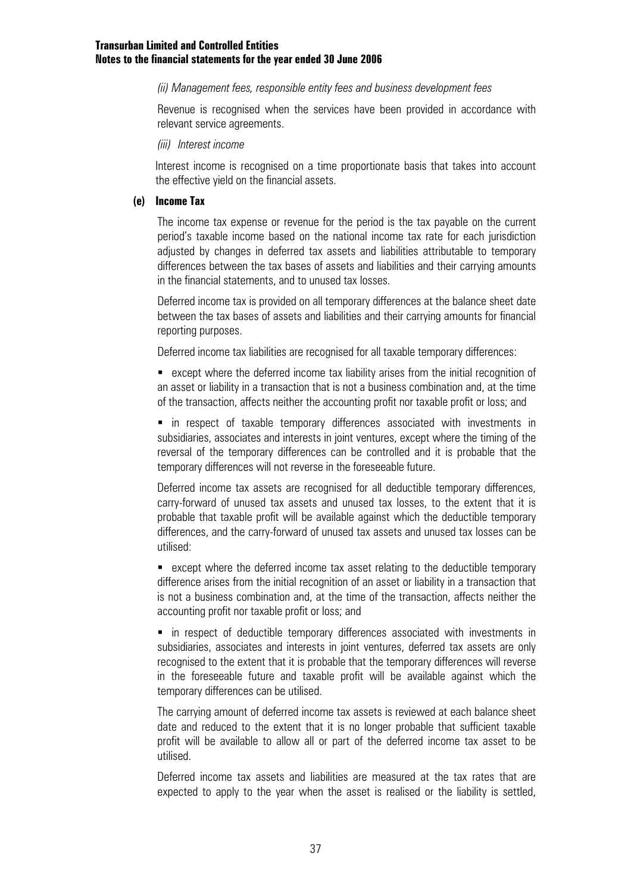*(ii) Management fees, responsible entity fees and business development fees*

Revenue is recognised when the services have been provided in accordance with relevant service agreements.

*(iii) Interest income*

Interest income is recognised on a time proportionate basis that takes into account the effective yield on the financial assets.

**(e) Income Tax**

The income tax expense or revenue for the period is the tax payable on the current period's taxable income based on the national income tax rate for each jurisdiction adjusted by changes in deferred tax assets and liabilities attributable to temporary differences between the tax bases of assets and liabilities and their carrying amounts in the financial statements, and to unused tax losses.

Deferred income tax is provided on all temporary differences at the balance sheet date between the tax bases of assets and liabilities and their carrying amounts for financial reporting purposes.

Deferred income tax liabilities are recognised for all taxable temporary differences:

- except where the deferred income tax liability arises from the initial recognition of an asset or liability in a transaction that is not a business combination and, at the time of the transaction, affects neither the accounting profit nor taxable profit or loss; and
- in respect of taxable temporary differences associated with investments in subsidiaries, associates and interests in joint ventures, except where the timing of the reversal of the temporary differences can be controlled and it is probable that the temporary differences will not reverse in the foreseeable future.

Deferred income tax assets are recognised for all deductible temporary differences, carry-forward of unused tax assets and unused tax losses, to the extent that it is probable that taxable profit will be available against which the deductible temporary differences, and the carry-forward of unused tax assets and unused tax losses can be utilised:

- except where the deferred income tax asset relating to the deductible temporary difference arises from the initial recognition of an asset or liability in a transaction that is not a business combination and, at the time of the transaction, affects neither the accounting profit nor taxable profit or loss; and
- in respect of deductible temporary differences associated with investments in subsidiaries, associates and interests in joint ventures, deferred tax assets are only recognised to the extent that it is probable that the temporary differences will reverse in the foreseeable future and taxable profit will be available against which the temporary differences can be utilised.

The carrying amount of deferred income tax assets is reviewed at each balance sheet date and reduced to the extent that it is no longer probable that sufficient taxable profit will be available to allow all or part of the deferred income tax asset to be utilised.

Deferred income tax assets and liabilities are measured at the tax rates that are expected to apply to the year when the asset is realised or the liability is settled,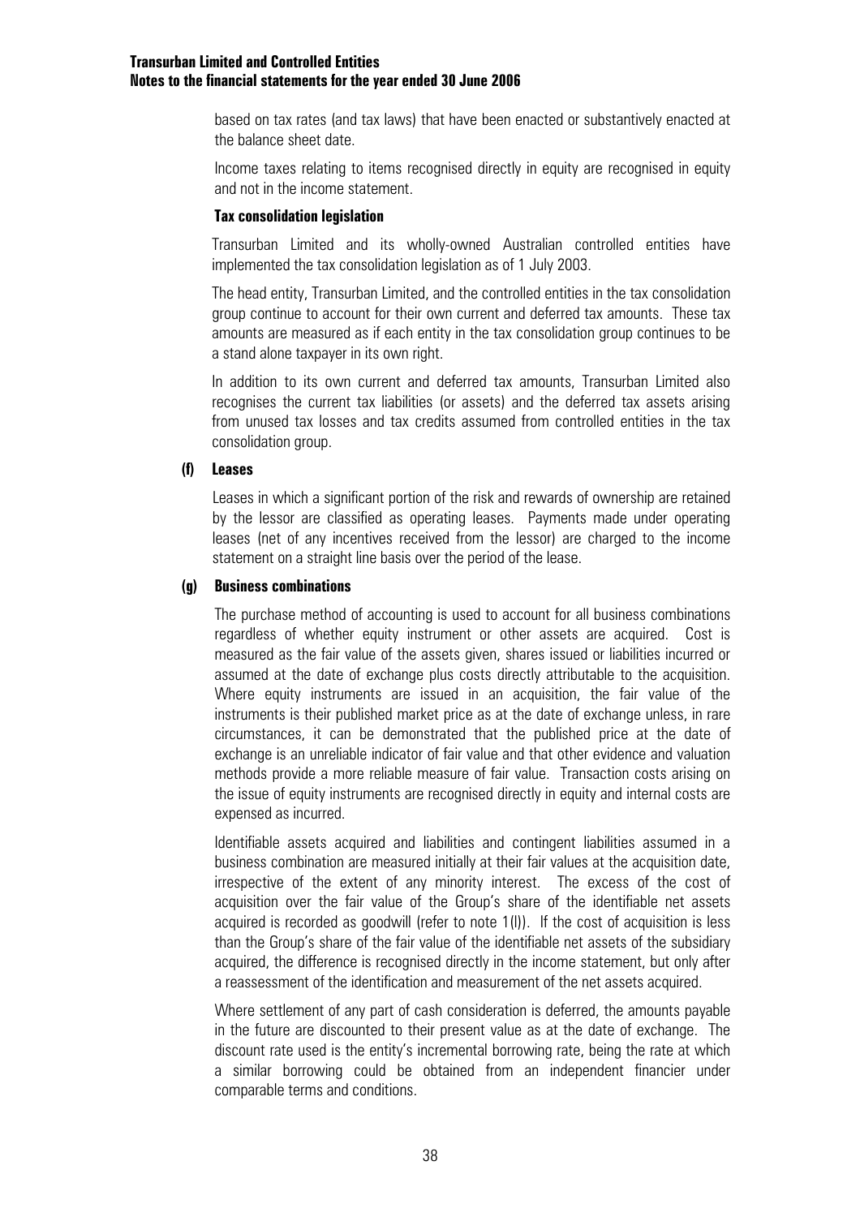based on tax rates (and tax laws) that have been enacted or substantively enacted at the balance sheet date.

Income taxes relating to items recognised directly in equity are recognised in equity and not in the income statement.

**Tax consolidation legislation**

Transurban Limited and its wholly-owned Australian controlled entities have implemented the tax consolidation legislation as of 1 July 2003.

The head entity, Transurban Limited, and the controlled entities in the tax consolidation group continue to account for their own current and deferred tax amounts. These tax amounts are measured as if each entity in the tax consolidation group continues to be a stand alone taxpayer in its own right.

In addition to its own current and deferred tax amounts, Transurban Limited also recognises the current tax liabilities (or assets) and the deferred tax assets arising from unused tax losses and tax credits assumed from controlled entities in the tax consolidation group.

**(f) Leases**

Leases in which a significant portion of the risk and rewards of ownership are retained by the lessor are classified as operating leases. Payments made under operating leases (net of any incentives received from the lessor) are charged to the income statement on a straight line basis over the period of the lease.

**(g) Business combinations**

The purchase method of accounting is used to account for all business combinations regardless of whether equity instrument or other assets are acquired. Cost is measured as the fair value of the assets given, shares issued or liabilities incurred or assumed at the date of exchange plus costs directly attributable to the acquisition. Where equity instruments are issued in an acquisition, the fair value of the instruments is their published market price as at the date of exchange unless, in rare circumstances, it can be demonstrated that the published price at the date of exchange is an unreliable indicator of fair value and that other evidence and valuation methods provide a more reliable measure of fair value. Transaction costs arising on the issue of equity instruments are recognised directly in equity and internal costs are expensed as incurred.

Identifiable assets acquired and liabilities and contingent liabilities assumed in a business combination are measured initially at their fair values at the acquisition date, irrespective of the extent of any minority interest. The excess of the cost of acquisition over the fair value of the Group's share of the identifiable net assets acquired is recorded as goodwill (refer to note 1(l)). If the cost of acquisition is less than the Group's share of the fair value of the identifiable net assets of the subsidiary acquired, the difference is recognised directly in the income statement, but only after a reassessment of the identification and measurement of the net assets acquired.

Where settlement of any part of cash consideration is deferred, the amounts payable in the future are discounted to their present value as at the date of exchange. The discount rate used is the entity's incremental borrowing rate, being the rate at which a similar borrowing could be obtained from an independent financier under comparable terms and conditions.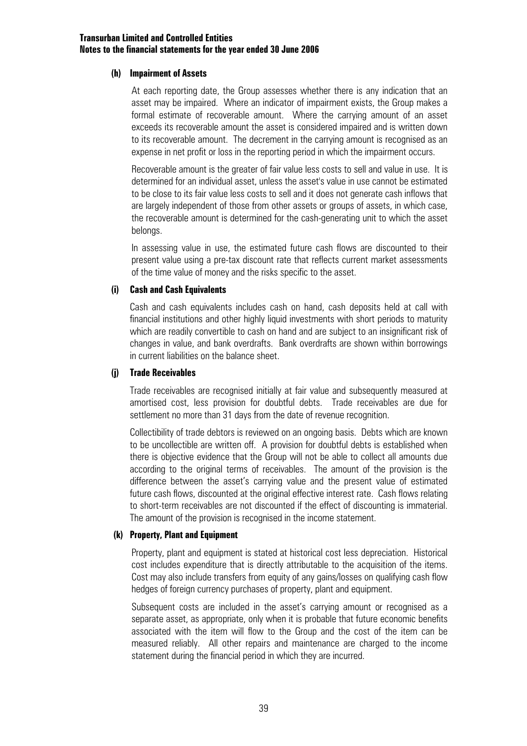#### (h) Impairment of Assets

At each reporting date, the Group assesses whether there is any indication that an asset may be impaired. Where an indicator of impairment exists, the Group makes a formal estimate of recoverable amount. Where the carrying amount of an asset exceeds its recoverable amount the asset is considered impaired and is written down to its recoverable amount. The decrement in the carrying amount is recognised as an expense in net profit or loss in the reporting period in which the impairment occurs.

Recoverable amount is the greater of fair value less costs to sell and value in use. It is determined for an individual asset, unless the asset's value in use cannot be estimated to be close to its fair value less costs to sell and it does not generate cash inflows that are largely independent of those from other assets or groups of assets, in which case, the recoverable amount is determined for the cash-generating unit to which the asset belongs.

In assessing value in use, the estimated future cash flows are discounted to their present value using a pre-tax discount rate that reflects current market assessments of the time value of money and the risks specific to the asset.

#### (i) Cash and Cash Equivalents

Cash and cash equivalents includes cash on hand, cash deposits held at call with financial institutions and other highly liquid investments with short periods to maturity which are readily convertible to cash on hand and are subject to an insignificant risk of changes in value, and bank overdrafts. Bank overdrafts are shown within borrowings in current liabilities on the balance sheet.

#### (j) Trade Receivables

Trade receivables are recognised initially at fair value and subsequently measured at amortised cost, less provision for doubtful debts. Trade receivables are due for settlement no more than 31 days from the date of revenue recognition.

Collectibility of trade debtors is reviewed on an ongoing basis. Debts which are known to be uncollectible are written off. A provision for doubtful debts is established when there is objective evidence that the Group will not be able to collect all amounts due according to the original terms of receivables. The amount of the provision is the difference between the asset's carrying value and the present value of estimated future cash flows, discounted at the original effective interest rate. Cash flows relating to short-term receivables are not discounted if the effect of discounting is immaterial. The amount of the provision is recognised in the income statement.

#### (k) Property, Plant and Equipment

Property, plant and equipment is stated at historical cost less depreciation. Historical cost includes expenditure that is directly attributable to the acquisition of the items. Cost may also include transfers from equity of any gains/losses on qualifying cash flow hedges of foreign currency purchases of property, plant and equipment.

Subsequent costs are included in the asset's carrying amount or recognised as a separate asset, as appropriate, only when it is probable that future economic benefits associated with the item will flow to the Group and the cost of the item can be measured reliably. All other repairs and maintenance are charged to the income statement during the financial period in which they are incurred.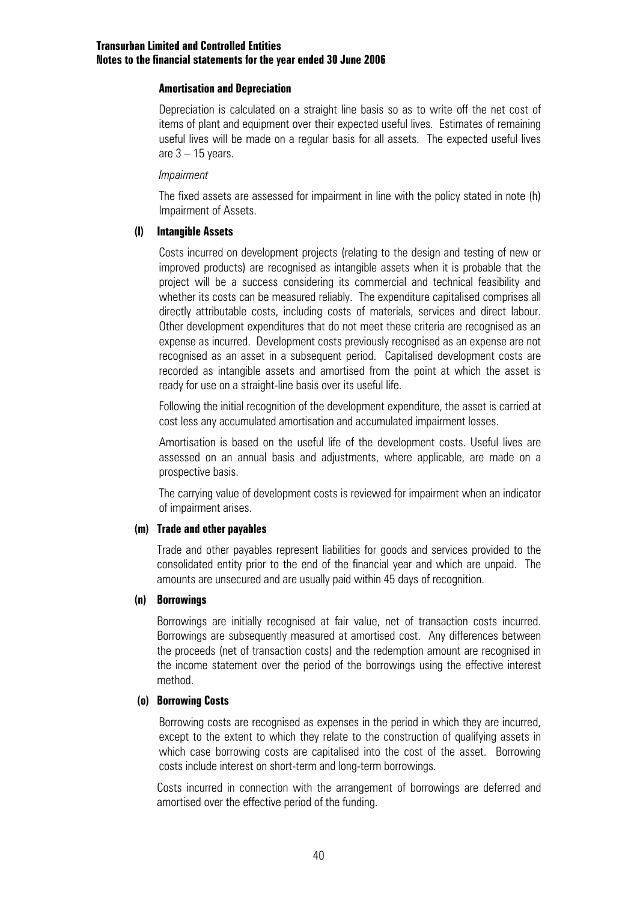**Amortisation and Depreciation**

Depreciation is calculated on a straight line basis so as to write off the net cost of items of plant and equipment over their expected useful lives. Estimates of remaining useful lives will be made on a regular basis for all assets. The expected useful lives are 3 – 15 years.

*Impairment*

The fixed assets are assessed for impairment in line with the policy stated in note (h) Impairment of Assets.

**(l) Intangible Assets**

Costs incurred on development projects (relating to the design and testing of new or improved products) are recognised as intangible assets when it is probable that the project will be a success considering its commercial and technical feasibility and whether its costs can be measured reliably. The expenditure capitalised comprises all directly attributable costs, including costs of materials, services and direct labour. Other development expenditures that do not meet these criteria are recognised as an expense as incurred. Development costs previously recognised as an expense are not recognised as an asset in a subsequent period. Capitalised development costs are recorded as intangible assets and amortised from the point at which the asset is ready for use on a straight-line basis over its useful life.

Following the initial recognition of the development expenditure, the asset is carried at cost less any accumulated amortisation and accumulated impairment losses.

Amortisation is based on the useful life of the development costs. Useful lives are assessed on an annual basis and adjustments, where applicable, are made on a prospective basis.

The carrying value of development costs is reviewed for impairment when an indicator of impairment arises.

**(m) Trade and other payables**

Trade and other payables represent liabilities for goods and services provided to the consolidated entity prior to the end of the financial year and which are unpaid. The amounts are unsecured and are usually paid within 45 days of recognition.

**(n) Borrowings**

Borrowings are initially recognised at fair value, net of transaction costs incurred. Borrowings are subsequently measured at amortised cost. Any differences between the proceeds (net of transaction costs) and the redemption amount are recognised in the income statement over the period of the borrowings using the effective interest method.

**(o) Borrowing Costs**

Borrowing costs are recognised as expenses in the period in which they are incurred, except to the extent to which they relate to the construction of qualifying assets in which case borrowing costs are capitalised into the cost of the asset. Borrowing costs include interest on short-term and long-term borrowings.

Costs incurred in connection with the arrangement of borrowings are deferred and amortised over the effective period of the funding.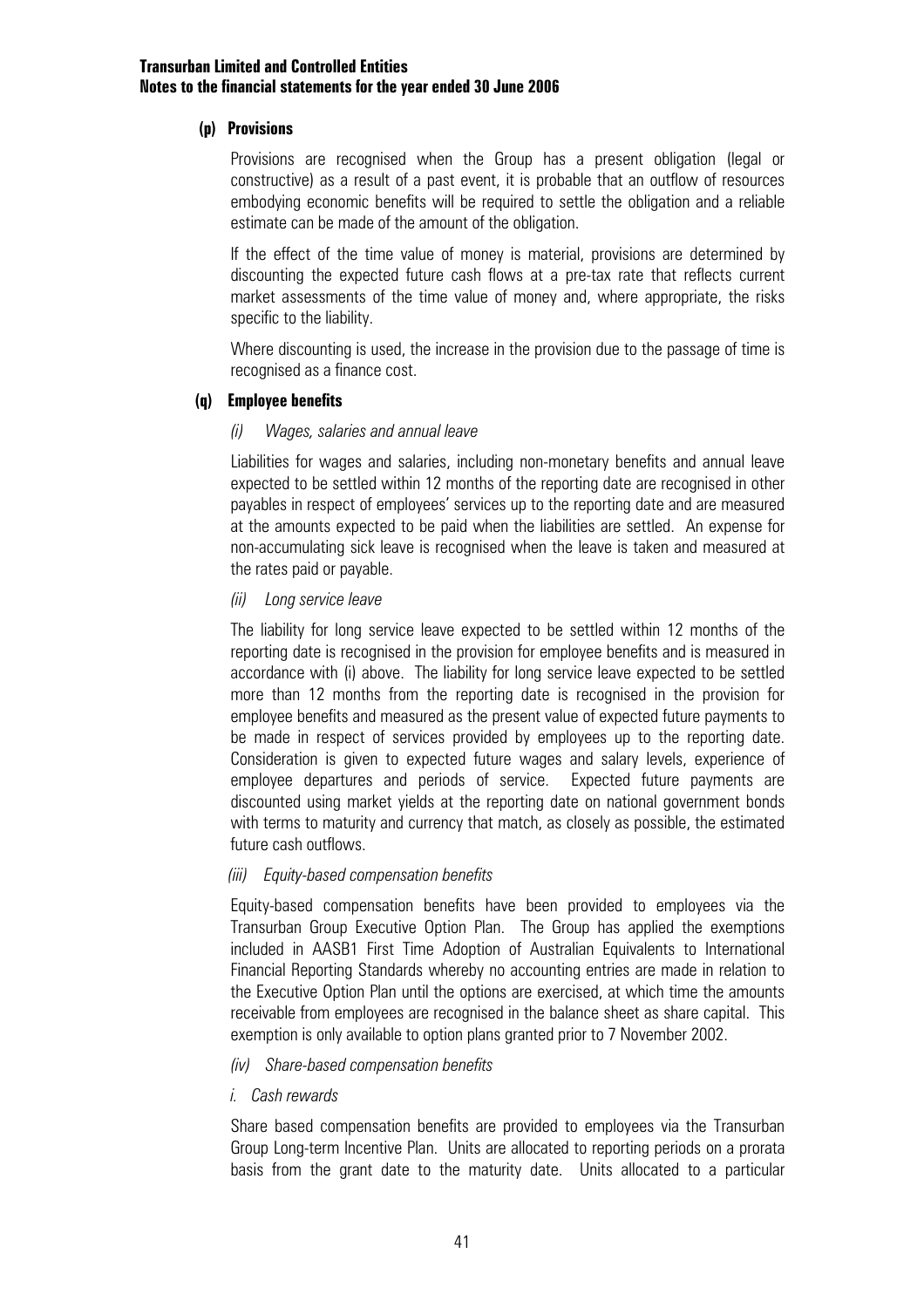### (p) Provisions

Provisions are recognised when the Group has a present obligation (legal or constructive) as a result of a past event, it is probable that an outflow of resources embodying economic benefits will be required to settle the obligation and a reliable estimate can be made of the amount of the obligation.

If the effect of the time value of money is material, provisions are determined by discounting the expected future cash flows at a pre-tax rate that reflects current market assessments of the time value of money and, where appropriate, the risks specific to the liability.

Where discounting is used, the increase in the provision due to the passage of time is recognised as a finance cost.

### (q) Employee benefits

*(i) Wages, salaries and annual leave*

Liabilities for wages and salaries, including non-monetary benefits and annual leave expected to be settled within 12 months of the reporting date are recognised in other payables in respect of employees' services up to the reporting date and are measured at the amounts expected to be paid when the liabilities are settled. An expense for non-accumulating sick leave is recognised when the leave is taken and measured at the rates paid or payable.

*(ii) Long service leave*

The liability for long service leave expected to be settled within 12 months of the reporting date is recognised in the provision for employee benefits and is measured in accordance with (i) above. The liability for long service leave expected to be settled more than 12 months from the reporting date is recognised in the provision for employee benefits and measured as the present value of expected future payments to be made in respect of services provided by employees up to the reporting date. Consideration is given to expected future wages and salary levels, experience of employee departures and periods of service. Expected future payments are discounted using market yields at the reporting date on national government bonds with terms to maturity and currency that match, as closely as possible, the estimated future cash outflows.

*(iii) Equity-based compensation benefits*

Equity-based compensation benefits have been provided to employees via the Transurban Group Executive Option Plan. The Group has applied the exemptions included in AASB1 First Time Adoption of Australian Equivalents to International Financial Reporting Standards whereby no accounting entries are made in relation to the Executive Option Plan until the options are exercised, at which time the amounts receivable from employees are recognised in the balance sheet as share capital. This exemption is only available to option plans granted prior to 7 November 2002.

*(iv) Share-based compensation benefits*

*i. Cash rewards*

Share based compensation benefits are provided to employees via the Transurban Group Long-term Incentive Plan. Units are allocated to reporting periods on a prorata basis from the grant date to the maturity date. Units allocated to a particular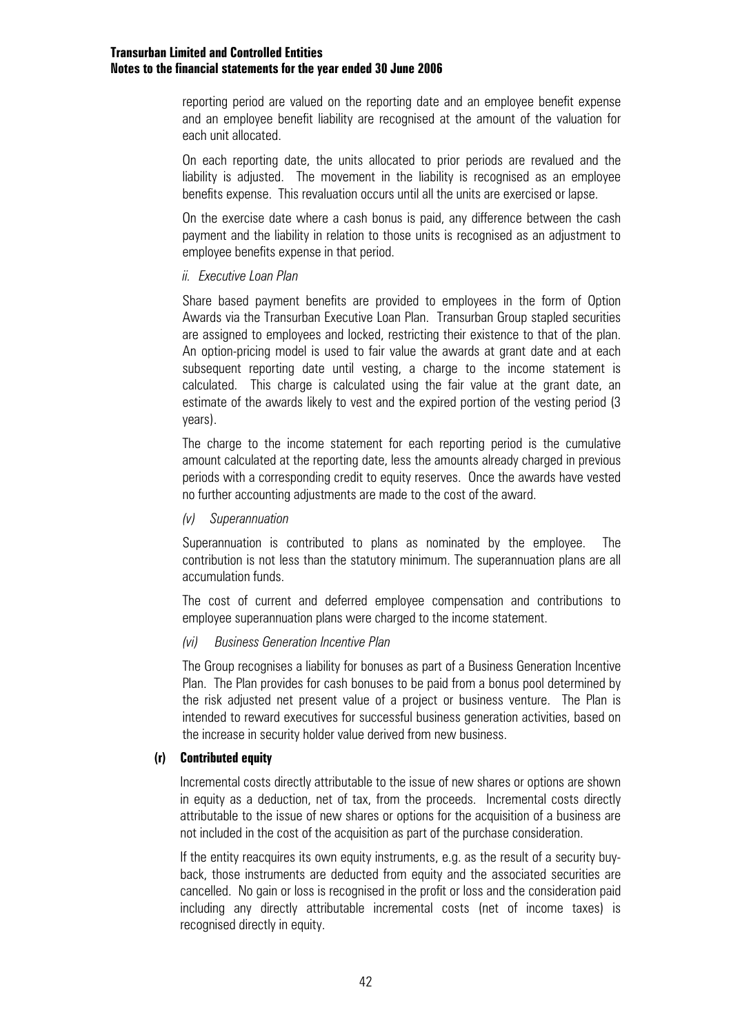reporting period are valued on the reporting date and an employee benefit expense and an employee benefit liability are recognised at the amount of the valuation for each unit allocated.

On each reporting date, the units allocated to prior periods are revalued and the liability is adjusted. The movement in the liability is recognised as an employee benefits expense. This revaluation occurs until all the units are exercised or lapse.

On the exercise date where a cash bonus is paid, any difference between the cash payment and the liability in relation to those units is recognised as an adjustment to employee benefits expense in that period.

*ii. Executive Loan Plan*

Share based payment benefits are provided to employees in the form of Option Awards via the Transurban Executive Loan Plan. Transurban Group stapled securities are assigned to employees and locked, restricting their existence to that of the plan. An option-pricing model is used to fair value the awards at grant date and at each subsequent reporting date until vesting, a charge to the income statement is calculated. This charge is calculated using the fair value at the grant date, an estimate of the awards likely to vest and the expired portion of the vesting period (3 years).

The charge to the income statement for each reporting period is the cumulative amount calculated at the reporting date, less the amounts already charged in previous periods with a corresponding credit to equity reserves. Once the awards have vested no further accounting adjustments are made to the cost of the award.

*(v) Superannuation*

Superannuation is contributed to plans as nominated by the employee. The contribution is not less than the statutory minimum. The superannuation plans are all accumulation funds.

The cost of current and deferred employee compensation and contributions to employee superannuation plans were charged to the income statement.

*(vi) Business Generation Incentive Plan*

The Group recognises a liability for bonuses as part of a Business Generation Incentive Plan. The Plan provides for cash bonuses to be paid from a bonus pool determined by the risk adjusted net present value of a project or business venture. The Plan is intended to reward executives for successful business generation activities, based on the increase in security holder value derived from new business.

**(r) Contributed equity**

Incremental costs directly attributable to the issue of new shares or options are shown in equity as a deduction, net of tax, from the proceeds. Incremental costs directly attributable to the issue of new shares or options for the acquisition of a business are not included in the cost of the acquisition as part of the purchase consideration.

If the entity reacquires its own equity instruments, e.g. as the result of a security buy-back, those instruments are deducted from equity and the associated securities are cancelled. No gain or loss is recognised in the profit or loss and the consideration paid including any directly attributable incremental costs (net of income taxes) is recognised directly in equity.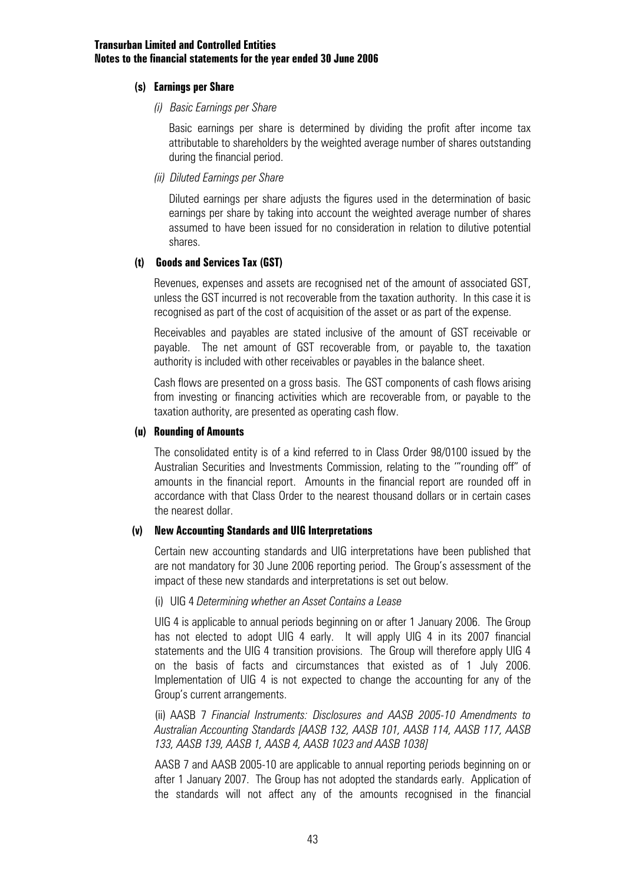#### (s) Earnings per Share

*(i) Basic Earnings per Share*

Basic earnings per share is determined by dividing the profit after income tax attributable to shareholders by the weighted average number of shares outstanding during the financial period.

*(ii) Diluted Earnings per Share*

Diluted earnings per share adjusts the figures used in the determination of basic earnings per share by taking into account the weighted average number of shares assumed to have been issued for no consideration in relation to dilutive potential shares.

#### (t) Goods and Services Tax (GST)

Revenues, expenses and assets are recognised net of the amount of associated GST, unless the GST incurred is not recoverable from the taxation authority. In this case it is recognised as part of the cost of acquisition of the asset or as part of the expense.

Receivables and payables are stated inclusive of the amount of GST receivable or payable. The net amount of GST recoverable from, or payable to, the taxation authority is included with other receivables or payables in the balance sheet.

Cash flows are presented on a gross basis. The GST components of cash flows arising from investing or financing activities which are recoverable from, or payable to the taxation authority, are presented as operating cash flow.

#### (u) Rounding of Amounts

The consolidated entity is of a kind referred to in Class Order 98/0100 issued by the Australian Securities and Investments Commission, relating to the '"rounding off" of amounts in the financial report. Amounts in the financial report are rounded off in accordance with that Class Order to the nearest thousand dollars or in certain cases the nearest dollar.

#### (v) New Accounting Standards and UIG Interpretations

Certain new accounting standards and UIG interpretations have been published that are not mandatory for 30 June 2006 reporting period. The Group's assessment of the impact of these new standards and interpretations is set out below.

(i) UIG 4 *Determining whether an Asset Contains a Lease*

UIG 4 is applicable to annual periods beginning on or after 1 January 2006. The Group has not elected to adopt UIG 4 early. It will apply UIG 4 in its 2007 financial statements and the UIG 4 transition provisions. The Group will therefore apply UIG 4 on the basis of facts and circumstances that existed as of 1 July 2006. Implementation of UIG 4 is not expected to change the accounting for any of the Group's current arrangements.

(ii) AASB 7 *Financial Instruments: Disclosures and AASB 2005-10 Amendments to Australian Accounting Standards [AASB 132, AASB 101, AASB 114, AASB 117, AASB 133, AASB 139, AASB 1, AASB 4, AASB 1023 and AASB 1038]*

AASB 7 and AASB 2005-10 are applicable to annual reporting periods beginning on or after 1 January 2007. The Group has not adopted the standards early. Application of the standards will not affect any of the amounts recognised in the financial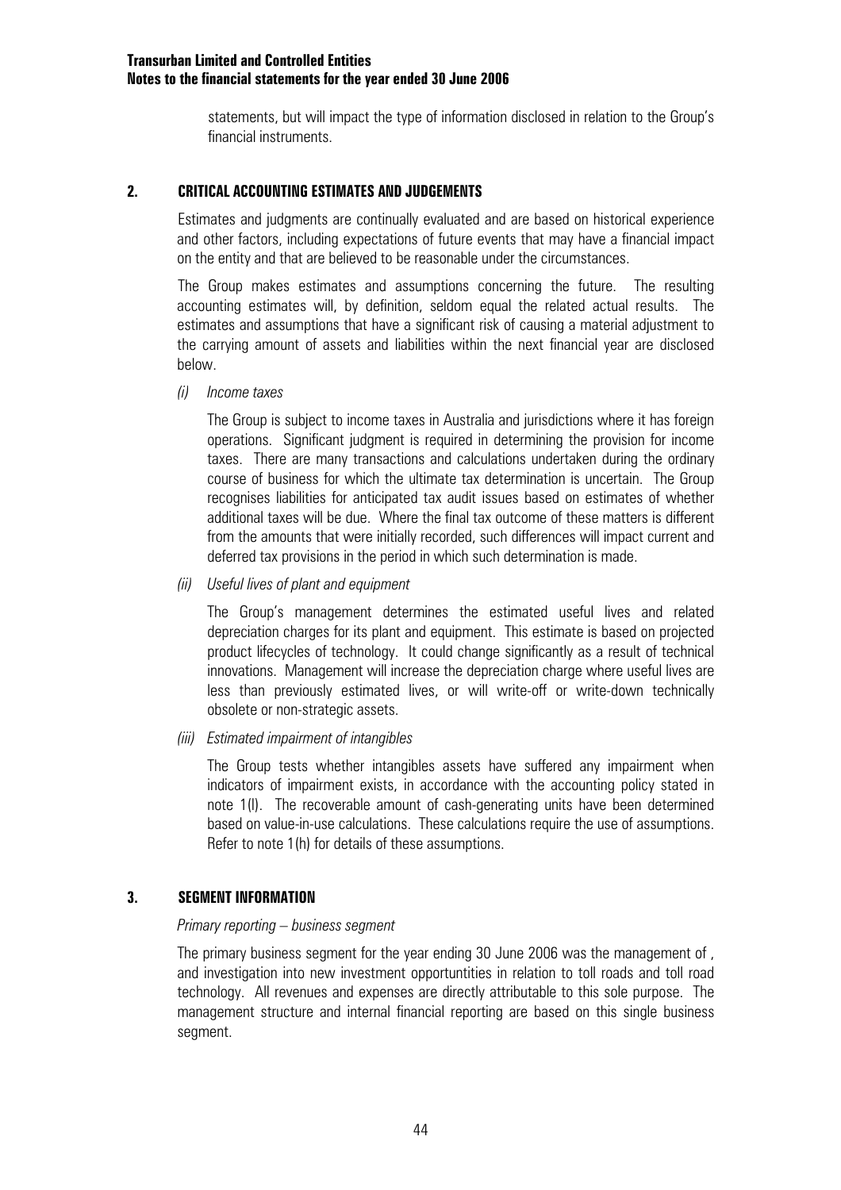statements, but will impact the type of information disclosed in relation to the Group's financial instruments.

## 2. CRITICAL ACCOUNTING ESTIMATES AND JUDGEMENTS

Estimates and judgments are continually evaluated and are based on historical experience and other factors, including expectations of future events that may have a financial impact on the entity and that are believed to be reasonable under the circumstances.

The Group makes estimates and assumptions concerning the future. The resulting accounting estimates will, by definition, seldom equal the related actual results. The estimates and assumptions that have a significant risk of causing a material adjustment to the carrying amount of assets and liabilities within the next financial year are disclosed below.

*(i) Income taxes*

The Group is subject to income taxes in Australia and jurisdictions where it has foreign operations. Significant judgment is required in determining the provision for income taxes. There are many transactions and calculations undertaken during the ordinary course of business for which the ultimate tax determination is uncertain. The Group recognises liabilities for anticipated tax audit issues based on estimates of whether additional taxes will be due. Where the final tax outcome of these matters is different from the amounts that were initially recorded, such differences will impact current and deferred tax provisions in the period in which such determination is made.

*(ii) Useful lives of plant and equipment*

The Group's management determines the estimated useful lives and related depreciation charges for its plant and equipment. This estimate is based on projected product lifecycles of technology. It could change significantly as a result of technical innovations. Management will increase the depreciation charge where useful lives are less than previously estimated lives, or will write-off or write-down technically obsolete or non-strategic assets.

*(iii) Estimated impairment of intangibles*

The Group tests whether intangibles assets have suffered any impairment when indicators of impairment exists, in accordance with the accounting policy stated in note 1(l). The recoverable amount of cash-generating units have been determined based on value-in-use calculations. These calculations require the use of assumptions. Refer to note 1(h) for details of these assumptions.

## 3. SEGMENT INFORMATION

*Primary reporting – business segment*

The primary business segment for the year ending 30 June 2006 was the management of , and investigation into new investment opportuntities in relation to toll roads and toll road technology. All revenues and expenses are directly attributable to this sole purpose. The management structure and internal financial reporting are based on this single business segment.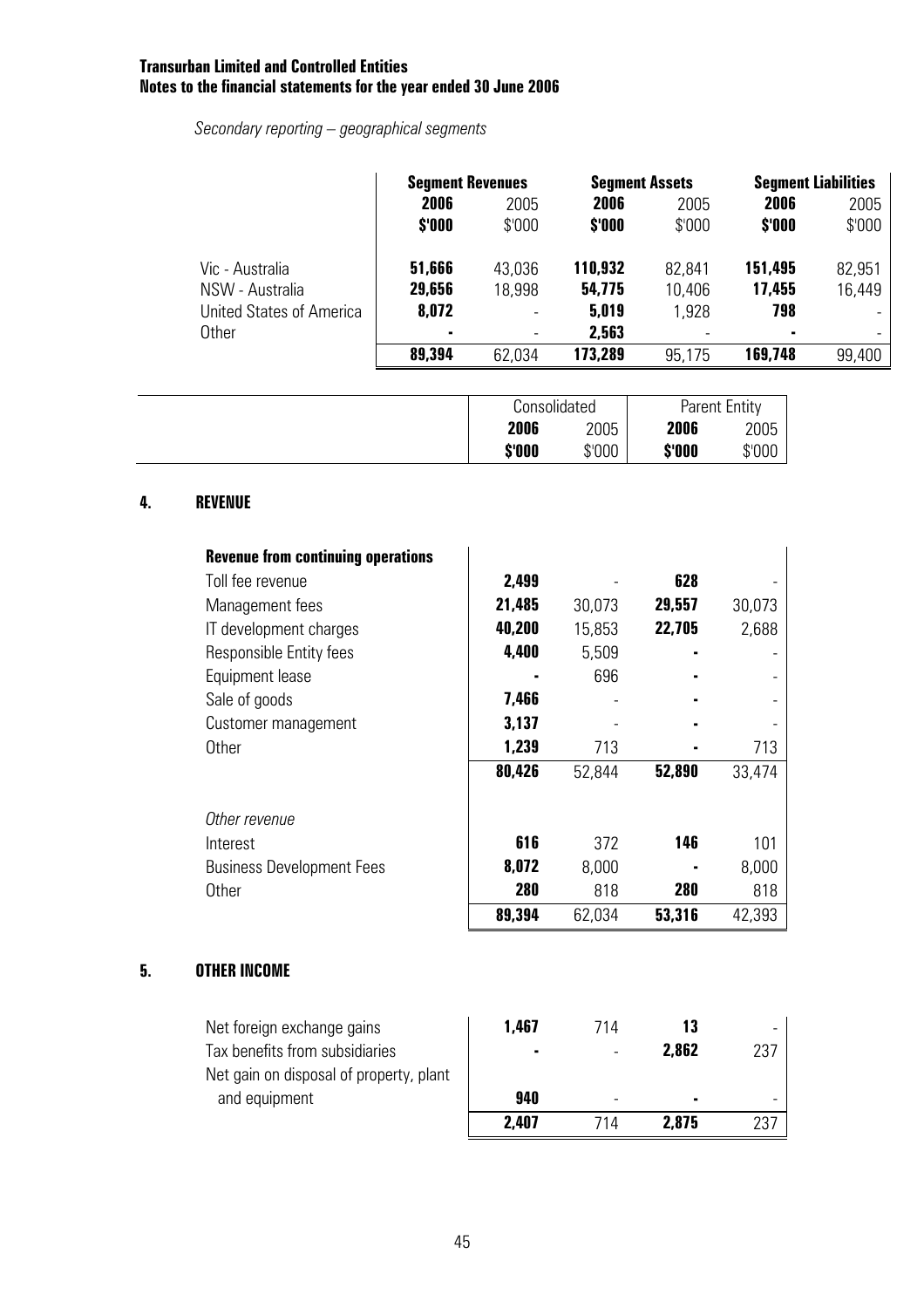*Secondary reporting – geographical segments*

| | Segment Revenues | | Segment Assets | | Segment Liabilities | |
|---|---|---|---|---|---|---|
| | **2006** | 2005 | **2006** | 2005 | **2006** | 2005 |
| | **$'000** | $'000 | **$'000** | $'000 | **$'000** | $'000 |
| Vic - Australia | **51,666** | 43,036 | **110,932** | 82,841 | **151,495** | 82,951 |
| NSW - Australia | **29,656** | 18,998 | **54,775** | 10,406 | **17,455** | 16,449 |
| United States of America | **8,072** | - | **5,019** | 1,928 | **798** | - |
| Other | **-** | - | **2,563** | - | **-** | - |
| | **89,394** | 62,034 | **173,289** | 95,175 | **169,748** | 99,400 |

## 4. REVENUE

| | Consolidated | | Parent Entity | |
|---|---|---|---|---|
| | **2006** | 2005 | **2006** | 2005 |
| | **$'000** | $'000 | **$'000** | $'000 |
| **Revenue from continuing operations** | | | | |
| Toll fee revenue | **2,499** | - | **628** | - |
| Management fees | **21,485** | 30,073 | **29,557** | 30,073 |
| IT development charges | **40,200** | 15,853 | **22,705** | 2,688 |
| Responsible Entity fees | **4,400** | 5,509 | **-** | - |
| Equipment lease | **-** | 696 | **-** | - |
| Sale of goods | **7,466** | - | **-** | - |
| Customer management | **3,137** | - | **-** | - |
| Other | **1,239** | 713 | **-** | 713 |
| | **80,426** | 52,844 | **52,890** | 33,474 |
| *Other revenue* | | | | |
| Interest | **616** | 372 | **146** | 101 |
| Business Development Fees | **8,072** | 8,000 | **-** | 8,000 |
| Other | **280** | 818 | **280** | 818 |
| | **89,394** | 62,034 | **53,316** | 42,393 |

## 5. OTHER INCOME

| | Consolidated | | Parent Entity | |
|---|---|---|---|---|
| | **2006** | 2005 | **2006** | 2005 |
| | **$'000** | $'000 | **$'000** | $'000 |
| Net foreign exchange gains | **1,467** | 714 | **13** | - |
| Tax benefits from subsidiaries | **-** | - | **2,862** | 237 |
| Net gain on disposal of property, plant and equipment | **940** | - | **-** | - |
| | **2,407** | 714 | **2,875** | 237 |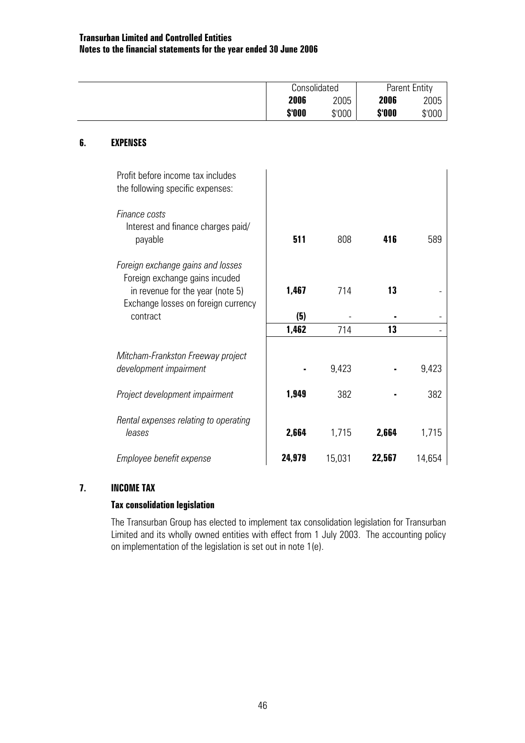## 6. EXPENSES

| | Consolidated | | Parent Entity | |
|---|---|---|---|---|
| | **2006** | 2005 | **2006** | 2005 |
| | **\$'000** | \$'000 | **\$'000** | \$'000 |
| Profit before income tax includes the following specific expenses: | | | | |
| *Finance costs* | | | | |
| Interest and finance charges paid/ payable | **511** | 808 | **416** | 589 |
| *Foreign exchange gains and losses* | | | | |
| Foreign exchange gains incuded in revenue for the year (note 5) | **1,467** | 714 | **13** | - |
| Exchange losses on foreign currency contract | **(5)** | - | **-** | - |
| | **1,462** | 714 | **13** | - |
| *Mitcham-Frankston Freeway project development impairment* | **-** | 9,423 | **-** | 9,423 |
| *Project development impairment* | **1,949** | 382 | **-** | 382 |
| *Rental expenses relating to operating leases* | **2,664** | 1,715 | **2,664** | 1,715 |
| *Employee benefit expense* | **24,979** | 15,031 | **22,567** | 14,654 |

## 7. INCOME TAX

### Tax consolidation legislation

The Transurban Group has elected to implement tax consolidation legislation for Transurban Limited and its wholly owned entities with effect from 1 July 2003. The accounting policy on implementation of the legislation is set out in note 1(e).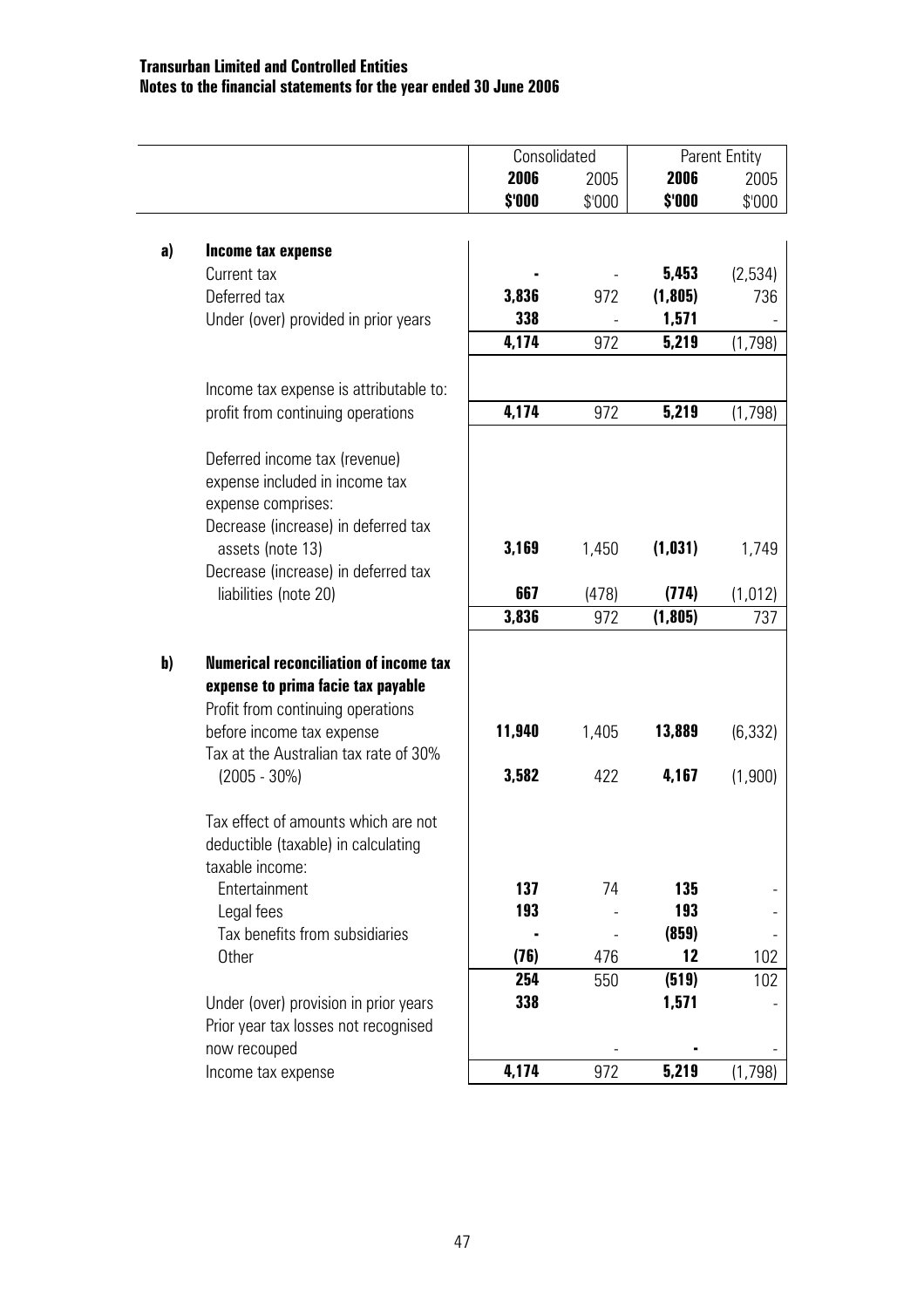|  |  | Consolidated |  | Parent Entity |  |
|---|---|---|---|---|---|
|  |  | **2006** | 2005 | **2006** | 2005 |
|  |  | **$'000** | $'000 | **$'000** | $'000 |
| **a)** | **Income tax expense** |  |  |  |  |
|  | Current tax | **-** | - | **5,453** | (2,534) |
|  | Deferred tax | **3,836** | 972 | **(1,805)** | 736 |
|  | Under (over) provided in prior years | **338** | - | **1,571** | - |
|  |  | **4,174** | 972 | **5,219** | (1,798) |
|  | Income tax expense is attributable to: |  |  |  |  |
|  | profit from continuing operations | **4,174** | 972 | **5,219** | (1,798) |
|  | Deferred income tax (revenue) expense included in income tax expense comprises: |  |  |  |  |
|  | Decrease (increase) in deferred tax assets (note 13) | **3,169** | 1,450 | **(1,031)** | 1,749 |
|  | Decrease (increase) in deferred tax liabilities (note 20) | **667** | (478) | **(774)** | (1,012) |
|  |  | **3,836** | 972 | **(1,805)** | 737 |
| **b)** | **Numerical reconciliation of income tax expense to prima facie tax payable** |  |  |  |  |
|  | Profit from continuing operations before income tax expense | **11,940** | 1,405 | **13,889** | (6,332) |
|  | Tax at the Australian tax rate of 30% (2005 - 30%) | **3,582** | 422 | **4,167** | (1,900) |
|  | Tax effect of amounts which are not deductible (taxable) in calculating taxable income: |  |  |  |  |
|  | Entertainment | **137** | 74 | **135** | - |
|  | Legal fees | **193** | - | **193** | - |
|  | Tax benefits from subsidiaries | **-** | - | **(859)** | - |
|  | Other | **(76)** | 476 | **12** | 102 |
|  |  | **254** | 550 | **(519)** | 102 |
|  | Under (over) provision in prior years | **338** |  | **1,571** | - |
|  | Prior year tax losses not recognised now recouped |  | - | **-** | - |
|  | Income tax expense | **4,174** | 972 | **5,219** | (1,798) |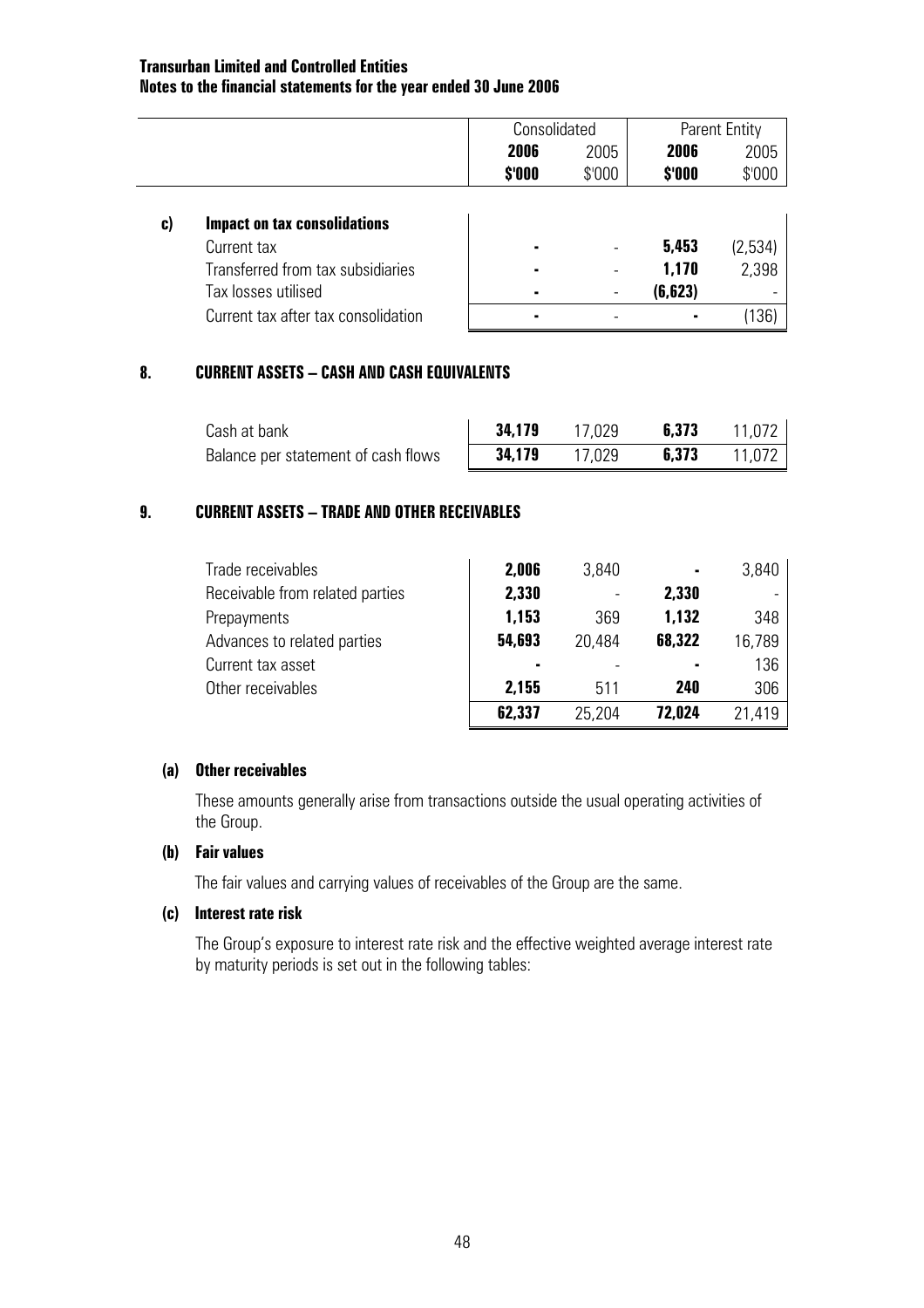**Transurban Limited and Controlled Entities**
**Notes to the financial statements for the year ended 30 June 2006**

| | Consolidated | | Parent Entity | |
|---|---|---|---|---|
| | **2006** | 2005 | **2006** | 2005 |
| | **$'000** | $'000 | **$'000** | $'000 |
| **c) Impact on tax consolidations** | | | | |
| Current tax | **-** | - | **5,453** | (2,534) |
| Transferred from tax subsidiaries | **-** | - | **1,170** | 2,398 |
| Tax losses utilised | **-** | - | **(6,623)** | - |
| Current tax after tax consolidation | **-** | - | **-** | (136) |

## 8. CURRENT ASSETS – CASH AND CASH EQUIVALENTS

| | Consolidated 2006 $'000 | Consolidated 2005 $'000 | Parent Entity 2006 $'000 | Parent Entity 2005 $'000 |
|---|---|---|---|---|
| Cash at bank | **34,179** | 17,029 | **6,373** | 11,072 |
| Balance per statement of cash flows | **34,179** | 17,029 | **6,373** | 11,072 |

## 9. CURRENT ASSETS – TRADE AND OTHER RECEIVABLES

| | Consolidated 2006 $'000 | Consolidated 2005 $'000 | Parent Entity 2006 $'000 | Parent Entity 2005 $'000 |
|---|---|---|---|---|
| Trade receivables | **2,006** | 3,840 | **-** | 3,840 |
| Receivable from related parties | **2,330** | - | **2,330** | - |
| Prepayments | **1,153** | 369 | **1,132** | 348 |
| Advances to related parties | **54,693** | 20,484 | **68,322** | 16,789 |
| Current tax asset | **-** | - | **-** | 136 |
| Other receivables | **2,155** | 511 | **240** | 306 |
| | **62,337** | 25,204 | **72,024** | 21,419 |

### (a) Other receivables

These amounts generally arise from transactions outside the usual operating activities of the Group.

### (b) Fair values

The fair values and carrying values of receivables of the Group are the same.

### (c) Interest rate risk

The Group's exposure to interest rate risk and the effective weighted average interest rate by maturity periods is set out in the following tables: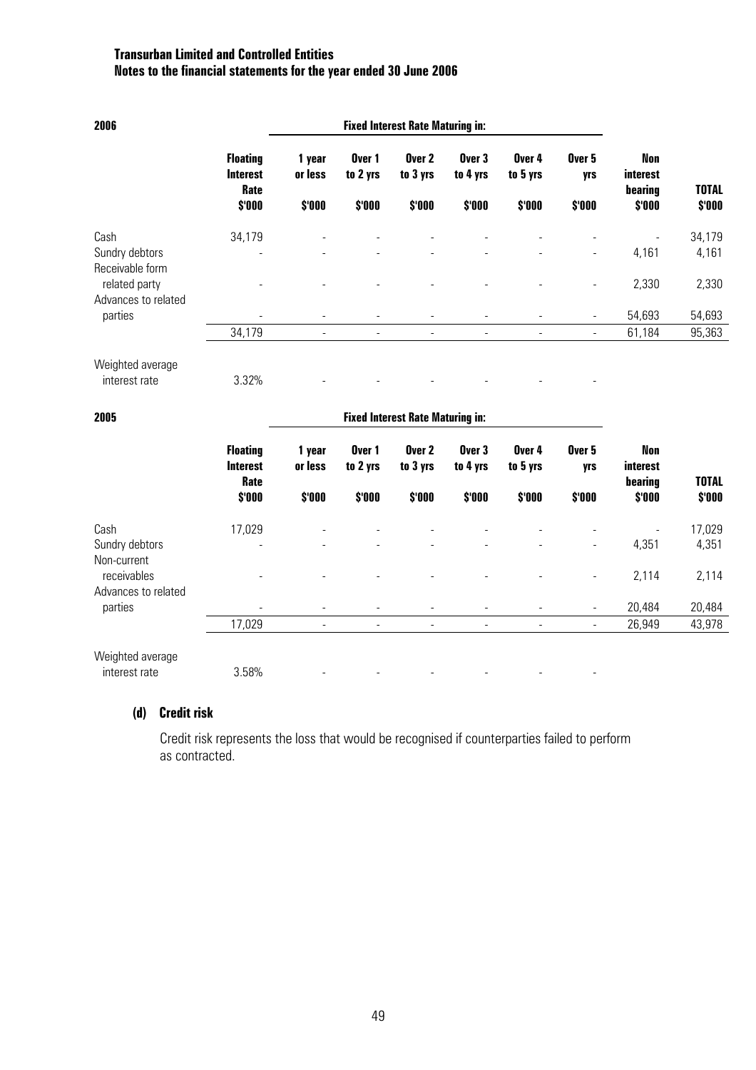**2006**

| | Floating Interest Rate | Fixed Interest Rate Maturing in: | | | | | | Non interest bearing | TOTAL |
|---|---|---|---|---|---|---|---|---|---|
| | | 1 year or less | Over 1 to 2 yrs | Over 2 to 3 yrs | Over 3 to 4 yrs | Over 4 to 5 yrs | Over 5 yrs | | |
| | $'000 | $'000 | $'000 | $'000 | $'000 | $'000 | $'000 | $'000 | $'000 |
| Cash | 34,179 | - | - | - | - | - | - | - | 34,179 |
| Sundry debtors | - | - | - | - | - | - | - | 4,161 | 4,161 |
| Receivable form related party | - | - | - | - | - | - | - | 2,330 | 2,330 |
| Advances to related parties | - | - | - | - | - | - | - | 54,693 | 54,693 |
| | 34,179 | - | - | - | - | - | - | 61,184 | 95,363 |
| Weighted average interest rate | 3.32% | - | - | - | - | - | - | | |

**2005**

| | Floating Interest Rate | Fixed Interest Rate Maturing in: | | | | | | Non interest bearing | TOTAL |
|---|---|---|---|---|---|---|---|---|---|
| | | 1 year or less | Over 1 to 2 yrs | Over 2 to 3 yrs | Over 3 to 4 yrs | Over 4 to 5 yrs | Over 5 yrs | | |
| | $'000 | $'000 | $'000 | $'000 | $'000 | $'000 | $'000 | $'000 | $'000 |
| Cash | 17,029 | - | - | - | - | - | - | - | 17,029 |
| Sundry debtors | - | - | - | - | - | - | - | 4,351 | 4,351 |
| Non-current receivables | - | - | - | - | - | - | - | 2,114 | 2,114 |
| Advances to related parties | - | - | - | - | - | - | - | 20,484 | 20,484 |
| | 17,029 | - | - | - | - | - | - | 26,949 | 43,978 |
| Weighted average interest rate | 3.58% | - | - | - | - | - | - | | |

### (d) Credit risk

Credit risk represents the loss that would be recognised if counterparties failed to perform as contracted.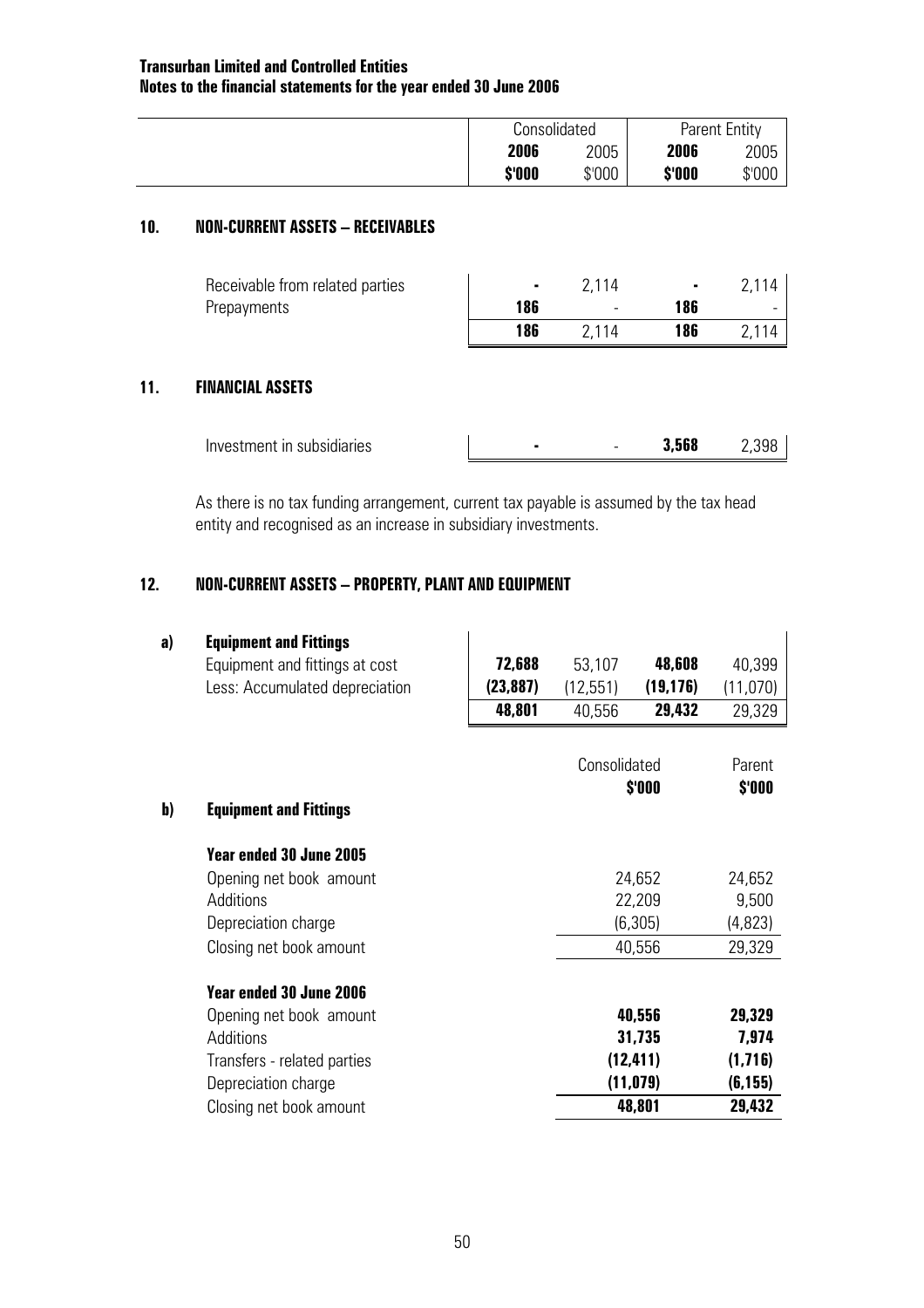**Transurban Limited and Controlled Entities**
**Notes to the financial statements for the year ended 30 June 2006**

| | Consolidated | | Parent Entity | |
|---|---|---|---|---|
| | **2006** | 2005 | **2006** | 2005 |
| | **$'000** | $'000 | **$'000** | $'000 |

## 10. NON-CURRENT ASSETS – RECEIVABLES

| | **2006** | 2005 | **2006** | 2005 |
|---|---|---|---|---|
| Receivable from related parties | **-** | 2,114 | **-** | 2,114 |
| Prepayments | **186** | - | **186** | - |
| | **186** | 2,114 | **186** | 2,114 |

## 11. FINANCIAL ASSETS

| | **2006** | 2005 | **2006** | 2005 |
|---|---|---|---|---|
| Investment in subsidiaries | **-** | - | **3,568** | 2,398 |

As there is no tax funding arrangement, current tax payable is assumed by the tax head entity and recognised as an increase in subsidiary investments.

## 12. NON-CURRENT ASSETS – PROPERTY, PLANT AND EQUIPMENT

**a) Equipment and Fittings**

| | **2006** | 2005 | **2006** | 2005 |
|---|---|---|---|---|
| Equipment and fittings at cost | **72,688** | 53,107 | **48,608** | 40,399 |
| Less: Accumulated depreciation | **(23,887)** | (12,551) | **(19,176)** | (11,070) |
| | **48,801** | 40,556 | **29,432** | 29,329 |

**b) Equipment and Fittings**

| | Consolidated $'000 | Parent $'000 |
|---|---|---|
| **Year ended 30 June 2005** | | |
| Opening net book amount | 24,652 | 24,652 |
| Additions | 22,209 | 9,500 |
| Depreciation charge | (6,305) | (4,823) |
| Closing net book amount | 40,556 | 29,329 |
| **Year ended 30 June 2006** | | |
| Opening net book amount | **40,556** | **29,329** |
| Additions | **31,735** | **7,974** |
| Transfers - related parties | **(12,411)** | **(1,716)** |
| Depreciation charge | **(11,079)** | **(6,155)** |
| Closing net book amount | **48,801** | **29,432** |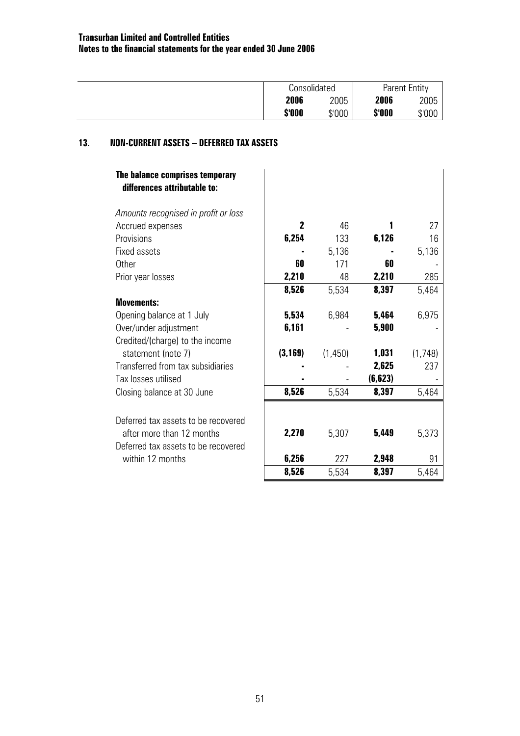## 13. NON-CURRENT ASSETS – DEFERRED TAX ASSETS

| | Consolidated | | Parent Entity | |
|---|---|---|---|---|
| | **2006** | 2005 | **2006** | 2005 |
| | **$'000** | $'000 | **$'000** | $'000 |
| **The balance comprises temporary differences attributable to:** | | | | |
| *Amounts recognised in profit or loss* | | | | |
| Accrued expenses | **2** | 46 | **1** | 27 |
| Provisions | **6,254** | 133 | **6,126** | 16 |
| Fixed assets | **-** | 5,136 | **-** | 5,136 |
| Other | **60** | 171 | **60** | - |
| Prior year losses | **2,210** | 48 | **2,210** | 285 |
| | **8,526** | 5,534 | **8,397** | 5,464 |
| **Movements:** | | | | |
| Opening balance at 1 July | **5,534** | 6,984 | **5,464** | 6,975 |
| Over/under adjustment | **6,161** | - | **5,900** | - |
| Credited/(charge) to the income statement (note 7) | **(3,169)** | (1,450) | **1,031** | (1,748) |
| Transferred from tax subsidiaries | **-** | - | **2,625** | 237 |
| Tax losses utilised | **-** | - | **(6,623)** | - |
| Closing balance at 30 June | **8,526** | 5,534 | **8,397** | 5,464 |
| Deferred tax assets to be recovered after more than 12 months | **2,270** | 5,307 | **5,449** | 5,373 |
| Deferred tax assets to be recovered within 12 months | **6,256** | 227 | **2,948** | 91 |
| | **8,526** | 5,534 | **8,397** | 5,464 |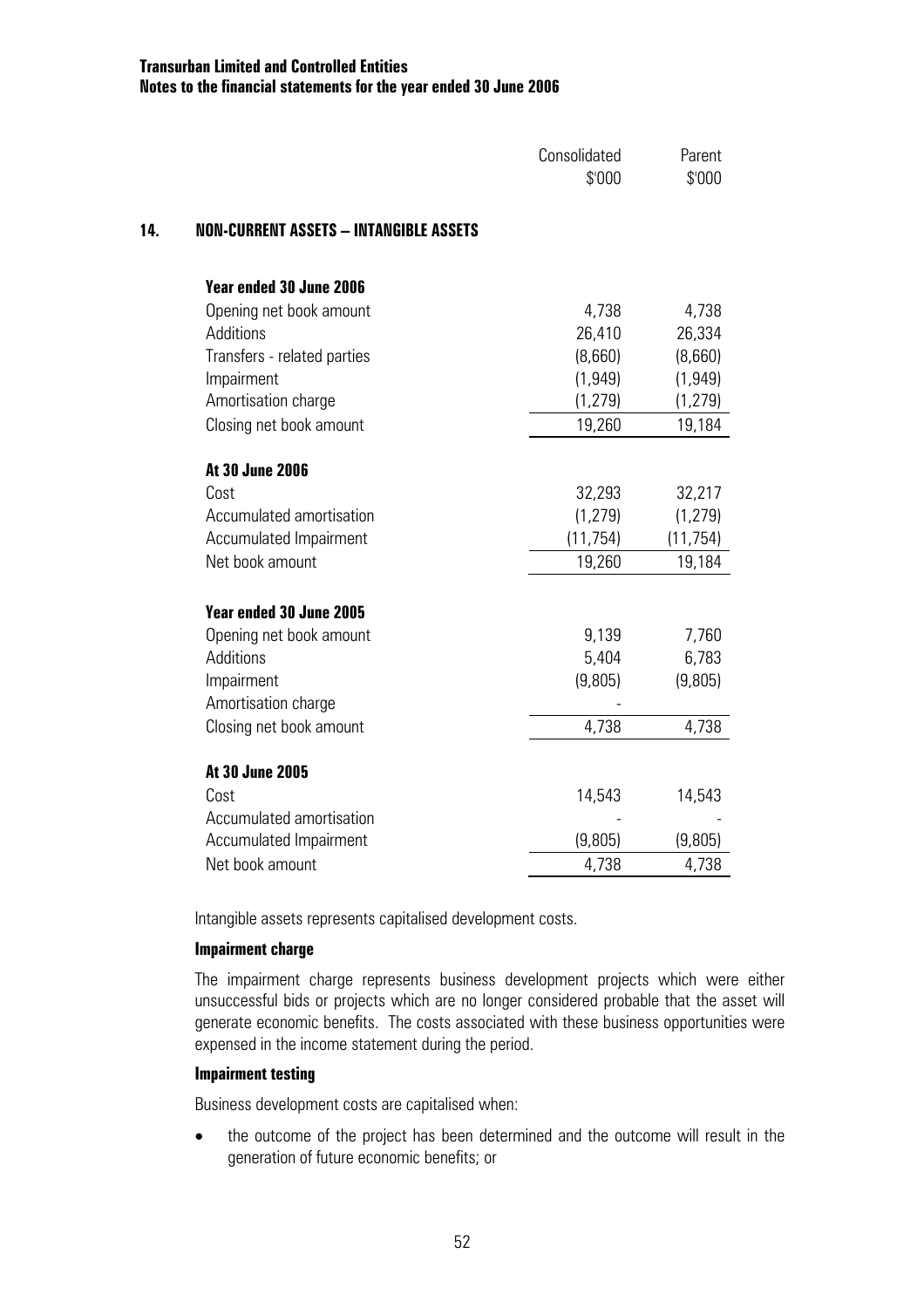## 14. NON-CURRENT ASSETS – INTANGIBLE ASSETS

| | Consolidated $'000 | Parent $'000 |
|---|---|---|
| **Year ended 30 June 2006** | | |
| Opening net book amount | 4,738 | 4,738 |
| Additions | 26,410 | 26,334 |
| Transfers - related parties | (8,660) | (8,660) |
| Impairment | (1,949) | (1,949) |
| Amortisation charge | (1,279) | (1,279) |
| Closing net book amount | 19,260 | 19,184 |
| **At 30 June 2006** | | |
| Cost | 32,293 | 32,217 |
| Accumulated amortisation | (1,279) | (1,279) |
| Accumulated Impairment | (11,754) | (11,754) |
| Net book amount | 19,260 | 19,184 |
| **Year ended 30 June 2005** | | |
| Opening net book amount | 9,139 | 7,760 |
| Additions | 5,404 | 6,783 |
| Impairment | (9,805) | (9,805) |
| Amortisation charge | - | |
| Closing net book amount | 4,738 | 4,738 |
| **At 30 June 2005** | | |
| Cost | 14,543 | 14,543 |
| Accumulated amortisation | - | - |
| Accumulated Impairment | (9,805) | (9,805) |
| Net book amount | 4,738 | 4,738 |

Intangible assets represents capitalised development costs.

**Impairment charge**

The impairment charge represents business development projects which were either unsuccessful bids or projects which are no longer considered probable that the asset will generate economic benefits. The costs associated with these business opportunities were expensed in the income statement during the period.

**Impairment testing**

Business development costs are capitalised when:

- the outcome of the project has been determined and the outcome will result in the generation of future economic benefits; or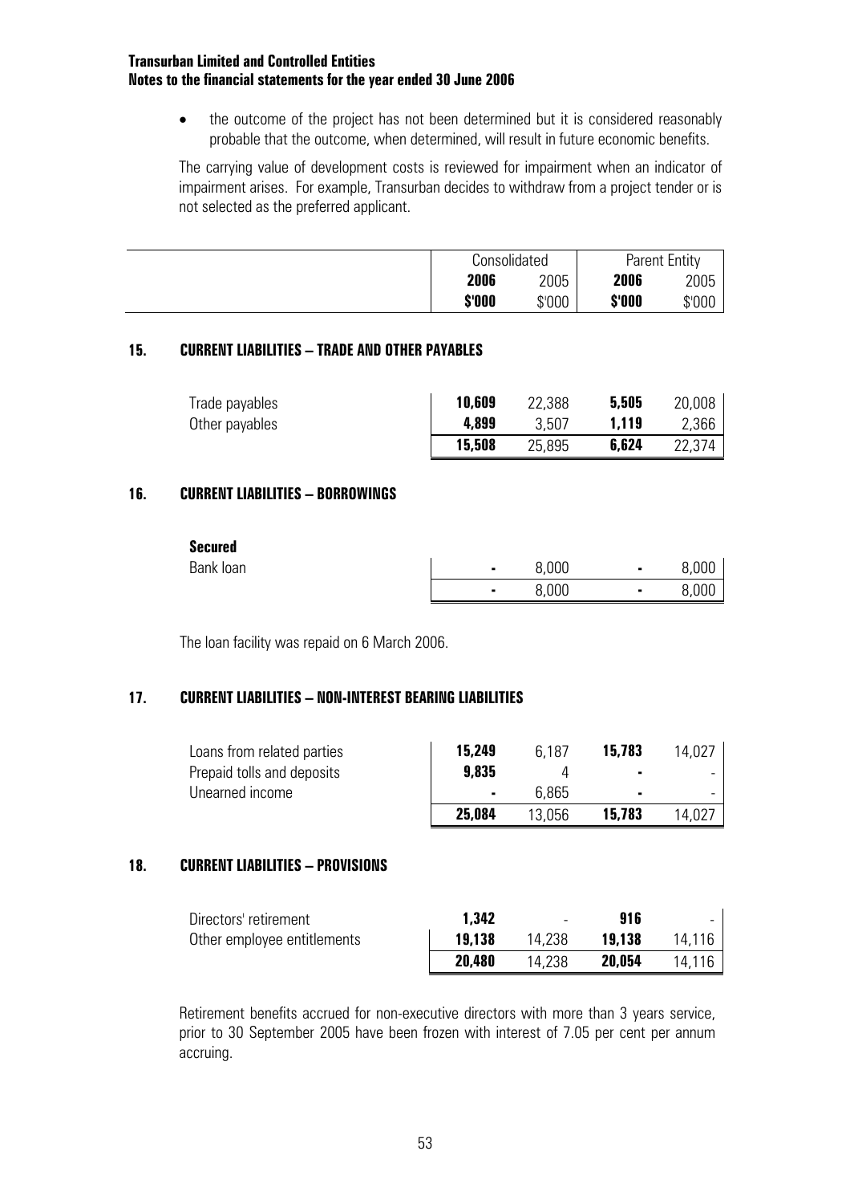- the outcome of the project has not been determined but it is considered reasonably probable that the outcome, when determined, will result in future economic benefits.

The carrying value of development costs is reviewed for impairment when an indicator of impairment arises. For example, Transurban decides to withdraw from a project tender or is not selected as the preferred applicant.

| | Consolidated | | Parent Entity | |
|---|---|---|---|---|
| | **2006** | 2005 | **2006** | 2005 |
| | **$'000** | $'000 | **$'000** | $'000 |

## 15. CURRENT LIABILITIES – TRADE AND OTHER PAYABLES

| | | | | |
|---|---|---|---|---|
| Trade payables | **10,609** | 22,388 | **5,505** | 20,008 |
| Other payables | **4,899** | 3,507 | **1,119** | 2,366 |
| | **15,508** | 25,895 | **6,624** | 22,374 |

## 16. CURRENT LIABILITIES – BORROWINGS

| | | | | |
|---|---|---|---|---|
| **Secured** | | | | |
| Bank loan | **-** | 8,000 | **-** | 8,000 |
| | **-** | 8,000 | **-** | 8,000 |

The loan facility was repaid on 6 March 2006.

## 17. CURRENT LIABILITIES – NON-INTEREST BEARING LIABILITIES

| | | | | |
|---|---|---|---|---|
| Loans from related parties | **15,249** | 6,187 | **15,783** | 14,027 |
| Prepaid tolls and deposits | **9,835** | 4 | **-** | - |
| Unearned income | **-** | 6,865 | **-** | - |
| | **25,084** | 13,056 | **15,783** | 14,027 |

## 18. CURRENT LIABILITIES – PROVISIONS

| | | | | |
|---|---|---|---|---|
| Directors' retirement | **1,342** | - | **916** | - |
| Other employee entitlements | **19,138** | 14,238 | **19,138** | 14,116 |
| | **20,480** | 14,238 | **20,054** | 14,116 |

Retirement benefits accrued for non-executive directors with more than 3 years service, prior to 30 September 2005 have been frozen with interest of 7.05 per cent per annum accruing.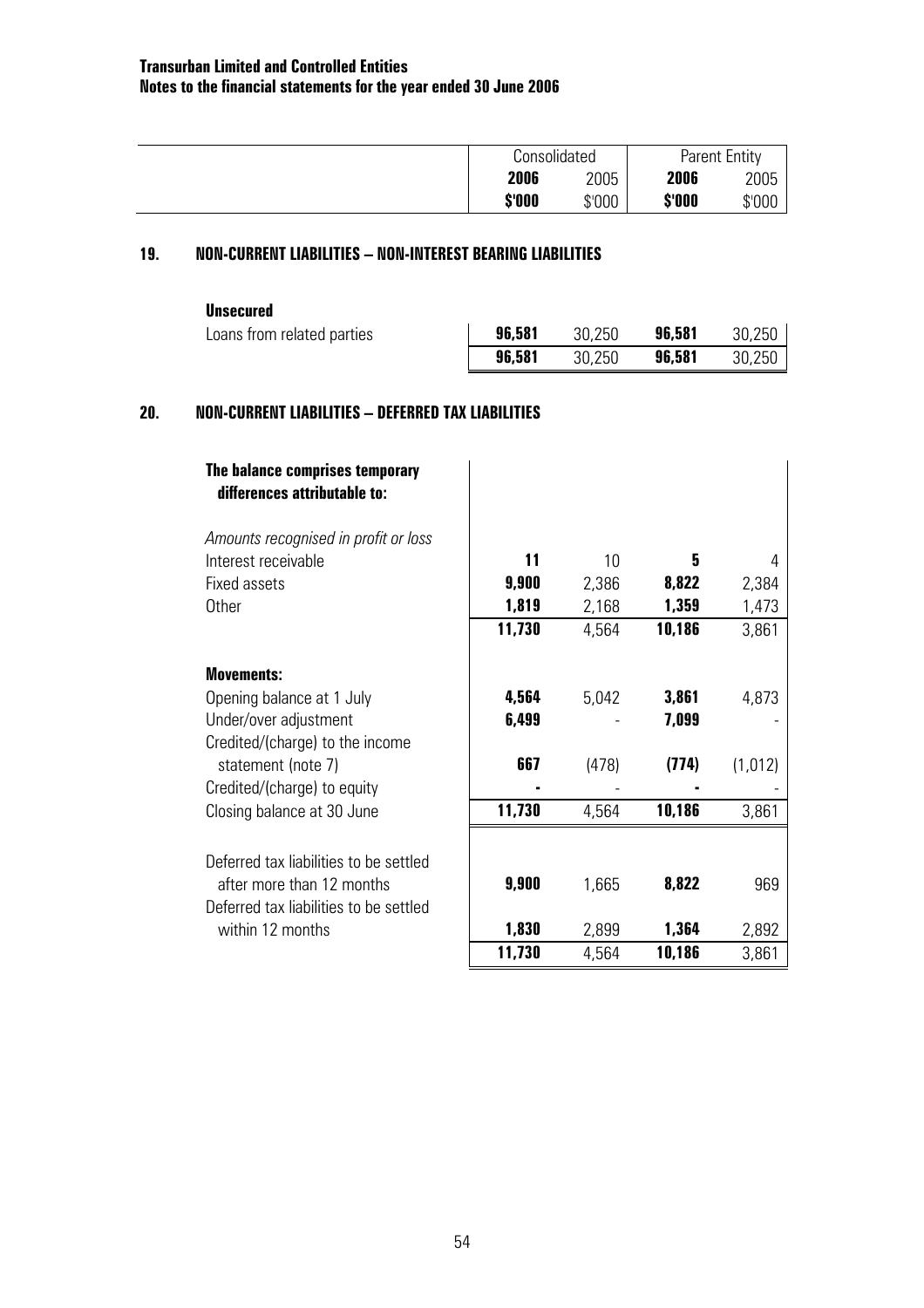| | Consolidated | | Parent Entity | |
|---|---|---|---|---|
| | **2006** | 2005 | **2006** | 2005 |
| | **$'000** | $'000 | **$'000** | $'000 |

## 19. NON-CURRENT LIABILITIES – NON-INTEREST BEARING LIABILITIES

| | Consolidated 2006 $'000 | Consolidated 2005 $'000 | Parent Entity 2006 $'000 | Parent Entity 2005 $'000 |
|---|---|---|---|---|
| **Unsecured** | | | | |
| Loans from related parties | **96,581** | 30,250 | **96,581** | 30,250 |
| | **96,581** | 30,250 | **96,581** | 30,250 |

## 20. NON-CURRENT LIABILITIES – DEFERRED TAX LIABILITIES

| | Consolidated 2006 $'000 | Consolidated 2005 $'000 | Parent Entity 2006 $'000 | Parent Entity 2005 $'000 |
|---|---|---|---|---|
| **The balance comprises temporary differences attributable to:** | | | | |
| *Amounts recognised in profit or loss* | | | | |
| Interest receivable | **11** | 10 | **5** | 4 |
| Fixed assets | **9,900** | 2,386 | **8,822** | 2,384 |
| Other | **1,819** | 2,168 | **1,359** | 1,473 |
| | **11,730** | 4,564 | **10,186** | 3,861 |
| **Movements:** | | | | |
| Opening balance at 1 July | **4,564** | 5,042 | **3,861** | 4,873 |
| Under/over adjustment | **6,499** | - | **7,099** | - |
| Credited/(charge) to the income statement (note 7) | **667** | (478) | **(774)** | (1,012) |
| Credited/(charge) to equity | **-** | - | **-** | - |
| Closing balance at 30 June | **11,730** | 4,564 | **10,186** | 3,861 |
| Deferred tax liabilities to be settled after more than 12 months | **9,900** | 1,665 | **8,822** | 969 |
| Deferred tax liabilities to be settled within 12 months | **1,830** | 2,899 | **1,364** | 2,892 |
| | **11,730** | 4,564 | **10,186** | 3,861 |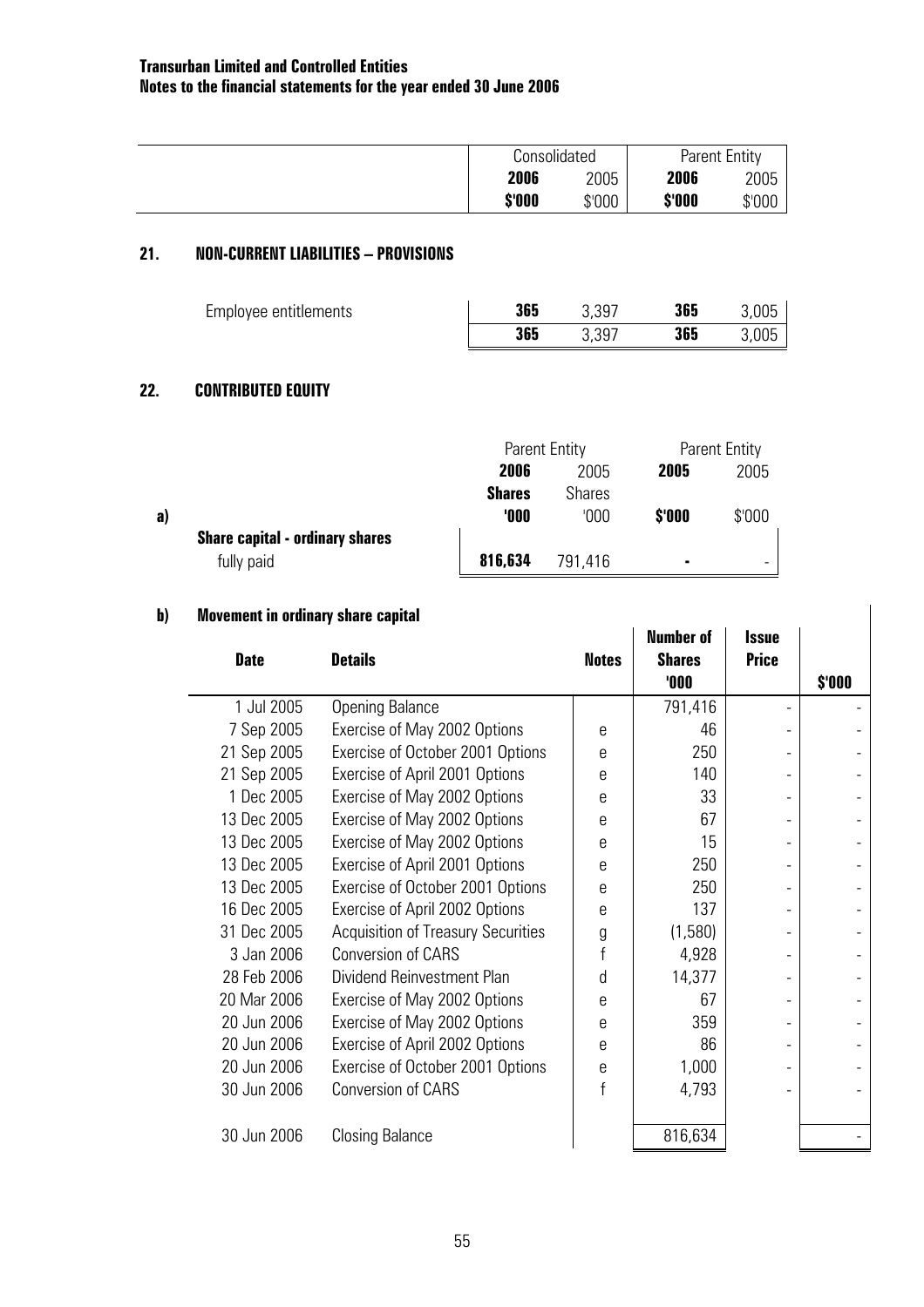**Transurban Limited and Controlled Entities**
**Notes to the financial statements for the year ended 30 June 2006**

| | Consolidated | | Parent Entity | |
|---|---|---|---|---|
| | **2006** | 2005 | **2006** | 2005 |
| | **$'000** | $'000 | **$'000** | $'000 |

## 21. NON-CURRENT LIABILITIES – PROVISIONS

| | | | | |
|---|---|---|---|---|
| Employee entitlements | **365** | 3,397 | **365** | 3,005 |
| | **365** | 3,397 | **365** | 3,005 |

## 22. CONTRIBUTED EQUITY

**a)**

| | Parent Entity | | Parent Entity | |
|---|---|---|---|---|
| | **2006** | 2005 | **2005** | 2005 |
| | **Shares** | Shares | | |
| | **'000** | '000 | **$'000** | $'000 |
| **Share capital - ordinary shares** | | | | |
| fully paid | **816,634** | 791,416 | **-** | - |

**b) Movement in ordinary share capital**

| Date | Details | Notes | Number of Shares '000 | Issue Price | $'000 |
|---|---|---|---|---|---|
| 1 Jul 2005 | Opening Balance | | 791,416 | - | - |
| 7 Sep 2005 | Exercise of May 2002 Options | e | 46 | - | - |
| 21 Sep 2005 | Exercise of October 2001 Options | e | 250 | - | - |
| 21 Sep 2005 | Exercise of April 2001 Options | e | 140 | - | - |
| 1 Dec 2005 | Exercise of May 2002 Options | e | 33 | - | - |
| 13 Dec 2005 | Exercise of May 2002 Options | e | 67 | - | - |
| 13 Dec 2005 | Exercise of May 2002 Options | e | 15 | - | - |
| 13 Dec 2005 | Exercise of April 2001 Options | e | 250 | - | - |
| 13 Dec 2005 | Exercise of October 2001 Options | e | 250 | - | - |
| 16 Dec 2005 | Exercise of April 2002 Options | e | 137 | - | - |
| 31 Dec 2005 | Acquisition of Treasury Securities | g | (1,580) | - | - |
| 3 Jan 2006 | Conversion of CARS | f | 4,928 | - | - |
| 28 Feb 2006 | Dividend Reinvestment Plan | d | 14,377 | - | - |
| 20 Mar 2006 | Exercise of May 2002 Options | e | 67 | - | - |
| 20 Jun 2006 | Exercise of May 2002 Options | e | 359 | - | - |
| 20 Jun 2006 | Exercise of April 2002 Options | e | 86 | - | - |
| 20 Jun 2006 | Exercise of October 2001 Options | e | 1,000 | - | - |
| 30 Jun 2006 | Conversion of CARS | f | 4,793 | - | - |
| 30 Jun 2006 | Closing Balance | | 816,634 | | - |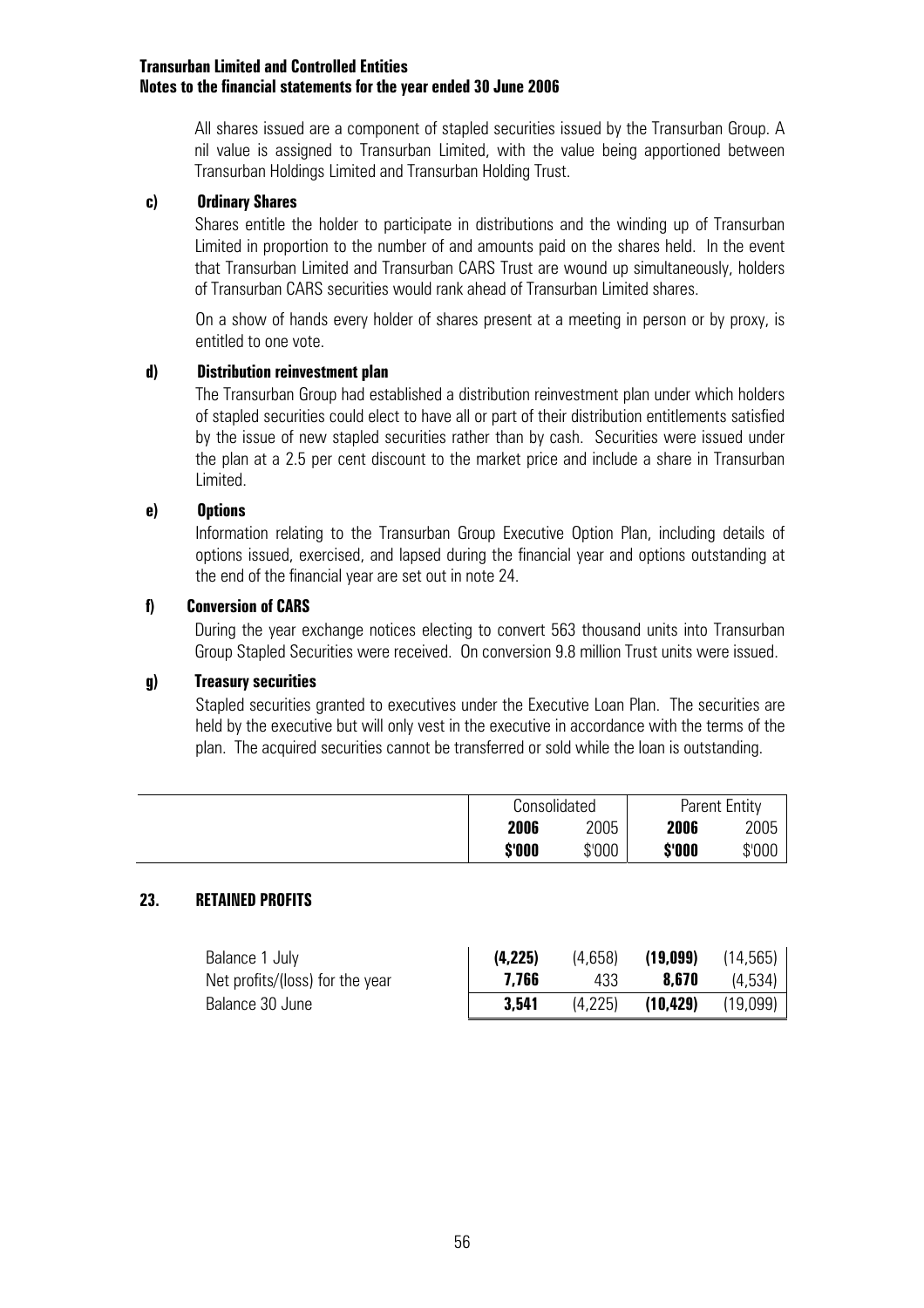All shares issued are a component of stapled securities issued by the Transurban Group. A nil value is assigned to Transurban Limited, with the value being apportioned between Transurban Holdings Limited and Transurban Holding Trust.

**c) Ordinary Shares**

Shares entitle the holder to participate in distributions and the winding up of Transurban Limited in proportion to the number of and amounts paid on the shares held. In the event that Transurban Limited and Transurban CARS Trust are wound up simultaneously, holders of Transurban CARS securities would rank ahead of Transurban Limited shares.

On a show of hands every holder of shares present at a meeting in person or by proxy, is entitled to one vote.

**d) Distribution reinvestment plan**

The Transurban Group had established a distribution reinvestment plan under which holders of stapled securities could elect to have all or part of their distribution entitlements satisfied by the issue of new stapled securities rather than by cash. Securities were issued under the plan at a 2.5 per cent discount to the market price and include a share in Transurban Limited.

**e) Options**

Information relating to the Transurban Group Executive Option Plan, including details of options issued, exercised, and lapsed during the financial year and options outstanding at the end of the financial year are set out in note 24.

**f) Conversion of CARS**

During the year exchange notices electing to convert 563 thousand units into Transurban Group Stapled Securities were received. On conversion 9.8 million Trust units were issued.

**g) Treasury securities**

Stapled securities granted to executives under the Executive Loan Plan. The securities are held by the executive but will only vest in the executive in accordance with the terms of the plan. The acquired securities cannot be transferred or sold while the loan is outstanding.

## 23. RETAINED PROFITS

| | Consolidated | | Parent Entity | |
|---|---|---|---|---|
| | **2006** | 2005 | **2006** | 2005 |
| | **$'000** | $'000 | **$'000** | $'000 |
| Balance 1 July | **(4,225)** | (4,658) | **(19,099)** | (14,565) |
| Net profits/(loss) for the year | **7,766** | 433 | **8,670** | (4,534) |
| Balance 30 June | **3,541** | (4,225) | **(10,429)** | (19,099) |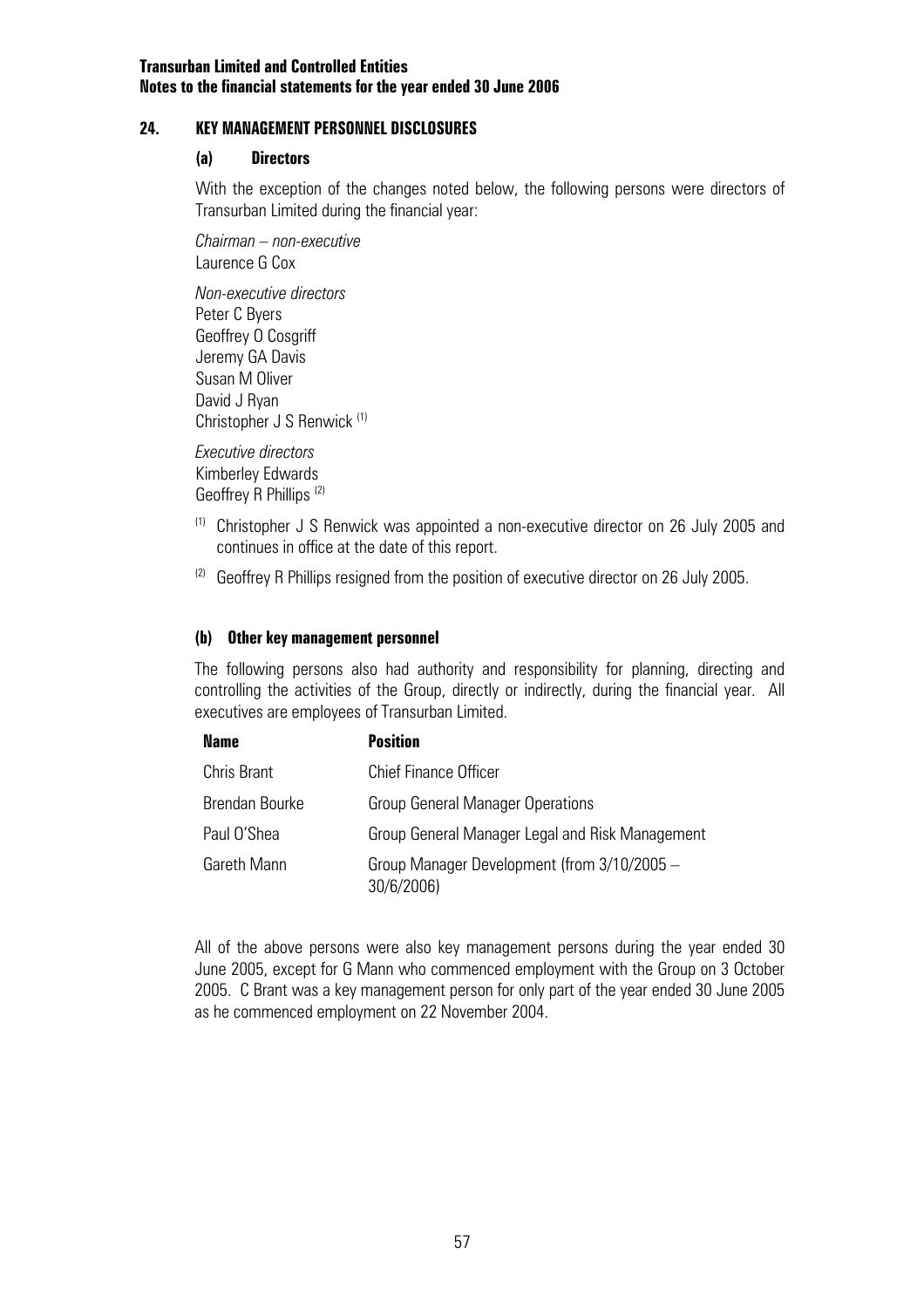## 24. KEY MANAGEMENT PERSONNEL DISCLOSURES

### (a) Directors

With the exception of the changes noted below, the following persons were directors of Transurban Limited during the financial year:

*Chairman – non-executive*
Laurence G Cox

*Non-executive directors*
Peter C Byers
Geoffrey O Cosgriff
Jeremy GA Davis
Susan M Oliver
David J Ryan
Christopher J S Renwick (1)

*Executive directors*
Kimberley Edwards
Geoffrey R Phillips (2)

(1) Christopher J S Renwick was appointed a non-executive director on 26 July 2005 and continues in office at the date of this report.

(2) Geoffrey R Phillips resigned from the position of executive director on 26 July 2005.

### (b) Other key management personnel

The following persons also had authority and responsibility for planning, directing and controlling the activities of the Group, directly or indirectly, during the financial year. All executives are employees of Transurban Limited.

| Name | Position |
| --- | --- |
| Chris Brant | Chief Finance Officer |
| Brendan Bourke | Group General Manager Operations |
| Paul O'Shea | Group General Manager Legal and Risk Management |
| Gareth Mann | Group Manager Development (from 3/10/2005 – 30/6/2006) |

All of the above persons were also key management persons during the year ended 30 June 2005, except for G Mann who commenced employment with the Group on 3 October 2005. C Brant was a key management person for only part of the year ended 30 June 2005 as he commenced employment on 22 November 2004.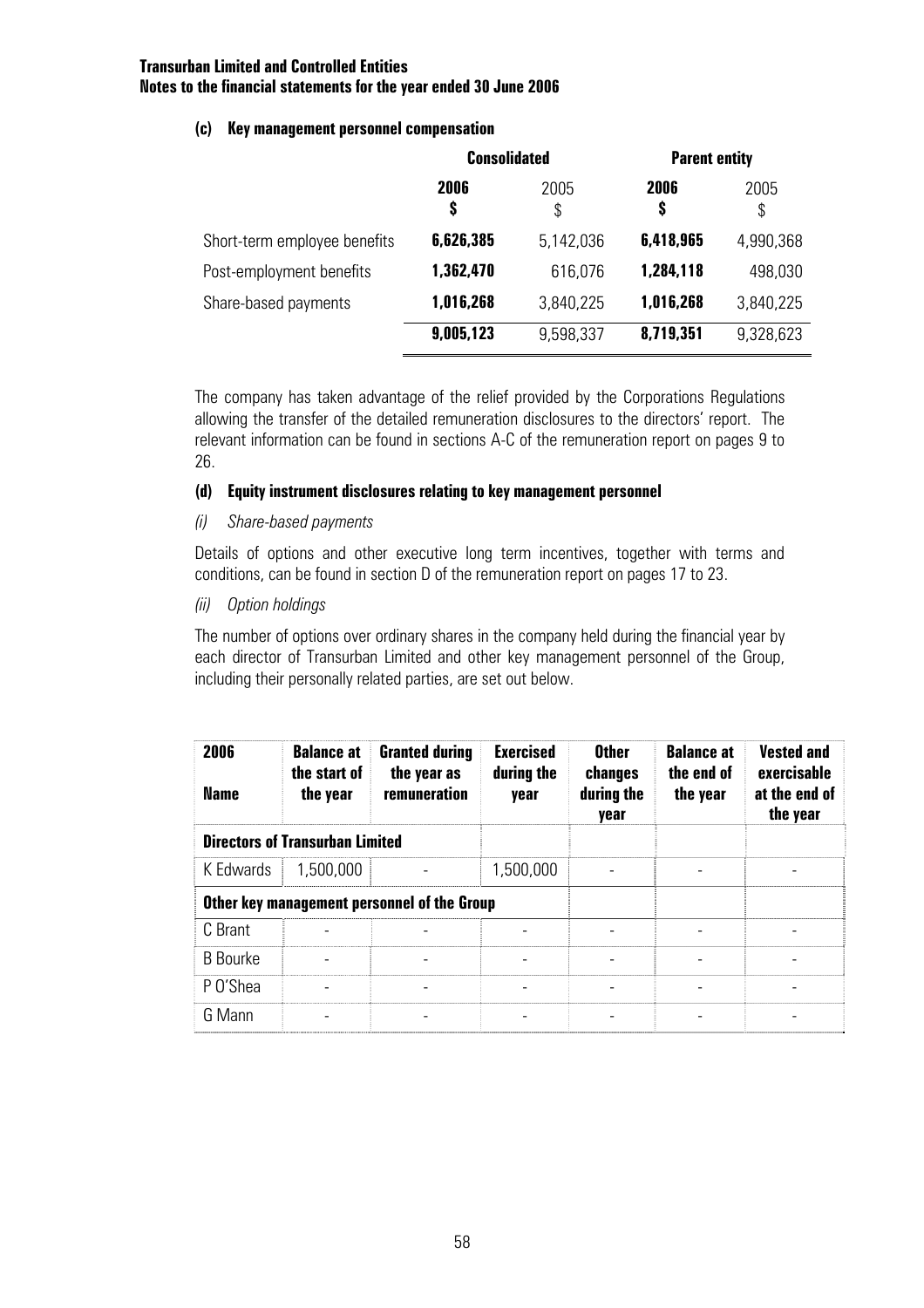**Transurban Limited and Controlled Entities**
**Notes to the financial statements for the year ended 30 June 2006**

#### (c) Key management personnel compensation

| | Consolidated | | Parent entity | |
|---|---|---|---|---|
| | **2006** **$** | 2005 $ | **2006** **$** | 2005 $ |
| Short-term employee benefits | **6,626,385** | 5,142,036 | **6,418,965** | 4,990,368 |
| Post-employment benefits | **1,362,470** | 616,076 | **1,284,118** | 498,030 |
| Share-based payments | **1,016,268** | 3,840,225 | **1,016,268** | 3,840,225 |
| | **9,005,123** | 9,598,337 | **8,719,351** | 9,328,623 |

The company has taken advantage of the relief provided by the Corporations Regulations allowing the transfer of the detailed remuneration disclosures to the directors' report. The relevant information can be found in sections A-C of the remuneration report on pages 9 to 26.

#### (d) Equity instrument disclosures relating to key management personnel

*(i) Share-based payments*

Details of options and other executive long term incentives, together with terms and conditions, can be found in section D of the remuneration report on pages 17 to 23.

*(ii) Option holdings*

The number of options over ordinary shares in the company held during the financial year by each director of Transurban Limited and other key management personnel of the Group, including their personally related parties, are set out below.

| 2006 Name | Balance at the start of the year | Granted during the year as remuneration | Exercised during the year | Other changes during the year | Balance at the end of the year | Vested and exercisable at the end of the year |
|---|---|---|---|---|---|---|
| **Directors of Transurban Limited** | | | | | | |
| K Edwards | 1,500,000 | - | 1,500,000 | - | - | - |
| **Other key management personnel of the Group** | | | | | | |
| C Brant | - | - | - | - | - | - |
| B Bourke | - | - | - | - | - | - |
| P O'Shea | - | - | - | - | - | - |
| G Mann | - | - | - | - | - | - |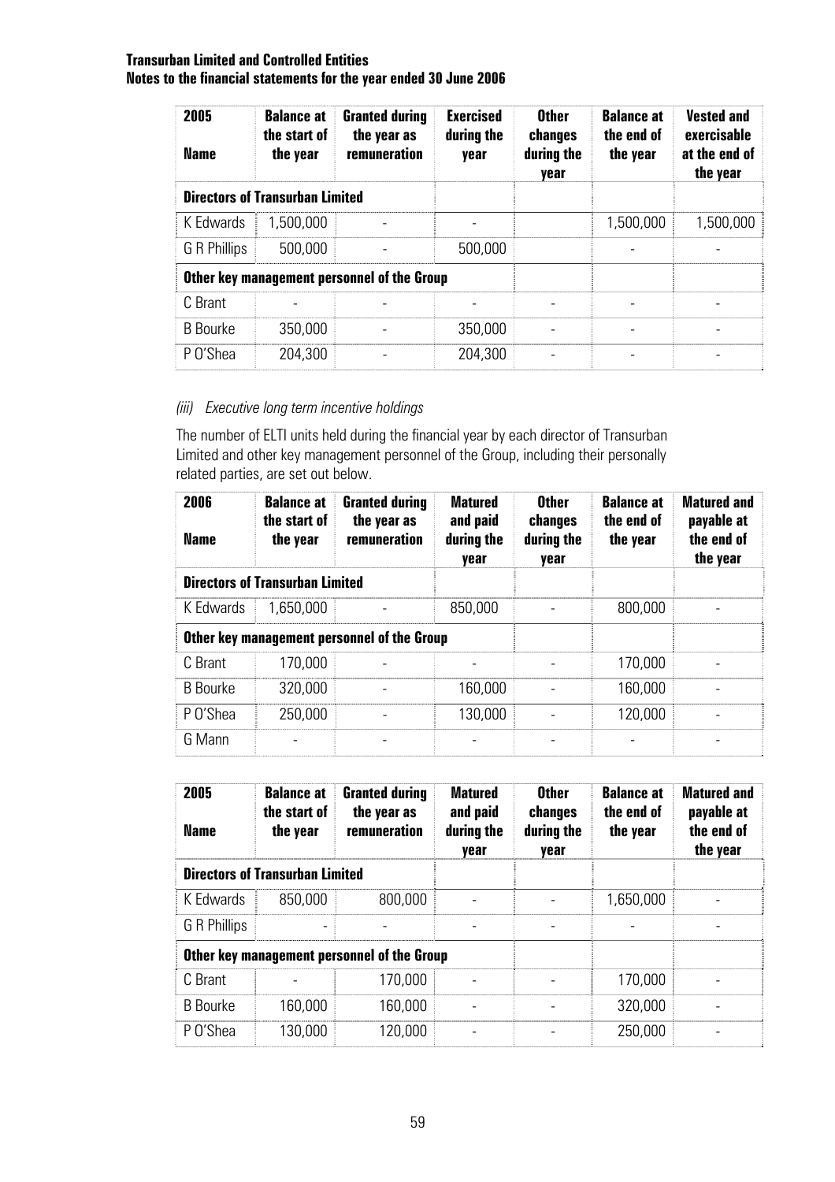| 2005<br>Name | Balance at the start of the year | Granted during the year as remuneration | Exercised during the year | Other changes during the year | Balance at the end of the year | Vested and exercisable at the end of the year |
|---|---|---|---|---|---|---|
| **Directors of Transurban Limited** | | | | | | |
| K Edwards | 1,500,000 | - | - | | 1,500,000 | 1,500,000 |
| G R Phillips | 500,000 | - | 500,000 | | - | - |
| **Other key management personnel of the Group** | | | | | | |
| C Brant | - | - | - | - | - | - |
| B Bourke | 350,000 | - | 350,000 | - | - | - |
| P O'Shea | 204,300 | - | 204,300 | - | - | - |

*(iii) Executive long term incentive holdings*

The number of ELTI units held during the financial year by each director of Transurban Limited and other key management personnel of the Group, including their personally related parties, are set out below.

| 2006<br>Name | Balance at the start of the year | Granted during the year as remuneration | Matured and paid during the year | Other changes during the year | Balance at the end of the year | Matured and payable at the end of the year |
|---|---|---|---|---|---|---|
| **Directors of Transurban Limited** | | | | | | |
| K Edwards | 1,650,000 | - | 850,000 | - | 800,000 | - |
| **Other key management personnel of the Group** | | | | | | |
| C Brant | 170,000 | - | - | - | 170,000 | - |
| B Bourke | 320,000 | - | 160,000 | - | 160,000 | - |
| P O'Shea | 250,000 | - | 130,000 | - | 120,000 | - |
| G Mann | - | - | - | - | - | - |

| 2005<br>Name | Balance at the start of the year | Granted during the year as remuneration | Matured and paid during the year | Other changes during the year | Balance at the end of the year | Matured and payable at the end of the year |
|---|---|---|---|---|---|---|
| **Directors of Transurban Limited** | | | | | | |
| K Edwards | 850,000 | 800,000 | - | - | 1,650,000 | - |
| G R Phillips | - | - | - | - | - | - |
| **Other key management personnel of the Group** | | | | | | |
| C Brant | - | 170,000 | - | - | 170,000 | - |
| B Bourke | 160,000 | 160,000 | - | - | 320,000 | - |
| P O'Shea | 130,000 | 120,000 | - | - | 250,000 | - |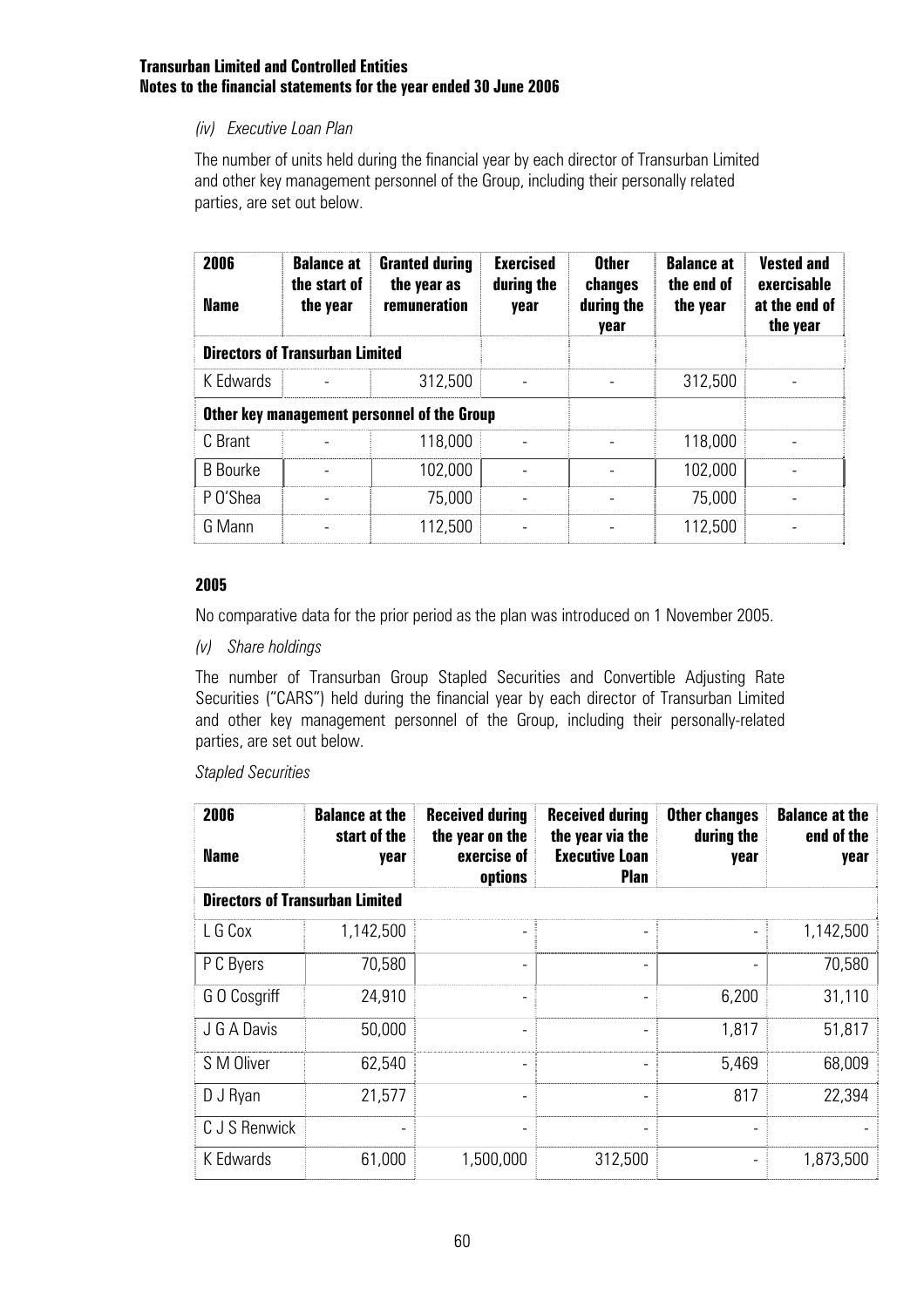*(iv) Executive Loan Plan*

The number of units held during the financial year by each director of Transurban Limited and other key management personnel of the Group, including their personally related parties, are set out below.

| **2006**<br>**Name** | **Balance at the start of the year** | **Granted during the year as remuneration** | **Exercised during the year** | **Other changes during the year** | **Balance at the end of the year** | **Vested and exercisable at the end of the year** |
|---|---|---|---|---|---|---|
| **Directors of Transurban Limited** | | | | | | |
| K Edwards | - | 312,500 | - | - | 312,500 | - |
| **Other key management personnel of the Group** | | | | | | |
| C Brant | - | 118,000 | - | - | 118,000 | - |
| B Bourke | - | 102,000 | - | - | 102,000 | - |
| P O'Shea | - | 75,000 | - | - | 75,000 | - |
| G Mann | - | 112,500 | - | - | 112,500 | - |

**2005**

No comparative data for the prior period as the plan was introduced on 1 November 2005.

*(v) Share holdings*

The number of Transurban Group Stapled Securities and Convertible Adjusting Rate Securities ("CARS") held during the financial year by each director of Transurban Limited and other key management personnel of the Group, including their personally-related parties, are set out below.

*Stapled Securities*

| **2006**<br>**Name** | **Balance at the start of the year** | **Received during the year on the exercise of options** | **Received during the year via the Executive Loan Plan** | **Other changes during the year** | **Balance at the end of the year** |
|---|---|---|---|---|---|
| **Directors of Transurban Limited** | | | | | |
| L G Cox | 1,142,500 | - | - | - | 1,142,500 |
| P C Byers | 70,580 | - | - | - | 70,580 |
| G O Cosgriff | 24,910 | - | - | 6,200 | 31,110 |
| J G A Davis | 50,000 | - | - | 1,817 | 51,817 |
| S M Oliver | 62,540 | - | - | 5,469 | 68,009 |
| D J Ryan | 21,577 | - | - | 817 | 22,394 |
| C J S Renwick | - | - | - | - | - |
| K Edwards | 61,000 | 1,500,000 | 312,500 | - | 1,873,500 |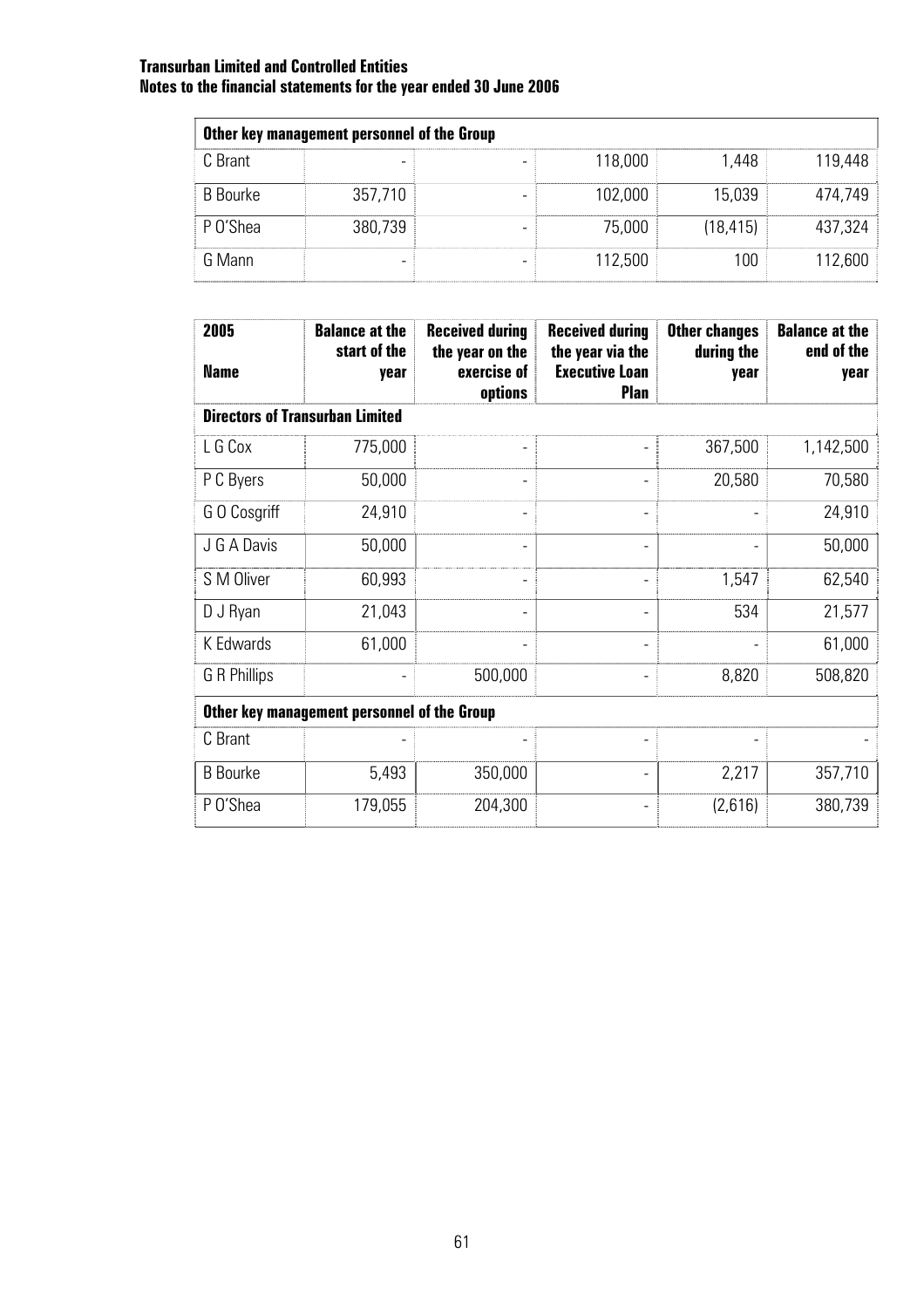| Other key management personnel of the Group | | | | | |
|---|---|---|---|---|---|
| C Brant | - | - | 118,000 | 1,448 | 119,448 |
| B Bourke | 357,710 | - | 102,000 | 15,039 | 474,749 |
| P O'Shea | 380,739 | - | 75,000 | (18,415) | 437,324 |
| G Mann | - | - | 112,500 | 100 | 112,600 |

| 2005<br>Name | Balance at the start of the year | Received during the year on the exercise of options | Received during the year via the Executive Loan Plan | Other changes during the year | Balance at the end of the year |
|---|---|---|---|---|---|
| **Directors of Transurban Limited** | | | | | |
| L G Cox | 775,000 | - | - | 367,500 | 1,142,500 |
| P C Byers | 50,000 | - | - | 20,580 | 70,580 |
| G O Cosgriff | 24,910 | - | - | - | 24,910 |
| J G A Davis | 50,000 | - | - | - | 50,000 |
| S M Oliver | 60,993 | - | - | 1,547 | 62,540 |
| D J Ryan | 21,043 | - | - | 534 | 21,577 |
| K Edwards | 61,000 | - | - | - | 61,000 |
| G R Phillips | - | 500,000 | - | 8,820 | 508,820 |
| **Other key management personnel of the Group** | | | | | |
| C Brant | - | - | - | - | - |
| B Bourke | 5,493 | 350,000 | - | 2,217 | 357,710 |
| P O'Shea | 179,055 | 204,300 | - | (2,616) | 380,739 |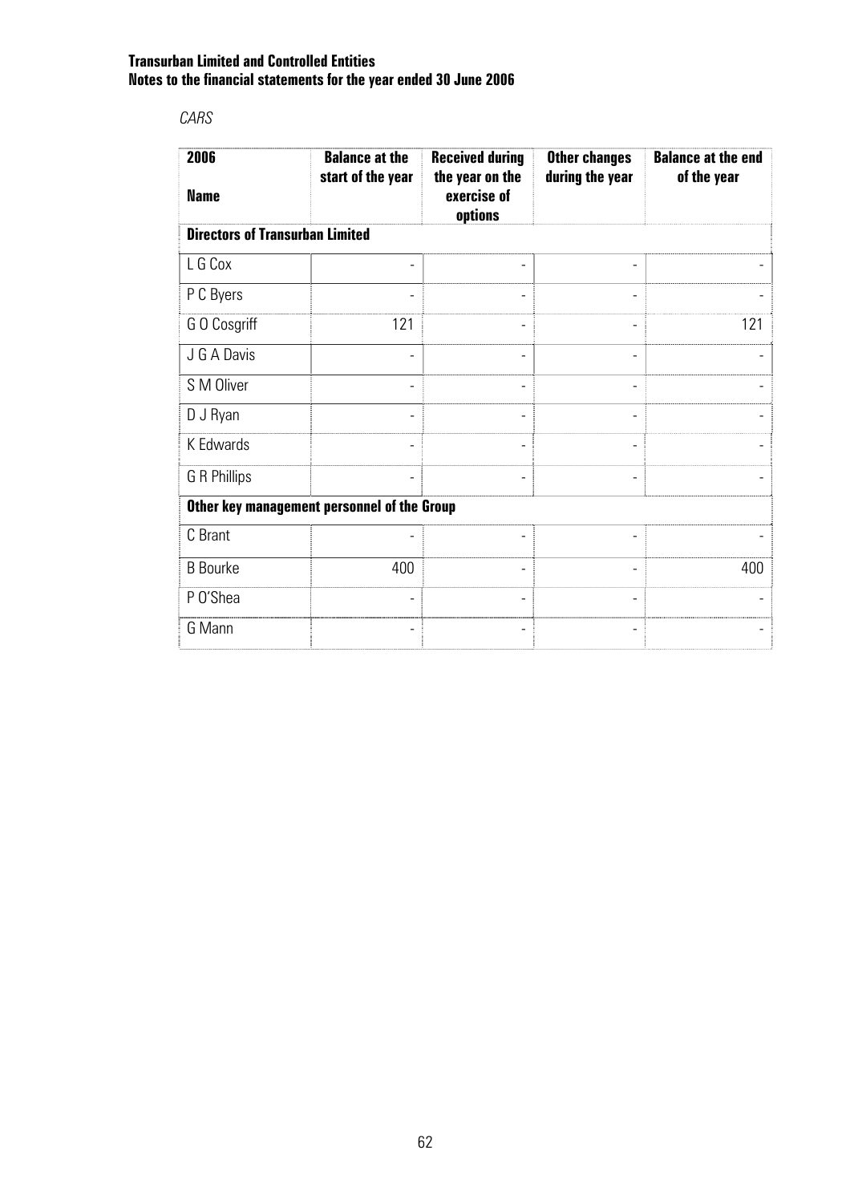*CARS*

| 2006<br>Name | Balance at the start of the year | Received during the year on the exercise of options | Other changes during the year | Balance at the end of the year |
|---|---|---|---|---|
| **Directors of Transurban Limited** | | | | |
| L G Cox | - | - | - | - |
| P C Byers | - | - | - | - |
| G O Cosgriff | 121 | - | - | 121 |
| J G A Davis | - | - | - | - |
| S M Oliver | - | - | - | - |
| D J Ryan | - | - | - | - |
| K Edwards | - | - | - | - |
| G R Phillips | - | - | - | - |
| **Other key management personnel of the Group** | | | | |
| C Brant | - | - | - | - |
| B Bourke | 400 | - | - | 400 |
| P O'Shea | - | - | - | - |
| G Mann | - | - | - | - |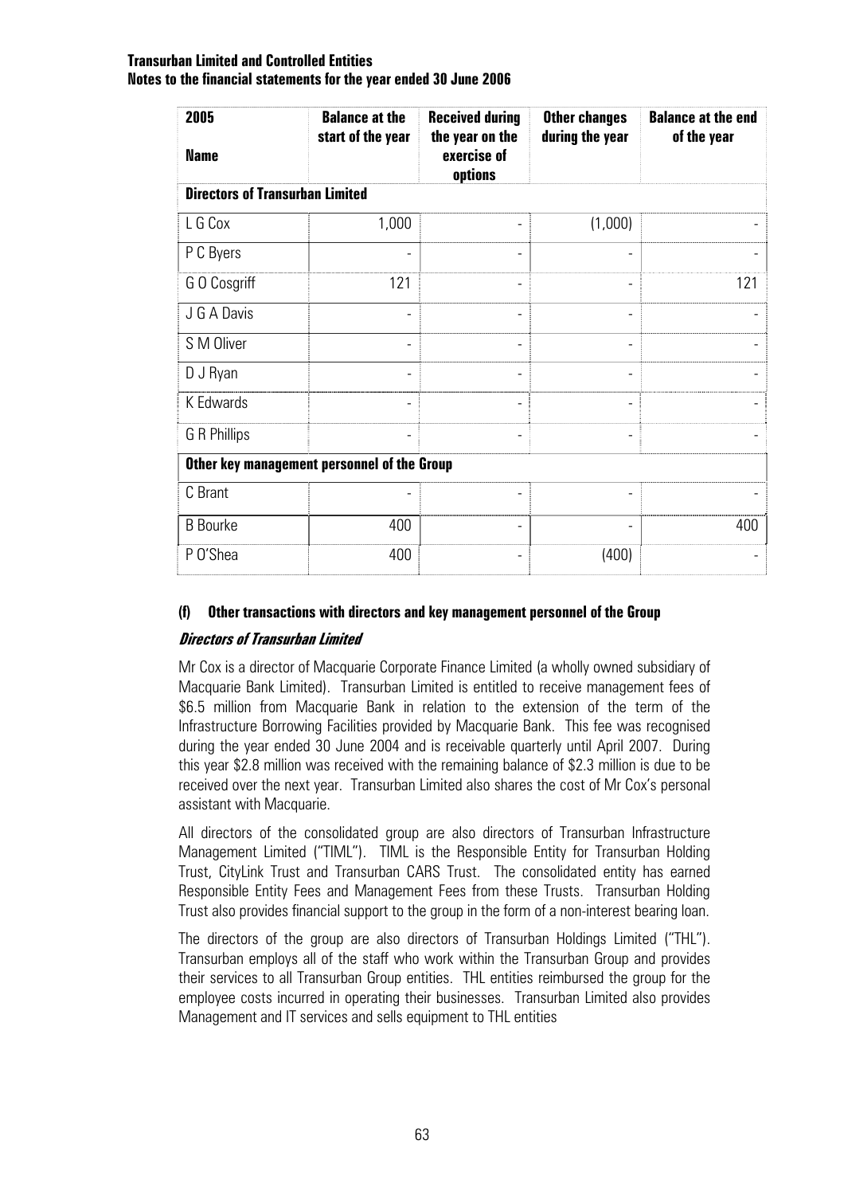| 2005<br>Name | Balance at the start of the year | Received during the year on the exercise of options | Other changes during the year | Balance at the end of the year |
|---|---|---|---|---|
| **Directors of Transurban Limited** | | | | |
| L G Cox | 1,000 | - | (1,000) | - |
| P C Byers | - | - | - | - |
| G O Cosgriff | 121 | - | - | 121 |
| J G A Davis | - | - | - | - |
| S M Oliver | - | - | - | - |
| D J Ryan | - | - | - | - |
| K Edwards | - | - | - | - |
| G R Phillips | - | - | - | - |
| **Other key management personnel of the Group** | | | | |
| C Brant | - | - | - | - |
| B Bourke | 400 | - | - | 400 |
| P O'Shea | 400 | - | (400) | - |

#### (f) Other transactions with directors and key management personnel of the Group

***Directors of Transurban Limited***

Mr Cox is a director of Macquarie Corporate Finance Limited (a wholly owned subsidiary of Macquarie Bank Limited). Transurban Limited is entitled to receive management fees of \$6.5 million from Macquarie Bank in relation to the extension of the term of the Infrastructure Borrowing Facilities provided by Macquarie Bank. This fee was recognised during the year ended 30 June 2004 and is receivable quarterly until April 2007. During this year \$2.8 million was received with the remaining balance of \$2.3 million is due to be received over the next year. Transurban Limited also shares the cost of Mr Cox's personal assistant with Macquarie.

All directors of the consolidated group are also directors of Transurban Infrastructure Management Limited ("TIML"). TIML is the Responsible Entity for Transurban Holding Trust, CityLink Trust and Transurban CARS Trust. The consolidated entity has earned Responsible Entity Fees and Management Fees from these Trusts. Transurban Holding Trust also provides financial support to the group in the form of a non-interest bearing loan.

The directors of the group are also directors of Transurban Holdings Limited ("THL"). Transurban employs all of the staff who work within the Transurban Group and provides their services to all Transurban Group entities. THL entities reimbursed the group for the employee costs incurred in operating their businesses. Transurban Limited also provides Management and IT services and sells equipment to THL entities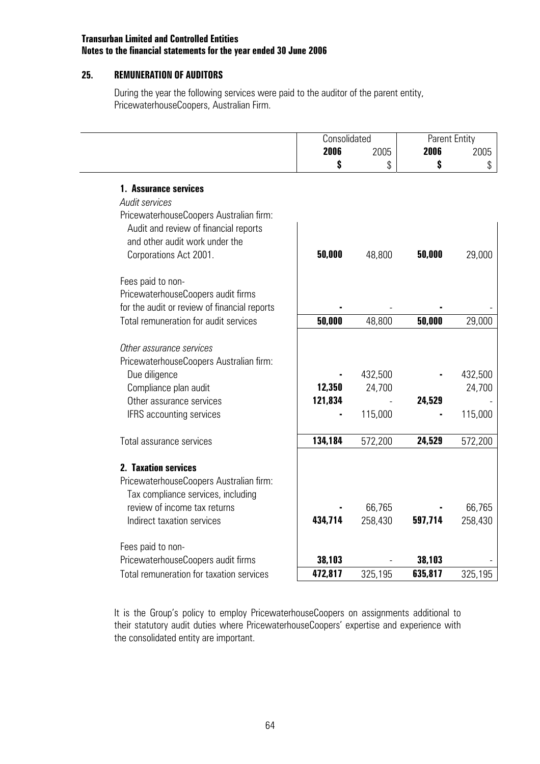**Transurban Limited and Controlled Entities**
**Notes to the financial statements for the year ended 30 June 2006**

## 25. REMUNERATION OF AUDITORS

During the year the following services were paid to the auditor of the parent entity, PricewaterhouseCoopers, Australian Firm.

| | Consolidated | | Parent Entity | |
|---|---|---|---|---|
| | **2006** | 2005 | **2006** | 2005 |
| | **$** | $ | **$** | $ |
| **1. Assurance services** | | | | |
| *Audit services* | | | | |
| PricewaterhouseCoopers Australian firm: | | | | |
| Audit and review of financial reports and other audit work under the Corporations Act 2001. | **50,000** | 48,800 | **50,000** | 29,000 |
| Fees paid to non-PricewaterhouseCoopers audit firms for the audit or review of financial reports | **-** | - | **-** | - |
| Total remuneration for audit services | **50,000** | 48,800 | **50,000** | 29,000 |
| *Other assurance services* | | | | |
| PricewaterhouseCoopers Australian firm: | | | | |
| Due diligence | **-** | 432,500 | **-** | 432,500 |
| Compliance plan audit | **12,350** | 24,700 | | 24,700 |
| Other assurance services | **121,834** | - | **24,529** | - |
| IFRS accounting services | **-** | 115,000 | **-** | 115,000 |
| Total assurance services | **134,184** | 572,200 | **24,529** | 572,200 |
| **2. Taxation services** | | | | |
| PricewaterhouseCoopers Australian firm: | | | | |
| Tax compliance services, including review of income tax returns | **-** | 66,765 | **-** | 66,765 |
| Indirect taxation services | **434,714** | 258,430 | **597,714** | 258,430 |
| Fees paid to non-PricewaterhouseCoopers audit firms | **38,103** | - | **38,103** | - |
| Total remuneration for taxation services | **472,817** | 325,195 | **635,817** | 325,195 |

It is the Group's policy to employ PricewaterhouseCoopers on assignments additional to their statutory audit duties where PricewaterhouseCoopers' expertise and experience with the consolidated entity are important.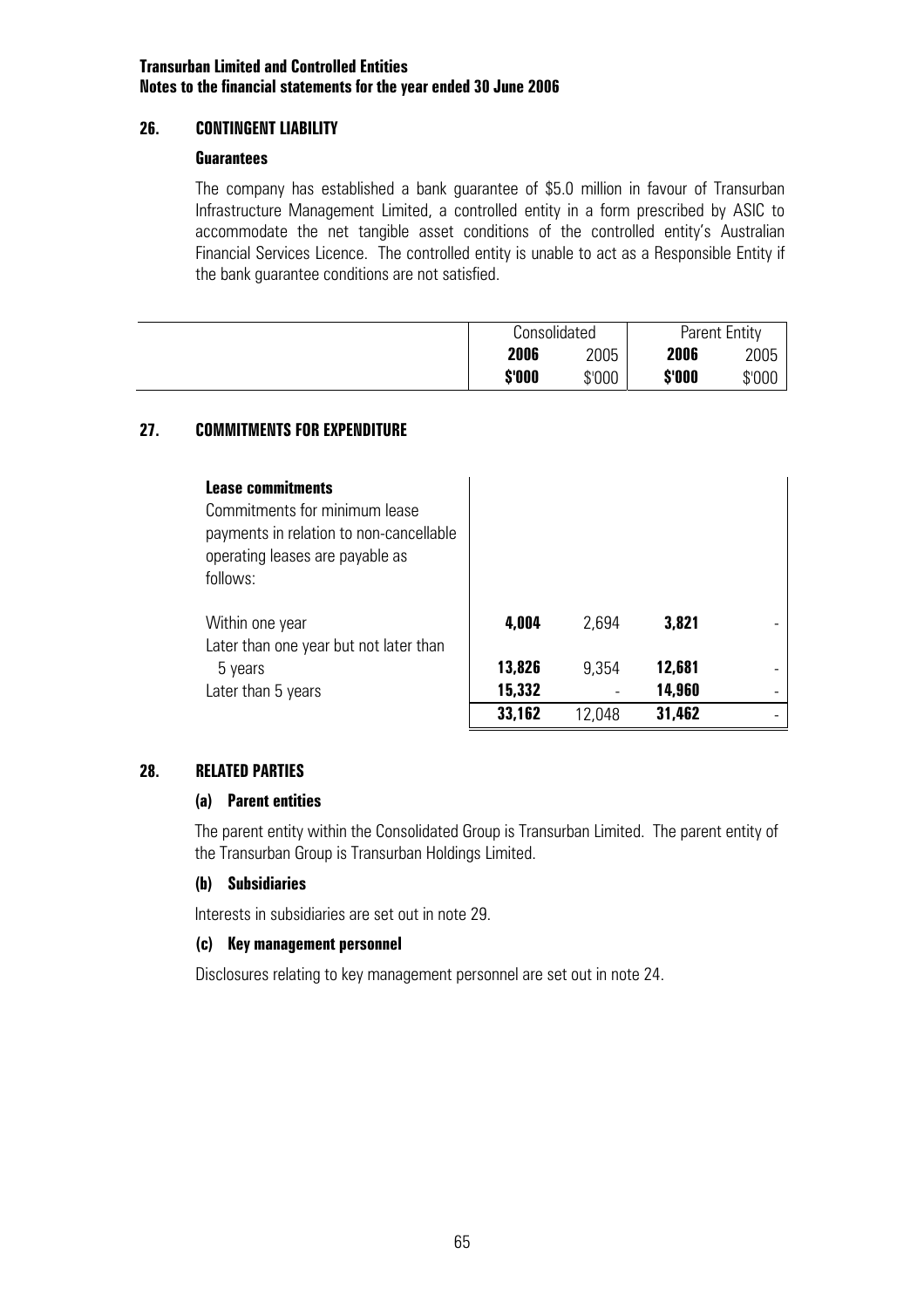## 26. CONTINGENT LIABILITY

### Guarantees

The company has established a bank guarantee of $5.0 million in favour of Transurban Infrastructure Management Limited, a controlled entity in a form prescribed by ASIC to accommodate the net tangible asset conditions of the controlled entity's Australian Financial Services Licence. The controlled entity is unable to act as a Responsible Entity if the bank guarantee conditions are not satisfied.

## 27. COMMITMENTS FOR EXPENDITURE

| | Consolidated | | Parent Entity | |
|---|---|---|---|---|
| | **2006** | 2005 | **2006** | 2005 |
| | **$'000** | $'000 | **$'000** | $'000 |
| **Lease commitments** | | | | |
| Commitments for minimum lease payments in relation to non-cancellable operating leases are payable as follows: | | | | |
| Within one year | **4,004** | 2,694 | **3,821** | - |
| Later than one year but not later than 5 years | **13,826** | 9,354 | **12,681** | - |
| Later than 5 years | **15,332** | - | **14,960** | - |
| | **33,162** | 12,048 | **31,462** | - |

## 28. RELATED PARTIES

### (a) Parent entities

The parent entity within the Consolidated Group is Transurban Limited. The parent entity of the Transurban Group is Transurban Holdings Limited.

### (b) Subsidiaries

Interests in subsidiaries are set out in note 29.

### (c) Key management personnel

Disclosures relating to key management personnel are set out in note 24.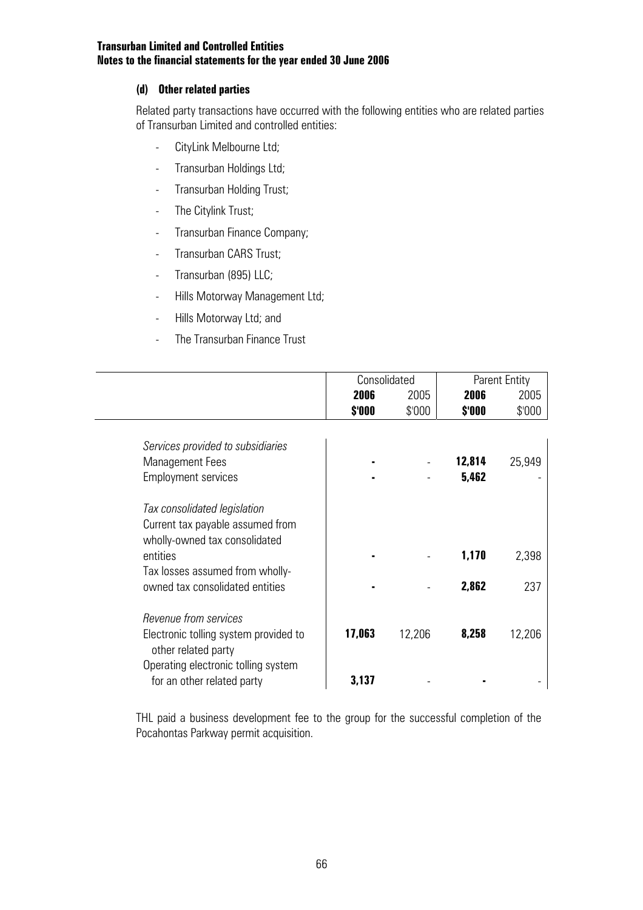#### (d) Other related parties

Related party transactions have occurred with the following entities who are related parties of Transurban Limited and controlled entities:

- CityLink Melbourne Ltd;
- Transurban Holdings Ltd;
- Transurban Holding Trust;
- The Citylink Trust;
- Transurban Finance Company;
- Transurban CARS Trust;
- Transurban (895) LLC;
- Hills Motorway Management Ltd;
- Hills Motorway Ltd; and
- The Transurban Finance Trust

| | Consolidated | | Parent Entity | |
|---|---|---|---|---|
| | **2006** | 2005 | **2006** | 2005 |
| | **\$'000** | \$'000 | **\$'000** | \$'000 |
| *Services provided to subsidiaries* | | | | |
| Management Fees | **-** | - | **12,814** | 25,949 |
| Employment services | **-** | - | **5,462** | - |
| *Tax consolidated legislation* | | | | |
| Current tax payable assumed from wholly-owned tax consolidated entities | **-** | - | **1,170** | 2,398 |
| Tax losses assumed from wholly-owned tax consolidated entities | **-** | - | **2,862** | 237 |
| *Revenue from services* | | | | |
| Electronic tolling system provided to other related party | **17,063** | 12,206 | **8,258** | 12,206 |
| Operating electronic tolling system for an other related party | **3,137** | - | **-** | - |

THL paid a business development fee to the group for the successful completion of the Pocahontas Parkway permit acquisition.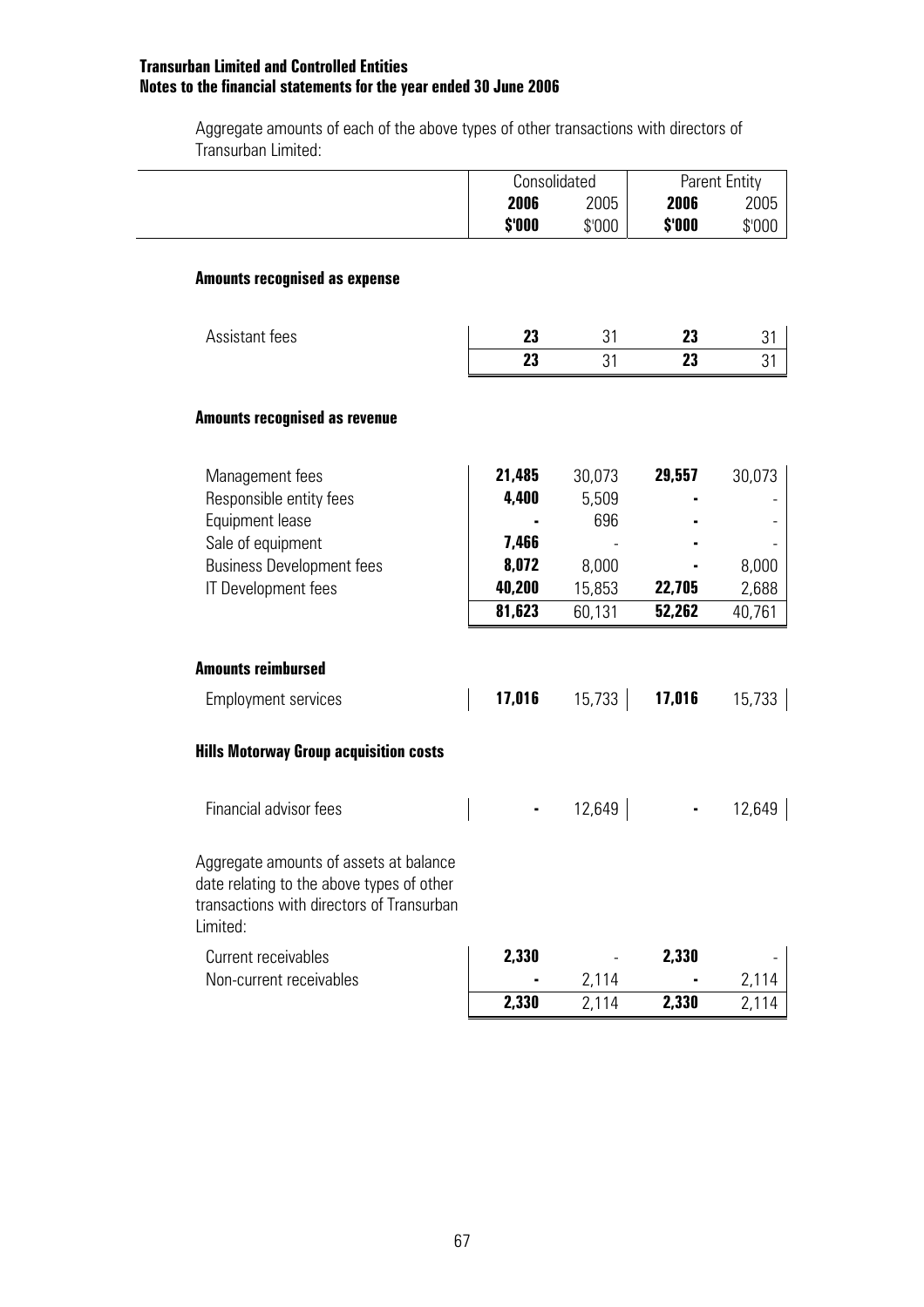Aggregate amounts of each of the above types of other transactions with directors of Transurban Limited:

| | Consolidated | | Parent Entity | |
|---|---|---|---|---|
| | **2006** | 2005 | **2006** | 2005 |
| | **$'000** | $'000 | **$'000** | $'000 |
| **Amounts recognised as expense** | | | | |
| Assistant fees | **23** | 31 | **23** | 31 |
| | **23** | 31 | **23** | 31 |
| **Amounts recognised as revenue** | | | | |
| Management fees | **21,485** | 30,073 | **29,557** | 30,073 |
| Responsible entity fees | **4,400** | 5,509 | **-** | - |
| Equipment lease | **-** | 696 | **-** | - |
| Sale of equipment | **7,466** | - | **-** | - |
| Business Development fees | **8,072** | 8,000 | **-** | 8,000 |
| IT Development fees | **40,200** | 15,853 | **22,705** | 2,688 |
| | **81,623** | 60,131 | **52,262** | 40,761 |
| **Amounts reimbursed** | | | | |
| Employment services | **17,016** | 15,733 | **17,016** | 15,733 |
| **Hills Motorway Group acquisition costs** | | | | |
| Financial advisor fees | **-** | 12,649 | **-** | 12,649 |
| Aggregate amounts of assets at balance date relating to the above types of other transactions with directors of Transurban Limited: | | | | |
| Current receivables | **2,330** | - | **2,330** | - |
| Non-current receivables | **-** | 2,114 | **-** | 2,114 |
| | **2,330** | 2,114 | **2,330** | 2,114 |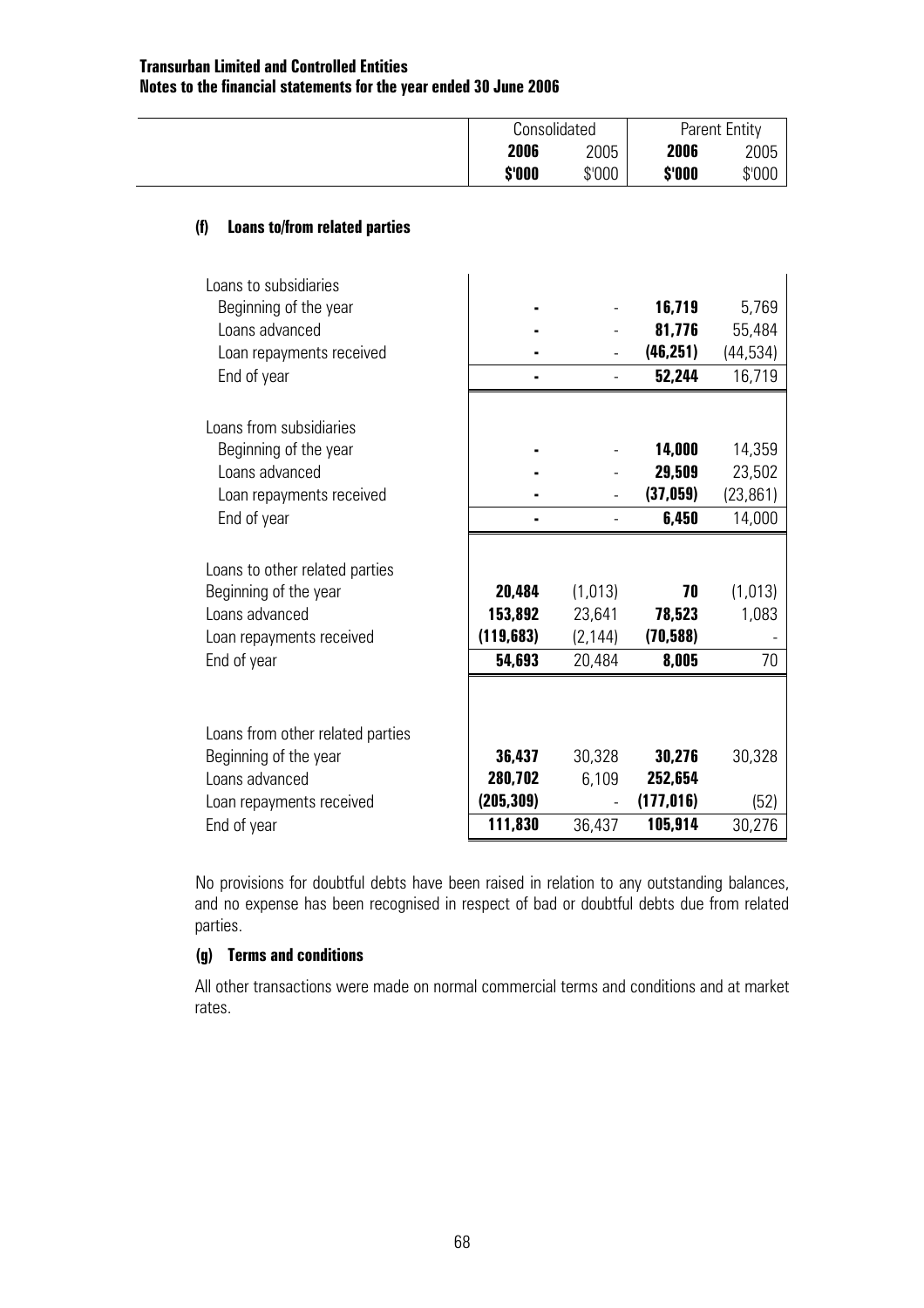| | Consolidated | | Parent Entity | |
|---|---|---|---|---|
| | **2006** | 2005 | **2006** | 2005 |
| | **$'000** | $'000 | **$'000** | $'000 |

### (f) Loans to/from related parties

| | Consolidated 2006 $'000 | Consolidated 2005 $'000 | Parent Entity 2006 $'000 | Parent Entity 2005 $'000 |
|---|---|---|---|---|
| Loans to subsidiaries | | | | |
| Beginning of the year | **-** | - | **16,719** | 5,769 |
| Loans advanced | **-** | - | **81,776** | 55,484 |
| Loan repayments received | **-** | - | **(46,251)** | (44,534) |
| End of year | **-** | - | **52,244** | 16,719 |
| Loans from subsidiaries | | | | |
| Beginning of the year | **-** | - | **14,000** | 14,359 |
| Loans advanced | **-** | - | **29,509** | 23,502 |
| Loan repayments received | **-** | - | **(37,059)** | (23,861) |
| End of year | **-** | - | **6,450** | 14,000 |
| Loans to other related parties | | | | |
| Beginning of the year | **20,484** | (1,013) | **70** | (1,013) |
| Loans advanced | **153,892** | 23,641 | **78,523** | 1,083 |
| Loan repayments received | **(119,683)** | (2,144) | **(70,588)** | - |
| End of year | **54,693** | 20,484 | **8,005** | 70 |
| Loans from other related parties | | | | |
| Beginning of the year | **36,437** | 30,328 | **30,276** | 30,328 |
| Loans advanced | **280,702** | 6,109 | **252,654** | |
| Loan repayments received | **(205,309)** | - | **(177,016)** | (52) |
| End of year | **111,830** | 36,437 | **105,914** | 30,276 |

No provisions for doubtful debts have been raised in relation to any outstanding balances, and no expense has been recognised in respect of bad or doubtful debts due from related parties.

### (g) Terms and conditions

All other transactions were made on normal commercial terms and conditions and at market rates.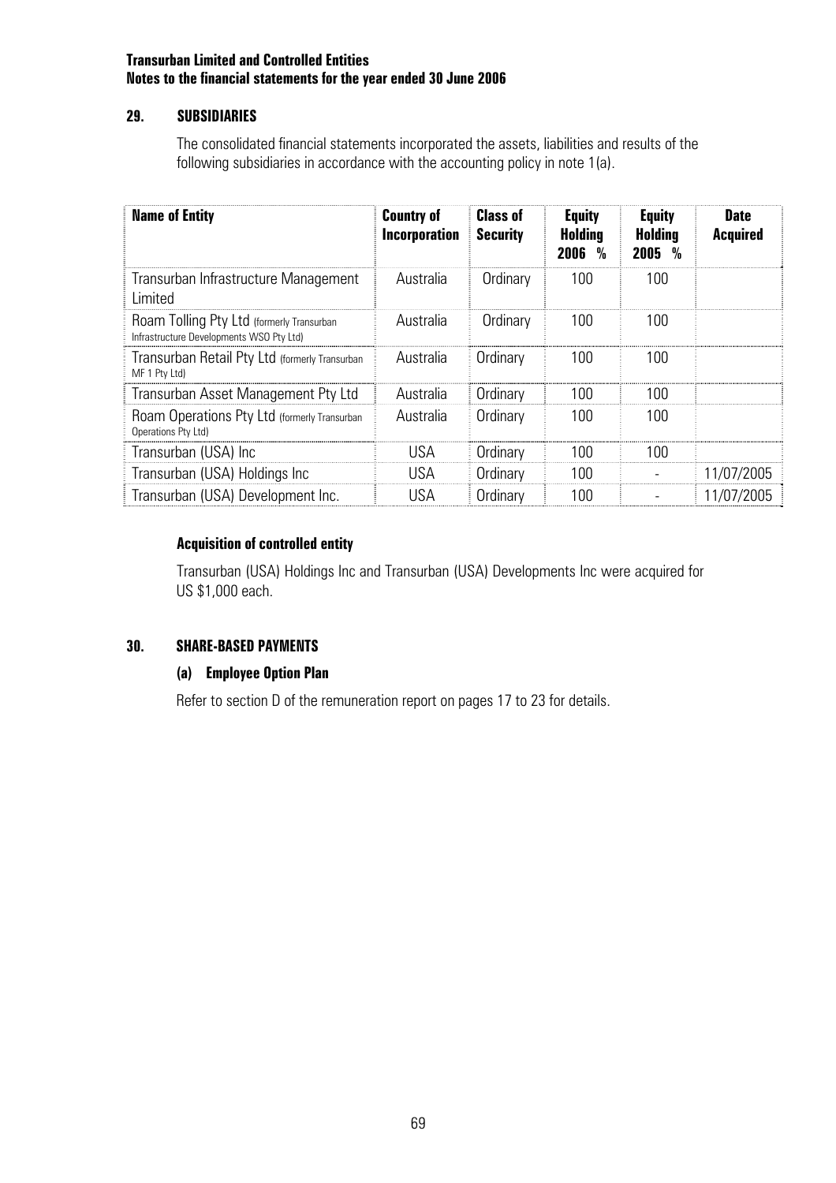## 29. SUBSIDIARIES

The consolidated financial statements incorporated the assets, liabilities and results of the following subsidiaries in accordance with the accounting policy in note 1(a).

| Name of Entity | Country of Incorporation | Class of Security | Equity Holding 2006 % | Equity Holding 2005 % | Date Acquired |
|---|---|---|---|---|---|
| Transurban Infrastructure Management Limited | Australia | Ordinary | 100 | 100 | |
| Roam Tolling Pty Ltd (formerly Transurban Infrastructure Developments WSO Pty Ltd) | Australia | Ordinary | 100 | 100 | |
| Transurban Retail Pty Ltd (formerly Transurban MF 1 Pty Ltd) | Australia | Ordinary | 100 | 100 | |
| Transurban Asset Management Pty Ltd | Australia | Ordinary | 100 | 100 | |
| Roam Operations Pty Ltd (formerly Transurban Operations Pty Ltd) | Australia | Ordinary | 100 | 100 | |
| Transurban (USA) Inc | USA | Ordinary | 100 | 100 | |
| Transurban (USA) Holdings Inc | USA | Ordinary | 100 | - | 11/07/2005 |
| Transurban (USA) Development Inc. | USA | Ordinary | 100 | - | 11/07/2005 |

### Acquisition of controlled entity

Transurban (USA) Holdings Inc and Transurban (USA) Developments Inc were acquired for US $1,000 each.

## 30. SHARE-BASED PAYMENTS

### (a) Employee Option Plan

Refer to section D of the remuneration report on pages 17 to 23 for details.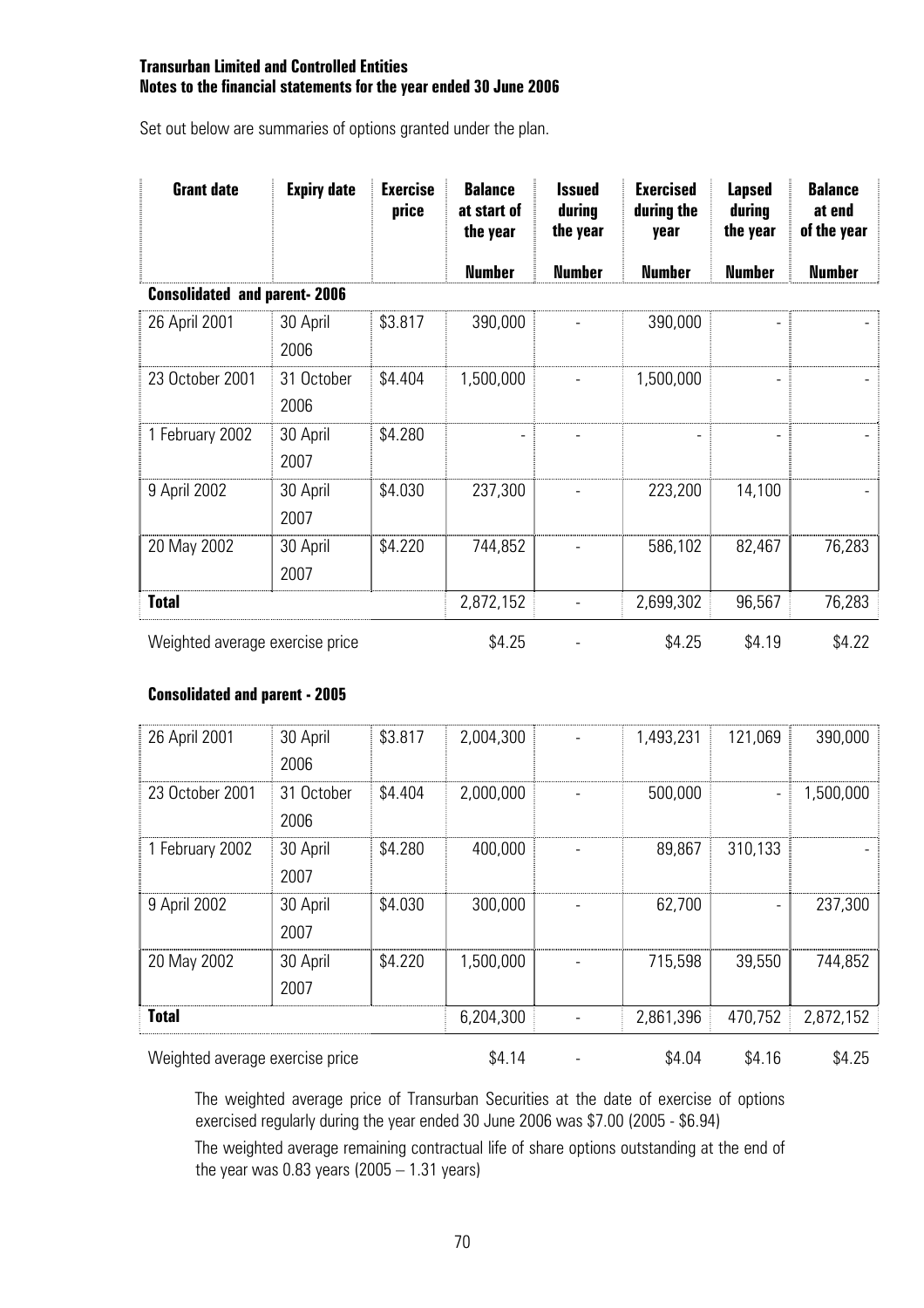**Transurban Limited and Controlled Entities**
**Notes to the financial statements for the year ended 30 June 2006**

Set out below are summaries of options granted under the plan.

| Grant date | Expiry date | Exercise price | Balance at start of the year | Issued during the year | Exercised during the year | Lapsed during the year | Balance at end of the year |
|---|---|---|---|---|---|---|---|
| | | | Number | Number | Number | Number | Number |
| **Consolidated and parent- 2006** | | | | | | | |
| 26 April 2001 | 30 April 2006 | $3.817 | 390,000 | - | 390,000 | - | - |
| 23 October 2001 | 31 October 2006 | $4.404 | 1,500,000 | - | 1,500,000 | - | - |
| 1 February 2002 | 30 April 2007 | $4.280 | - | - | - | - | - |
| 9 April 2002 | 30 April 2007 | $4.030 | 237,300 | - | 223,200 | 14,100 | - |
| 20 May 2002 | 30 April 2007 | $4.220 | 744,852 | - | 586,102 | 82,467 | 76,283 |
| **Total** | | | 2,872,152 | - | 2,699,302 | 96,567 | 76,283 |
| Weighted average exercise price | | | $4.25 | - | $4.25 | $4.19 | $4.22 |

**Consolidated and parent - 2005**

| Grant date | Expiry date | Exercise price | Balance at start of the year | Issued during the year | Exercised during the year | Lapsed during the year | Balance at end of the year |
|---|---|---|---|---|---|---|---|
| 26 April 2001 | 30 April 2006 | $3.817 | 2,004,300 | - | 1,493,231 | 121,069 | 390,000 |
| 23 October 2001 | 31 October 2006 | $4.404 | 2,000,000 | - | 500,000 | - | 1,500,000 |
| 1 February 2002 | 30 April 2007 | $4.280 | 400,000 | - | 89,867 | 310,133 | - |
| 9 April 2002 | 30 April 2007 | $4.030 | 300,000 | - | 62,700 | - | 237,300 |
| 20 May 2002 | 30 April 2007 | $4.220 | 1,500,000 | - | 715,598 | 39,550 | 744,852 |
| **Total** | | | 6,204,300 | - | 2,861,396 | 470,752 | 2,872,152 |
| Weighted average exercise price | | | $4.14 | - | $4.04 | $4.16 | $4.25 |

The weighted average price of Transurban Securities at the date of exercise of options exercised regularly during the year ended 30 June 2006 was $7.00 (2005 - $6.94)

The weighted average remaining contractual life of share options outstanding at the end of the year was 0.83 years (2005 – 1.31 years)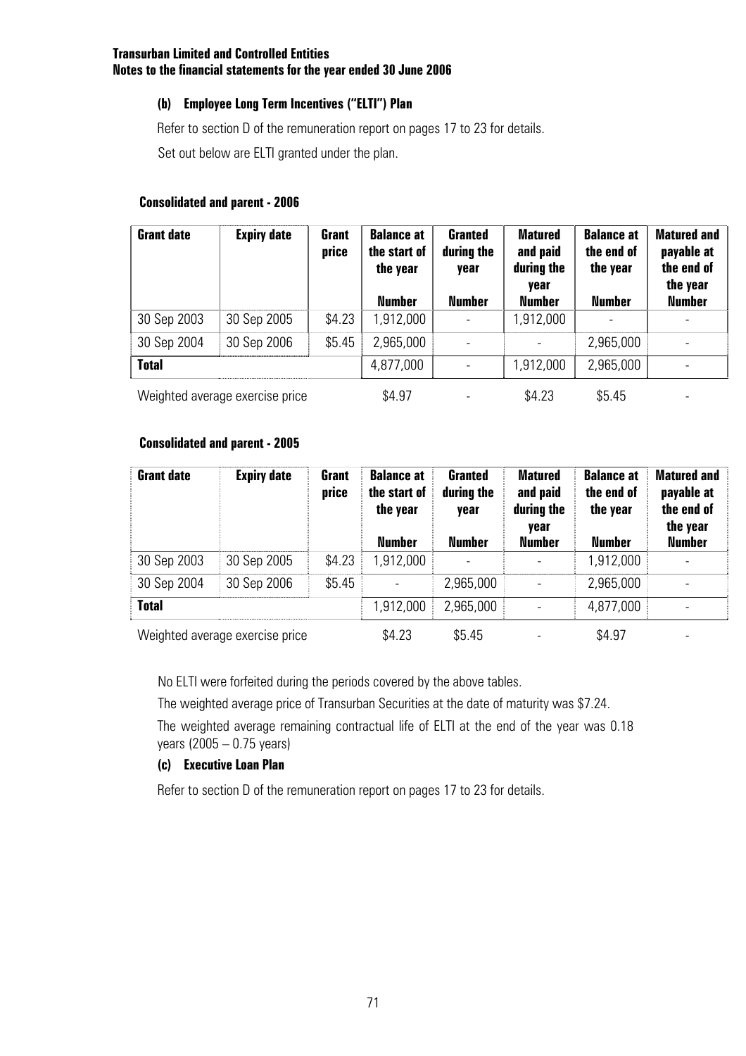### (b) Employee Long Term Incentives ("ELTI") Plan

Refer to section D of the remuneration report on pages 17 to 23 for details.

Set out below are ELTI granted under the plan.

**Consolidated and parent - 2006**

| Grant date | Expiry date | Grant price | Balance at the start of the year | Granted during the year | Matured and paid during the year | Balance at the end of the year | Matured and payable at the end of the year |
|---|---|---|---|---|---|---|---|
| | | | Number | Number | Number | Number | Number |
| 30 Sep 2003 | 30 Sep 2005 | $4.23 | 1,912,000 | - | 1,912,000 | - | - |
| 30 Sep 2004 | 30 Sep 2006 | $5.45 | 2,965,000 | - | - | 2,965,000 | - |
| **Total** | | | 4,877,000 | - | 1,912,000 | 2,965,000 | - |
| Weighted average exercise price | | | $4.97 | - | $4.23 | $5.45 | - |

**Consolidated and parent - 2005**

| Grant date | Expiry date | Grant price | Balance at the start of the year | Granted during the year | Matured and paid during the year | Balance at the end of the year | Matured and payable at the end of the year |
|---|---|---|---|---|---|---|---|
| | | | Number | Number | Number | Number | Number |
| 30 Sep 2003 | 30 Sep 2005 | $4.23 | 1,912,000 | - | - | 1,912,000 | - |
| 30 Sep 2004 | 30 Sep 2006 | $5.45 | - | 2,965,000 | - | 2,965,000 | - |
| **Total** | | | 1,912,000 | 2,965,000 | - | 4,877,000 | - |
| Weighted average exercise price | | | $4.23 | $5.45 | - | $4.97 | - |

No ELTI were forfeited during the periods covered by the above tables.

The weighted average price of Transurban Securities at the date of maturity was $7.24.

The weighted average remaining contractual life of ELTI at the end of the year was 0.18 years (2005 – 0.75 years)

### (c) Executive Loan Plan

Refer to section D of the remuneration report on pages 17 to 23 for details.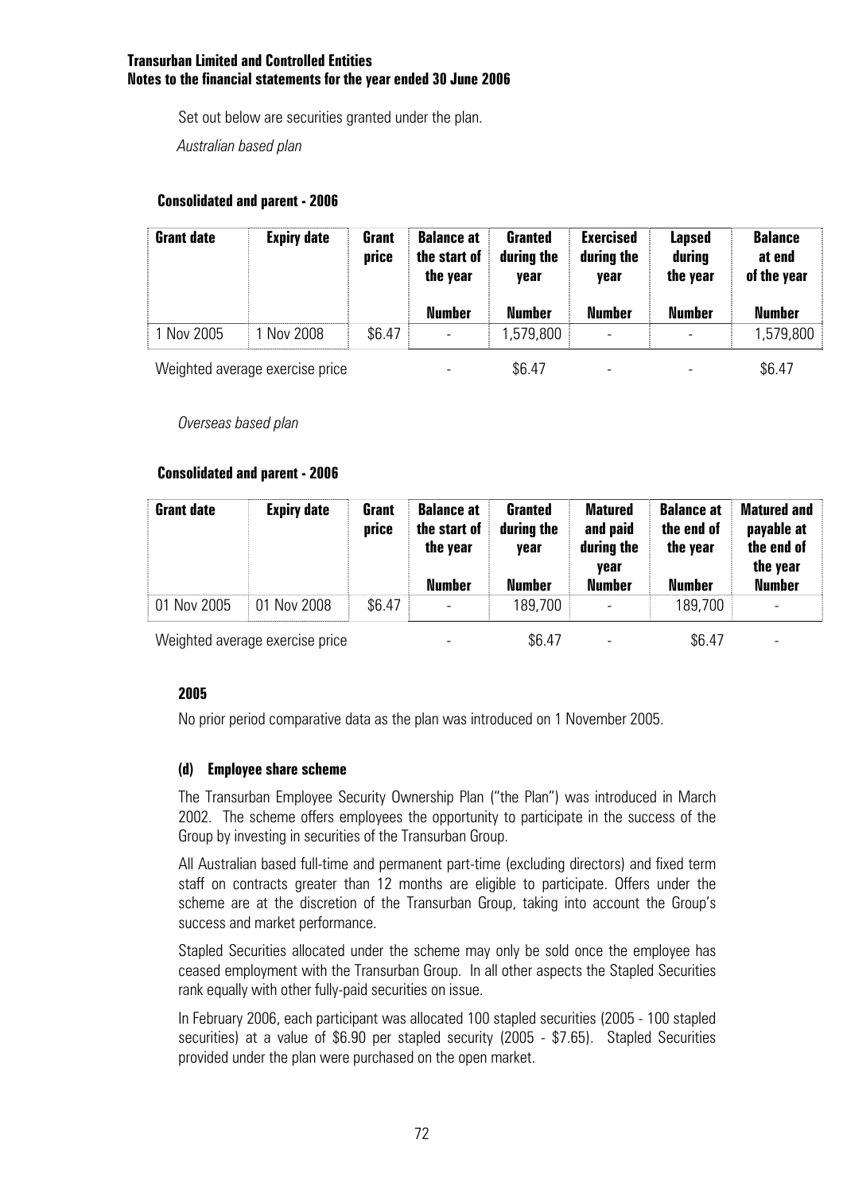Set out below are securities granted under the plan.

*Australian based plan*

**Consolidated and parent - 2006**

| Grant date | Expiry date | Grant price | Balance at the start of the year | Granted during the year | Exercised during the year | Lapsed during the year | Balance at end of the year |
|---|---|---|---|---|---|---|---|
| | | | Number | Number | Number | Number | Number |
| 1 Nov 2005 | 1 Nov 2008 | $6.47 | - | 1,579,800 | - | - | 1,579,800 |
| Weighted average exercise price | | | - | $6.47 | - | - | $6.47 |

*Overseas based plan*

**Consolidated and parent - 2006**

| Grant date | Expiry date | Grant price | Balance at the start of the year | Granted during the year | Matured and paid during the year | Balance at the end of the year | Matured and payable at the end of the year |
|---|---|---|---|---|---|---|---|
| | | | Number | Number | Number | Number | Number |
| 01 Nov 2005 | 01 Nov 2008 | $6.47 | - | 189,700 | - | 189,700 | - |
| Weighted average exercise price | | | - | $6.47 | - | $6.47 | - |

**2005**

No prior period comparative data as the plan was introduced on 1 November 2005.

**(d) Employee share scheme**

The Transurban Employee Security Ownership Plan ("the Plan") was introduced in March 2002. The scheme offers employees the opportunity to participate in the success of the Group by investing in securities of the Transurban Group.

All Australian based full-time and permanent part-time (excluding directors) and fixed term staff on contracts greater than 12 months are eligible to participate. Offers under the scheme are at the discretion of the Transurban Group, taking into account the Group's success and market performance.

Stapled Securities allocated under the scheme may only be sold once the employee has ceased employment with the Transurban Group. In all other aspects the Stapled Securities rank equally with other fully-paid securities on issue.

In February 2006, each participant was allocated 100 stapled securities (2005 - 100 stapled securities) at a value of $6.90 per stapled security (2005 - $7.65). Stapled Securities provided under the plan were purchased on the open market.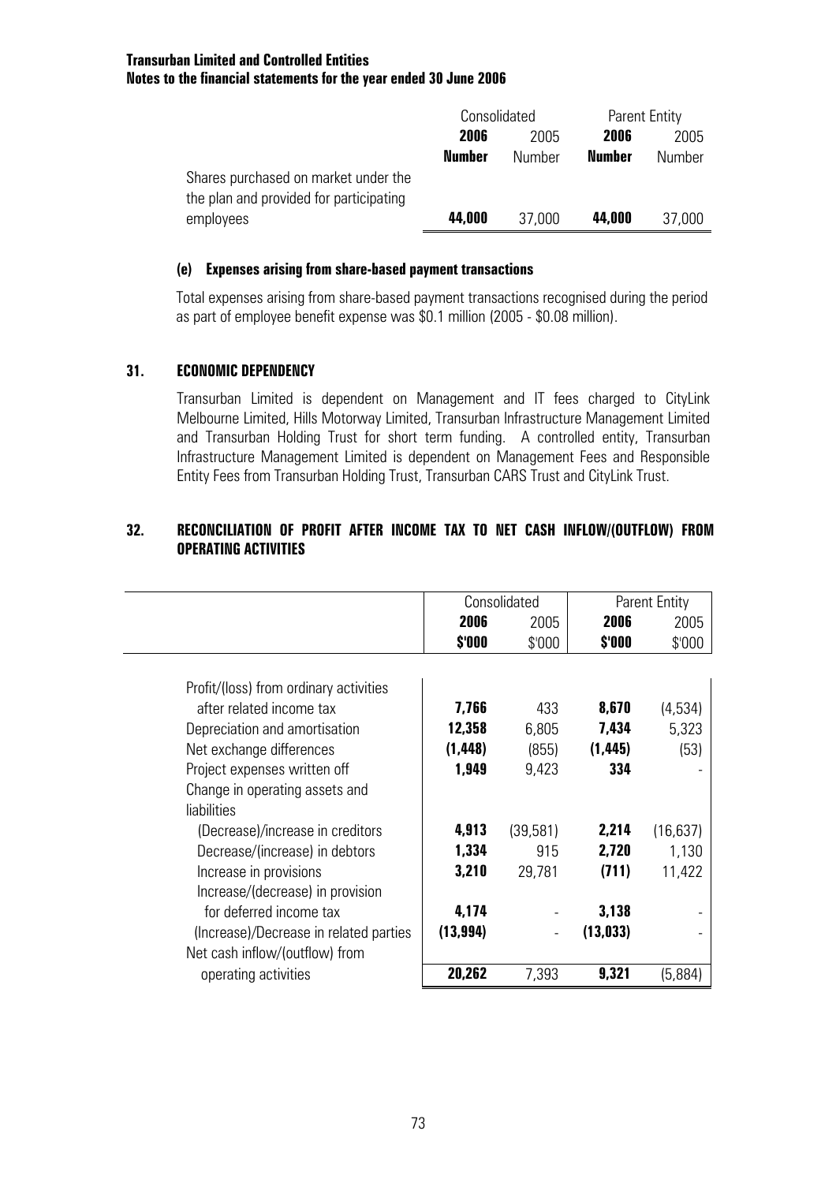|  | Consolidated |  | Parent Entity |  |
|---|---|---|---|---|
|  | **2006** | 2005 | **2006** | 2005 |
|  | **Number** | Number | **Number** | Number |
| Shares purchased on market under the plan and provided for participating employees | **44,000** | 37,000 | **44,000** | 37,000 |

#### (e) Expenses arising from share-based payment transactions

Total expenses arising from share-based payment transactions recognised during the period as part of employee benefit expense was $0.1 million (2005 - $0.08 million).

### 31. ECONOMIC DEPENDENCY

Transurban Limited is dependent on Management and IT fees charged to CityLink Melbourne Limited, Hills Motorway Limited, Transurban Infrastructure Management Limited and Transurban Holding Trust for short term funding. A controlled entity, Transurban Infrastructure Management Limited is dependent on Management Fees and Responsible Entity Fees from Transurban Holding Trust, Transurban CARS Trust and CityLink Trust.

### 32. RECONCILIATION OF PROFIT AFTER INCOME TAX TO NET CASH INFLOW/(OUTFLOW) FROM OPERATING ACTIVITIES

|  | Consolidated |  | Parent Entity |  |
|---|---|---|---|---|
|  | **2006** | 2005 | **2006** | 2005 |
|  | **$'000** | $'000 | **$'000** | $'000 |
| Profit/(loss) from ordinary activities after related income tax | **7,766** | 433 | **8,670** | (4,534) |
| Depreciation and amortisation | **12,358** | 6,805 | **7,434** | 5,323 |
| Net exchange differences | **(1,448)** | (855) | **(1,445)** | (53) |
| Project expenses written off | **1,949** | 9,423 | **334** | - |
| Change in operating assets and liabilities |  |  |  |  |
| (Decrease)/increase in creditors | **4,913** | (39,581) | **2,214** | (16,637) |
| Decrease/(increase) in debtors | **1,334** | 915 | **2,720** | 1,130 |
| Increase in provisions | **3,210** | 29,781 | **(711)** | 11,422 |
| Increase/(decrease) in provision for deferred income tax | **4,174** | - | **3,138** | - |
| (Increase)/Decrease in related parties | **(13,994)** | - | **(13,033)** | - |
| Net cash inflow/(outflow) from operating activities | **20,262** | 7,393 | **9,321** | (5,884) |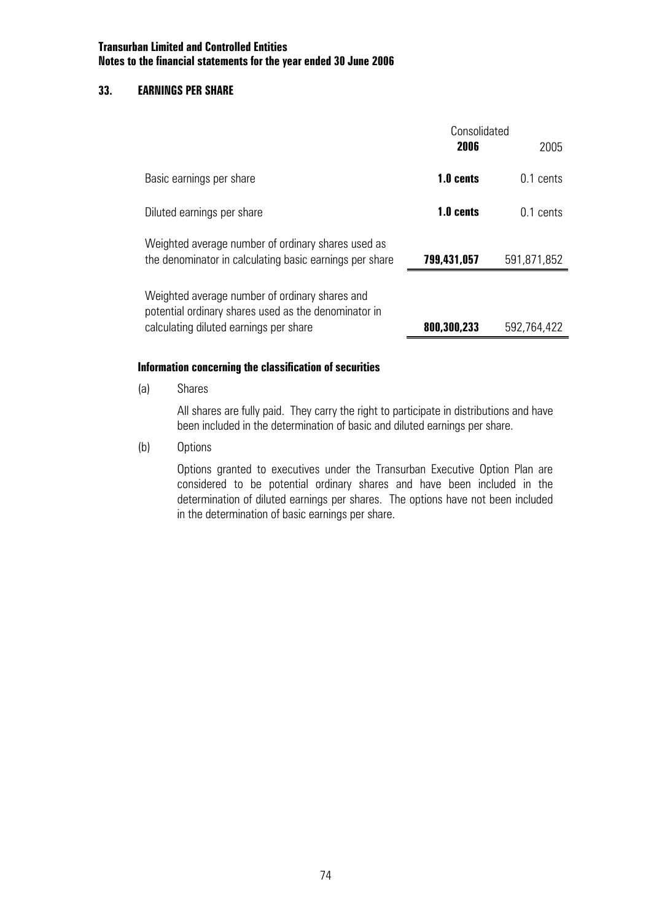**Transurban Limited and Controlled Entities**
**Notes to the financial statements for the year ended 30 June 2006**

## 33. EARNINGS PER SHARE

| | Consolidated | |
|---|---|---|
| | **2006** | 2005 |
| Basic earnings per share | **1.0 cents** | 0.1 cents |
| Diluted earnings per share | **1.0 cents** | 0.1 cents |
| Weighted average number of ordinary shares used as the denominator in calculating basic earnings per share | **799,431,057** | 591,871,852 |
| Weighted average number of ordinary shares and potential ordinary shares used as the denominator in calculating diluted earnings per share | **800,300,233** | 592,764,422 |

### Information concerning the classification of securities

(a) Shares

All shares are fully paid. They carry the right to participate in distributions and have been included in the determination of basic and diluted earnings per share.

(b) Options

Options granted to executives under the Transurban Executive Option Plan are considered to be potential ordinary shares and have been included in the determination of diluted earnings per shares. The options have not been included in the determination of basic earnings per share.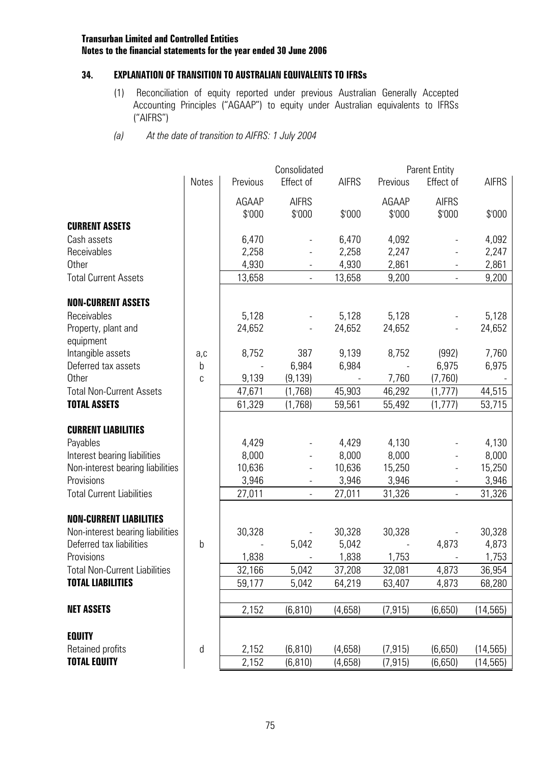**Transurban Limited and Controlled Entities**
**Notes to the financial statements for the year ended 30 June 2006**

## 34. EXPLANATION OF TRANSITION TO AUSTRALIAN EQUIVALENTS TO IFRSs

(1) Reconciliation of equity reported under previous Australian Generally Accepted Accounting Principles ("AGAAP") to equity under Australian equivalents to IFRSs ("AIFRS")

*(a) At the date of transition to AIFRS: 1 July 2004*

| | | Consolidated | | | Parent Entity | | |
|---|---|---|---|---|---|---|---|
| | Notes | Previous AGAAP $'000 | Effect of AIFRS $'000 | AIFRS $'000 | Previous AGAAP $'000 | Effect of AIFRS $'000 | AIFRS $'000 |
| **CURRENT ASSETS** | | | | | | | |
| Cash assets | | 6,470 | - | 6,470 | 4,092 | - | 4,092 |
| Receivables | | 2,258 | - | 2,258 | 2,247 | - | 2,247 |
| Other | | 4,930 | - | 4,930 | 2,861 | - | 2,861 |
| Total Current Assets | | 13,658 | - | 13,658 | 9,200 | - | 9,200 |
| **NON-CURRENT ASSETS** | | | | | | | |
| Receivables | | 5,128 | - | 5,128 | 5,128 | - | 5,128 |
| Property, plant and equipment | | 24,652 | - | 24,652 | 24,652 | - | 24,652 |
| Intangible assets | a,c | 8,752 | 387 | 9,139 | 8,752 | (992) | 7,760 |
| Deferred tax assets | b | - | 6,984 | 6,984 | - | 6,975 | 6,975 |
| Other | c | 9,139 | (9,139) | - | 7,760 | (7,760) | - |
| Total Non-Current Assets | | 47,671 | (1,768) | 45,903 | 46,292 | (1,777) | 44,515 |
| **TOTAL ASSETS** | | 61,329 | (1,768) | 59,561 | 55,492 | (1,777) | 53,715 |
| **CURRENT LIABILITIES** | | | | | | | |
| Payables | | 4,429 | - | 4,429 | 4,130 | - | 4,130 |
| Interest bearing liabilities | | 8,000 | - | 8,000 | 8,000 | - | 8,000 |
| Non-interest bearing liabilities | | 10,636 | - | 10,636 | 15,250 | - | 15,250 |
| Provisions | | 3,946 | - | 3,946 | 3,946 | - | 3,946 |
| Total Current Liabilities | | 27,011 | - | 27,011 | 31,326 | - | 31,326 |
| **NON-CURRENT LIABILITIES** | | | | | | | |
| Non-interest bearing liabilities | | 30,328 | - | 30,328 | 30,328 | - | 30,328 |
| Deferred tax liabilities | b | - | 5,042 | 5,042 | - | 4,873 | 4,873 |
| Provisions | | 1,838 | - | 1,838 | 1,753 | - | 1,753 |
| Total Non-Current Liabilities | | 32,166 | 5,042 | 37,208 | 32,081 | 4,873 | 36,954 |
| **TOTAL LIABILITIES** | | 59,177 | 5,042 | 64,219 | 63,407 | 4,873 | 68,280 |
| **NET ASSETS** | | 2,152 | (6,810) | (4,658) | (7,915) | (6,650) | (14,565) |
| **EQUITY** | | | | | | | |
| Retained profits | d | 2,152 | (6,810) | (4,658) | (7,915) | (6,650) | (14,565) |
| **TOTAL EQUITY** | | 2,152 | (6,810) | (4,658) | (7,915) | (6,650) | (14,565) |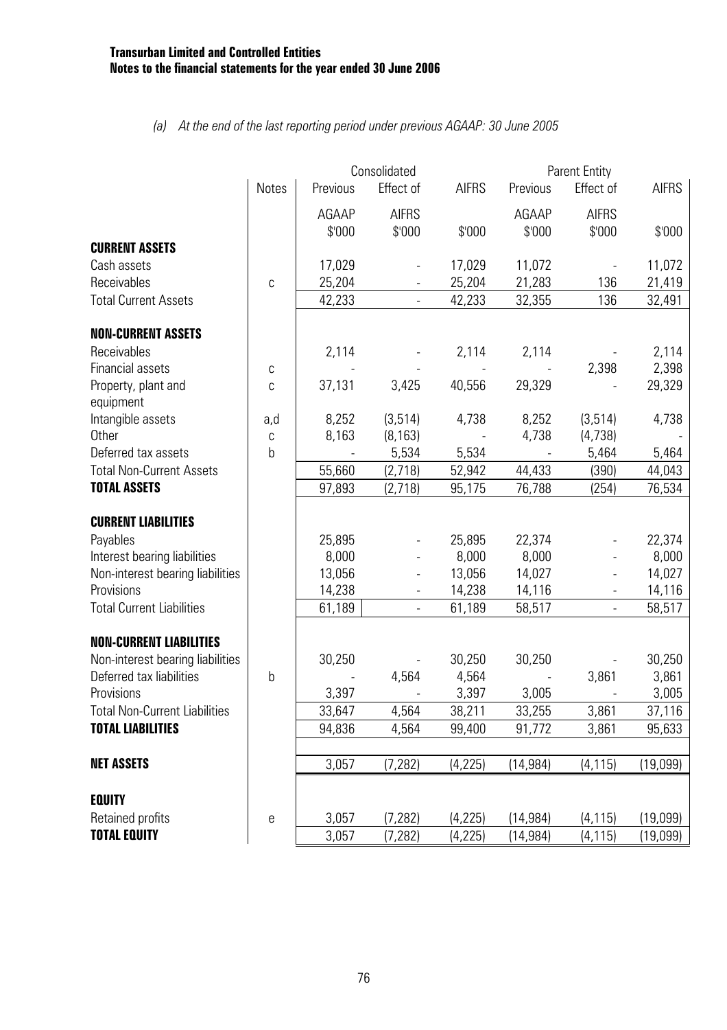*(a) At the end of the last reporting period under previous AGAAP: 30 June 2005*

| | Notes | Consolidated | | | Parent Entity | | |
|---|---|---|---|---|---|---|---|
| | | Previous AGAAP $'000 | Effect of AIFRS $'000 | AIFRS $'000 | Previous AGAAP $'000 | Effect of AIFRS $'000 | AIFRS $'000 |
| **CURRENT ASSETS** | | | | | | | |
| Cash assets | | 17,029 | - | 17,029 | 11,072 | - | 11,072 |
| Receivables | c | 25,204 | - | 25,204 | 21,283 | 136 | 21,419 |
| Total Current Assets | | 42,233 | - | 42,233 | 32,355 | 136 | 32,491 |
| **NON-CURRENT ASSETS** | | | | | | | |
| Receivables | | 2,114 | - | 2,114 | 2,114 | - | 2,114 |
| Financial assets | c | - | - | - | - | 2,398 | 2,398 |
| Property, plant and equipment | c | 37,131 | 3,425 | 40,556 | 29,329 | - | 29,329 |
| Intangible assets | a,d | 8,252 | (3,514) | 4,738 | 8,252 | (3,514) | 4,738 |
| Other | c | 8,163 | (8,163) | - | 4,738 | (4,738) | - |
| Deferred tax assets | b | - | 5,534 | 5,534 | - | 5,464 | 5,464 |
| Total Non-Current Assets | | 55,660 | (2,718) | 52,942 | 44,433 | (390) | 44,043 |
| **TOTAL ASSETS** | | 97,893 | (2,718) | 95,175 | 76,788 | (254) | 76,534 |
| **CURRENT LIABILITIES** | | | | | | | |
| Payables | | 25,895 | - | 25,895 | 22,374 | - | 22,374 |
| Interest bearing liabilities | | 8,000 | - | 8,000 | 8,000 | - | 8,000 |
| Non-interest bearing liabilities | | 13,056 | - | 13,056 | 14,027 | - | 14,027 |
| Provisions | | 14,238 | - | 14,238 | 14,116 | - | 14,116 |
| Total Current Liabilities | | 61,189 | - | 61,189 | 58,517 | - | 58,517 |
| **NON-CURRENT LIABILITIES** | | | | | | | |
| Non-interest bearing liabilities | | 30,250 | - | 30,250 | 30,250 | - | 30,250 |
| Deferred tax liabilities | b | - | 4,564 | 4,564 | - | 3,861 | 3,861 |
| Provisions | | 3,397 | - | 3,397 | 3,005 | - | 3,005 |
| Total Non-Current Liabilities | | 33,647 | 4,564 | 38,211 | 33,255 | 3,861 | 37,116 |
| **TOTAL LIABILITIES** | | 94,836 | 4,564 | 99,400 | 91,772 | 3,861 | 95,633 |
| **NET ASSETS** | | 3,057 | (7,282) | (4,225) | (14,984) | (4,115) | (19,099) |
| **EQUITY** | | | | | | | |
| Retained profits | e | 3,057 | (7,282) | (4,225) | (14,984) | (4,115) | (19,099) |
| **TOTAL EQUITY** | | 3,057 | (7,282) | (4,225) | (14,984) | (4,115) | (19,099) |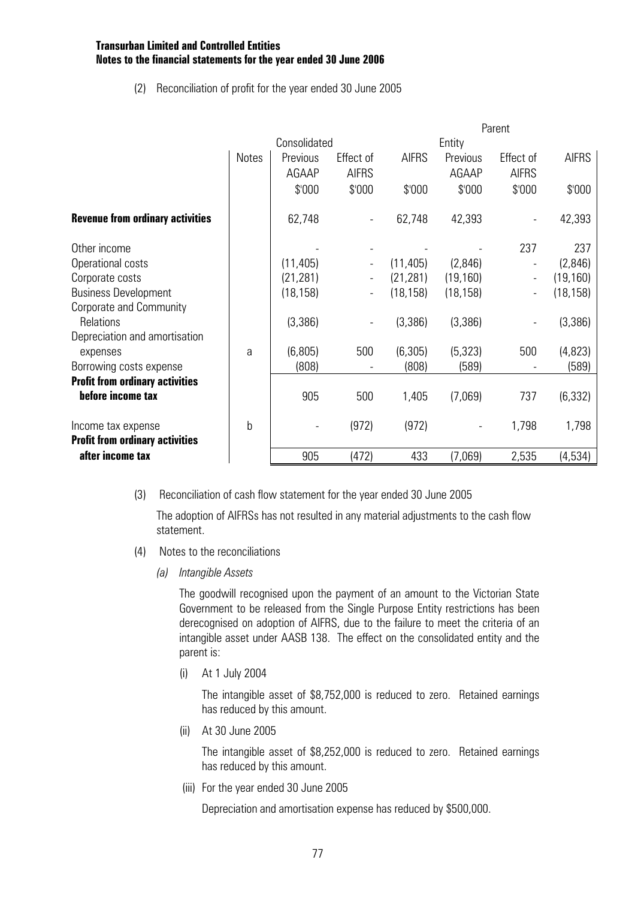**Transurban Limited and Controlled Entities**
**Notes to the financial statements for the year ended 30 June 2006**

(2) Reconciliation of profit for the year ended 30 June 2005

| | Notes | Consolidated | | | Parent Entity | | |
|---|---|---|---|---|---|---|---|
| | | Previous AGAAP | Effect of AIFRS | AIFRS | Previous AGAAP | Effect of AIFRS | AIFRS |
| | | $'000 | $'000 | $'000 | $'000 | $'000 | $'000 |
| **Revenue from ordinary activities** | | 62,748 | - | 62,748 | 42,393 | - | 42,393 |
| Other income | | - | - | - | - | 237 | 237 |
| Operational costs | | (11,405) | - | (11,405) | (2,846) | - | (2,846) |
| Corporate costs | | (21,281) | - | (21,281) | (19,160) | - | (19,160) |
| Business Development | | (18,158) | - | (18,158) | (18,158) | - | (18,158) |
| Corporate and Community Relations | | (3,386) | - | (3,386) | (3,386) | - | (3,386) |
| Depreciation and amortisation expenses | a | (6,805) | 500 | (6,305) | (5,323) | 500 | (4,823) |
| Borrowing costs expense | | (808) | - | (808) | (589) | - | (589) |
| **Profit from ordinary activities before income tax** | | 905 | 500 | 1,405 | (7,069) | 737 | (6,332) |
| Income tax expense | b | - | (972) | (972) | - | 1,798 | 1,798 |
| **Profit from ordinary activities after income tax** | | 905 | (472) | 433 | (7,069) | 2,535 | (4,534) |

(3) Reconciliation of cash flow statement for the year ended 30 June 2005

The adoption of AIFRSs has not resulted in any material adjustments to the cash flow statement.

(4) Notes to the reconciliations

*(a) Intangible Assets*

The goodwill recognised upon the payment of an amount to the Victorian State Government to be released from the Single Purpose Entity restrictions has been derecognised on adoption of AIFRS, due to the failure to meet the criteria of an intangible asset under AASB 138. The effect on the consolidated entity and the parent is:

(i) At 1 July 2004

The intangible asset of $8,752,000 is reduced to zero. Retained earnings has reduced by this amount.

(ii) At 30 June 2005

The intangible asset of $8,252,000 is reduced to zero. Retained earnings has reduced by this amount.

(iii) For the year ended 30 June 2005

Depreciation and amortisation expense has reduced by $500,000.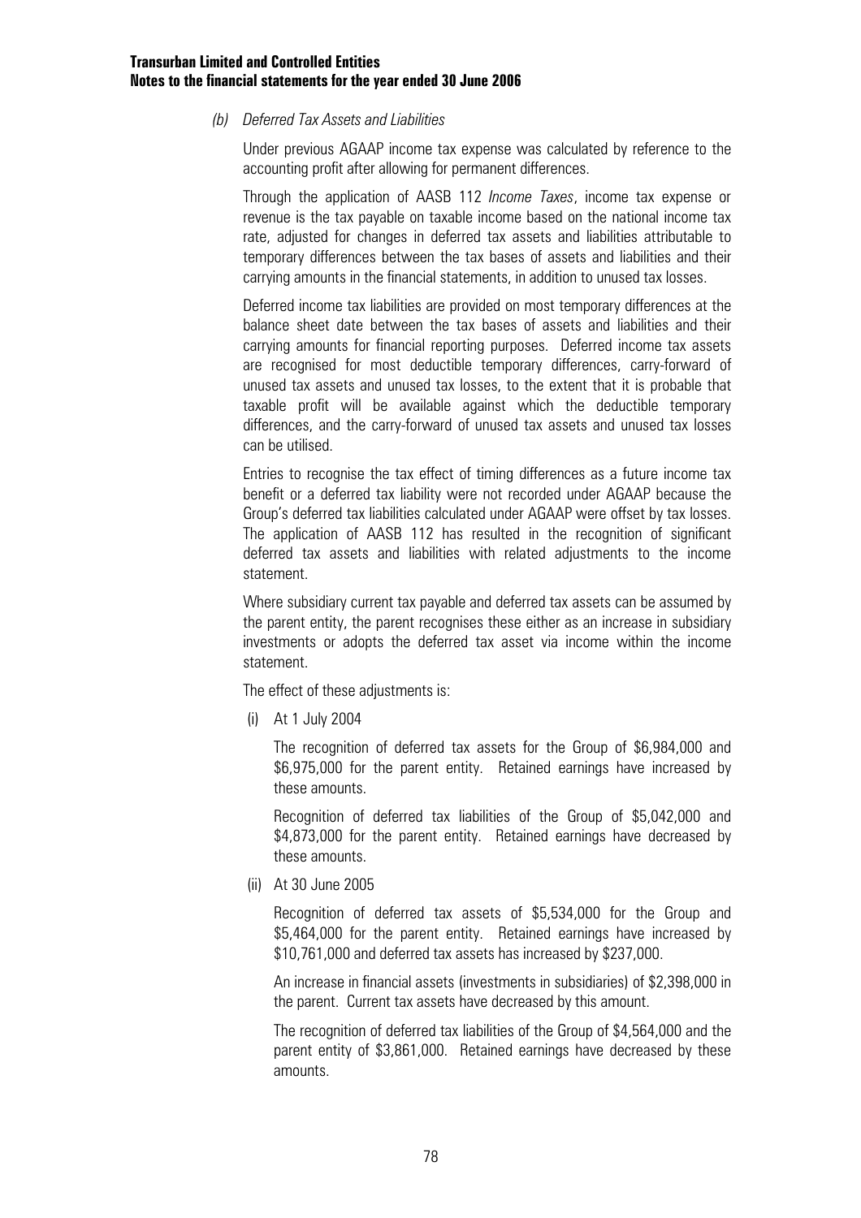*(b) Deferred Tax Assets and Liabilities*

Under previous AGAAP income tax expense was calculated by reference to the accounting profit after allowing for permanent differences.

Through the application of AASB 112 *Income Taxes*, income tax expense or revenue is the tax payable on taxable income based on the national income tax rate, adjusted for changes in deferred tax assets and liabilities attributable to temporary differences between the tax bases of assets and liabilities and their carrying amounts in the financial statements, in addition to unused tax losses.

Deferred income tax liabilities are provided on most temporary differences at the balance sheet date between the tax bases of assets and liabilities and their carrying amounts for financial reporting purposes. Deferred income tax assets are recognised for most deductible temporary differences, carry-forward of unused tax assets and unused tax losses, to the extent that it is probable that taxable profit will be available against which the deductible temporary differences, and the carry-forward of unused tax assets and unused tax losses can be utilised.

Entries to recognise the tax effect of timing differences as a future income tax benefit or a deferred tax liability were not recorded under AGAAP because the Group's deferred tax liabilities calculated under AGAAP were offset by tax losses. The application of AASB 112 has resulted in the recognition of significant deferred tax assets and liabilities with related adjustments to the income statement.

Where subsidiary current tax payable and deferred tax assets can be assumed by the parent entity, the parent recognises these either as an increase in subsidiary investments or adopts the deferred tax asset via income within the income statement.

The effect of these adjustments is:

(i) At 1 July 2004

The recognition of deferred tax assets for the Group of $6,984,000 and $6,975,000 for the parent entity. Retained earnings have increased by these amounts.

Recognition of deferred tax liabilities of the Group of $5,042,000 and $4,873,000 for the parent entity. Retained earnings have decreased by these amounts.

(ii) At 30 June 2005

Recognition of deferred tax assets of $5,534,000 for the Group and $5,464,000 for the parent entity. Retained earnings have increased by $10,761,000 and deferred tax assets has increased by $237,000.

An increase in financial assets (investments in subsidiaries) of $2,398,000 in the parent. Current tax assets have decreased by this amount.

The recognition of deferred tax liabilities of the Group of $4,564,000 and the parent entity of $3,861,000. Retained earnings have decreased by these amounts.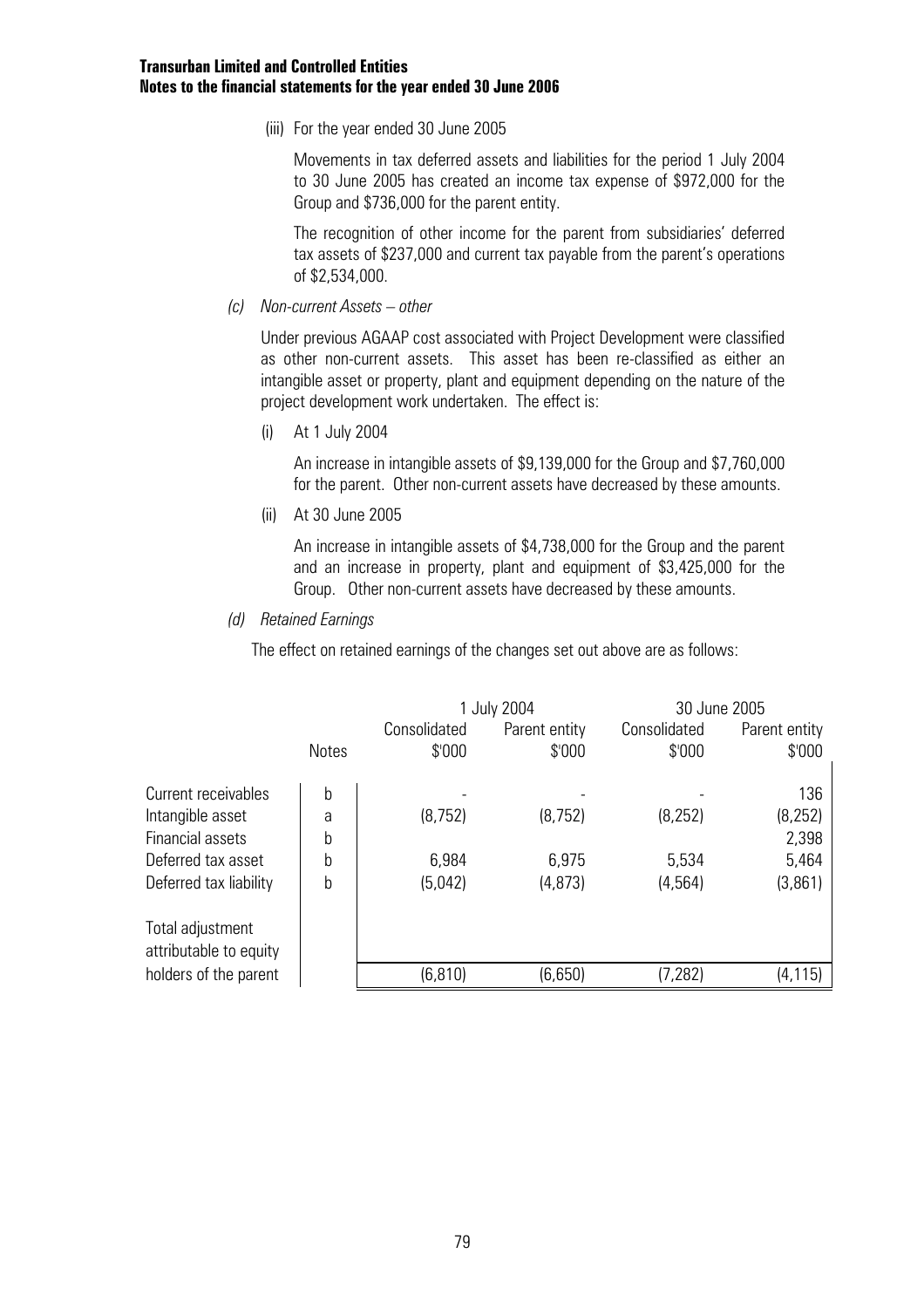(iii) For the year ended 30 June 2005

Movements in tax deferred assets and liabilities for the period 1 July 2004 to 30 June 2005 has created an income tax expense of $972,000 for the Group and $736,000 for the parent entity.

The recognition of other income for the parent from subsidiaries' deferred tax assets of $237,000 and current tax payable from the parent's operations of $2,534,000.

*(c) Non-current Assets – other*

Under previous AGAAP cost associated with Project Development were classified as other non-current assets. This asset has been re-classified as either an intangible asset or property, plant and equipment depending on the nature of the project development work undertaken. The effect is:

(i) At 1 July 2004

An increase in intangible assets of $9,139,000 for the Group and $7,760,000 for the parent. Other non-current assets have decreased by these amounts.

(ii) At 30 June 2005

An increase in intangible assets of $4,738,000 for the Group and the parent and an increase in property, plant and equipment of $3,425,000 for the Group. Other non-current assets have decreased by these amounts.

*(d) Retained Earnings*

The effect on retained earnings of the changes set out above are as follows:

| | | 1 July 2004 | | 30 June 2005 | |
|---|---|---|---|---|---|
| | Notes | Consolidated $'000 | Parent entity $'000 | Consolidated $'000 | Parent entity $'000 |
| Current receivables | b | - | - | - | 136 |
| Intangible asset | a | (8,752) | (8,752) | (8,252) | (8,252) |
| Financial assets | b | | | | 2,398 |
| Deferred tax asset | b | 6,984 | 6,975 | 5,534 | 5,464 |
| Deferred tax liability | b | (5,042) | (4,873) | (4,564) | (3,861) |
| Total adjustment attributable to equity holders of the parent | | (6,810) | (6,650) | (7,282) | (4,115) |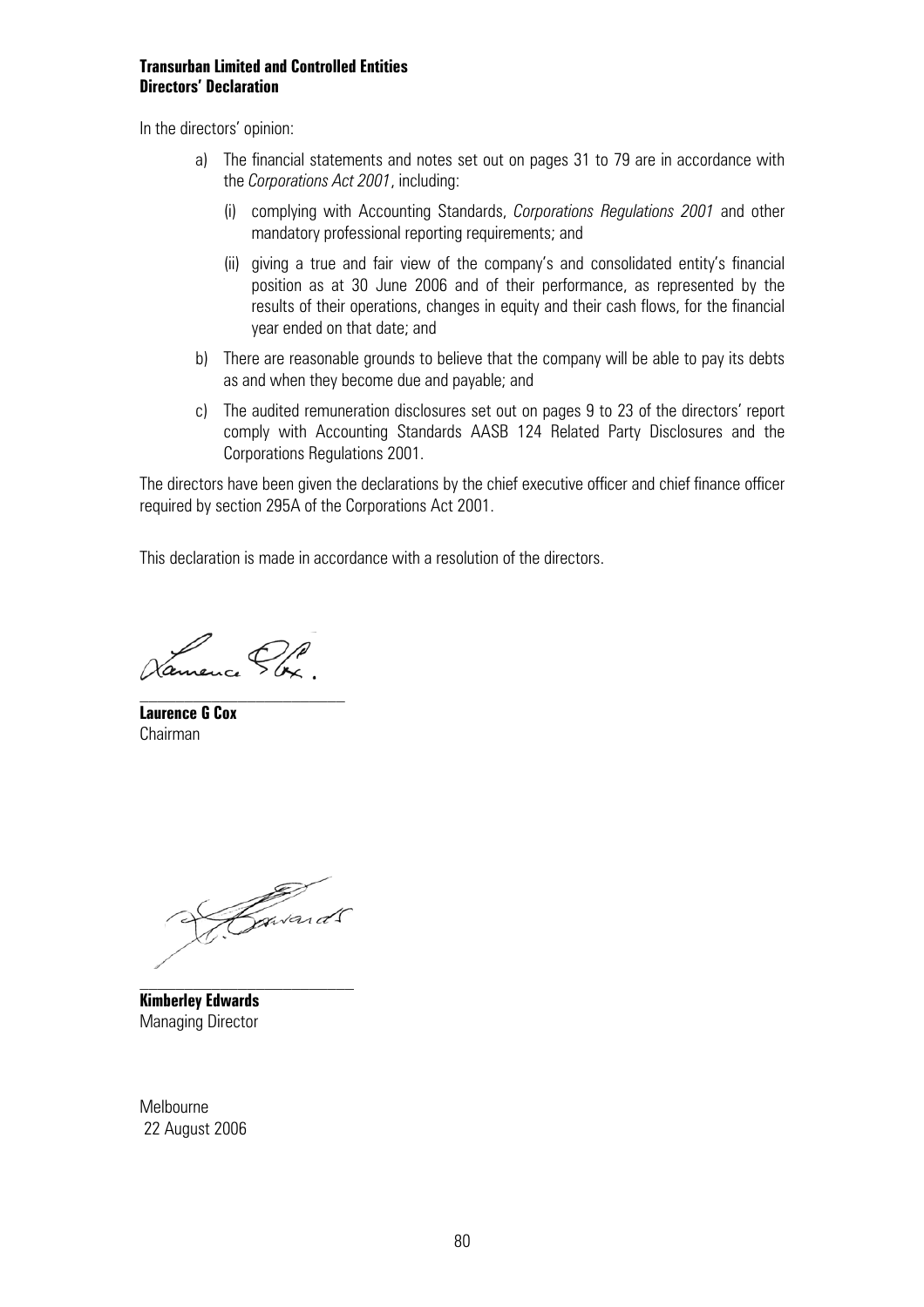**Transurban Limited and Controlled Entities**
**Directors' Declaration**

In the directors' opinion:

a) The financial statements and notes set out on pages 31 to 79 are in accordance with the *Corporations Act 2001*, including:

   (i) complying with Accounting Standards, *Corporations Regulations 2001* and other mandatory professional reporting requirements; and

   (ii) giving a true and fair view of the company's and consolidated entity's financial position as at 30 June 2006 and of their performance, as represented by the results of their operations, changes in equity and their cash flows, for the financial year ended on that date; and

b) There are reasonable grounds to believe that the company will be able to pay its debts as and when they become due and payable; and

c) The audited remuneration disclosures set out on pages 9 to 23 of the directors' report comply with Accounting Standards AASB 124 Related Party Disclosures and the Corporations Regulations 2001.

The directors have been given the declarations by the chief executive officer and chief finance officer required by section 295A of the Corporations Act 2001.

This declaration is made in accordance with a resolution of the directors.

**Laurence G Cox**
Chairman

**Kimberley Edwards**
Managing Director

Melbourne
22 August 2006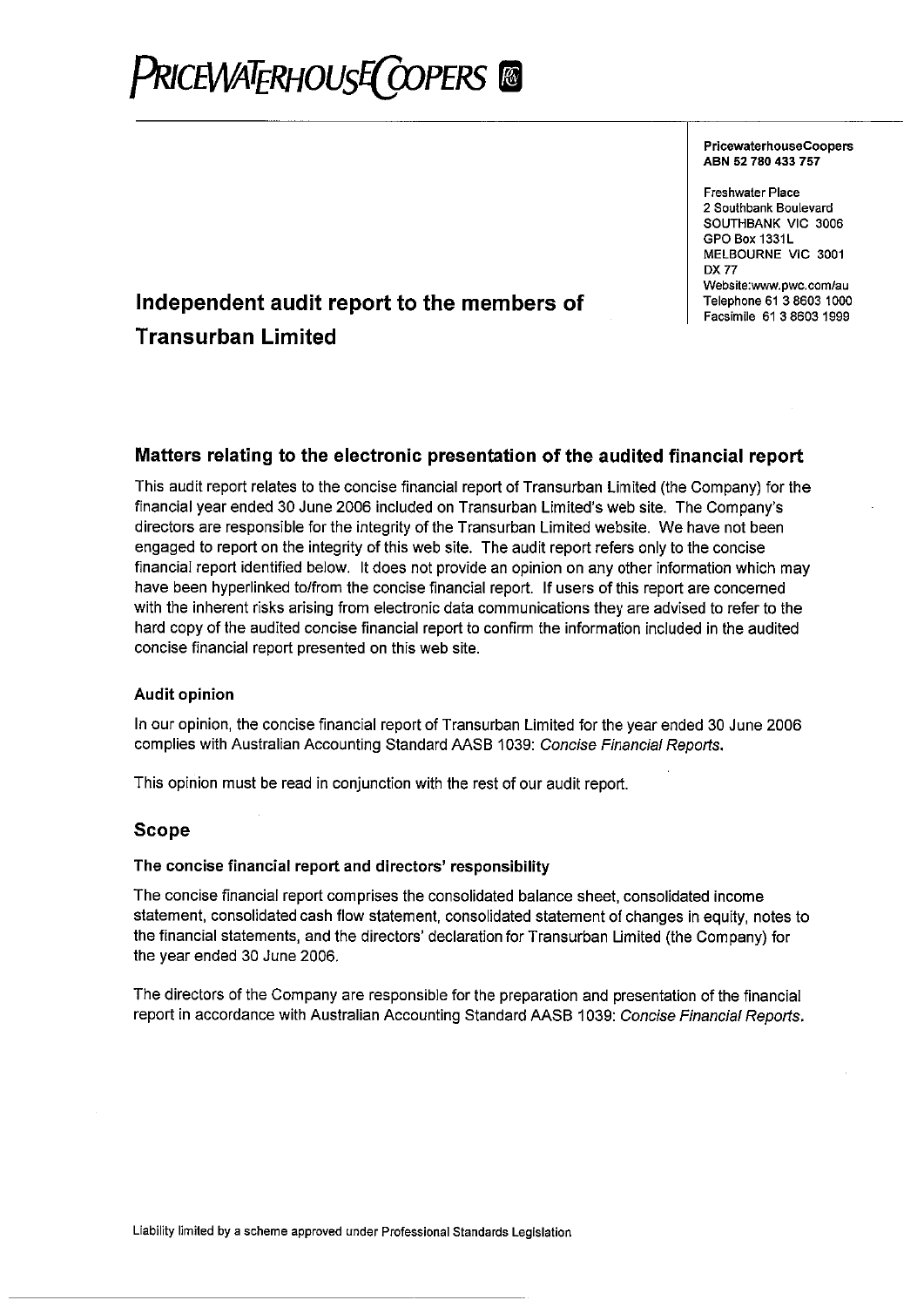PRICEWATERHOUSECOOPERS

**PricewaterhouseCoopers**
**ABN 52 780 433 757**

Freshwater Place
2 Southbank Boulevard
SOUTHBANK VIC 3006
GPO Box 1331L
MELBOURNE VIC 3001
DX 77
Website:www.pwc.com/au
Telephone 61 3 8603 1000
Facsimile 61 3 8603 1999

# Independent audit report to the members of Transurban Limited

## Matters relating to the electronic presentation of the audited financial report

This audit report relates to the concise financial report of Transurban Limited (the Company) for the financial year ended 30 June 2006 included on Transurban Limited's web site. The Company's directors are responsible for the integrity of the Transurban Limited website. We have not been engaged to report on the integrity of this web site. The audit report refers only to the concise financial report identified below. It does not provide an opinion on any other information which may have been hyperlinked to/from the concise financial report. If users of this report are concerned with the inherent risks arising from electronic data communications they are advised to refer to the hard copy of the audited concise financial report to confirm the information included in the audited concise financial report presented on this web site.

### Audit opinion

In our opinion, the concise financial report of Transurban Limited for the year ended 30 June 2006 complies with Australian Accounting Standard AASB 1039: *Concise Financial Reports*.

This opinion must be read in conjunction with the rest of our audit report.

## Scope

### The concise financial report and directors' responsibility

The concise financial report comprises the consolidated balance sheet, consolidated income statement, consolidated cash flow statement, consolidated statement of changes in equity, notes to the financial statements, and the directors' declaration for Transurban Limited (the Company) for the year ended 30 June 2006.

The directors of the Company are responsible for the preparation and presentation of the financial report in accordance with Australian Accounting Standard AASB 1039: *Concise Financial Reports*.

Liability limited by a scheme approved under Professional Standards Legislation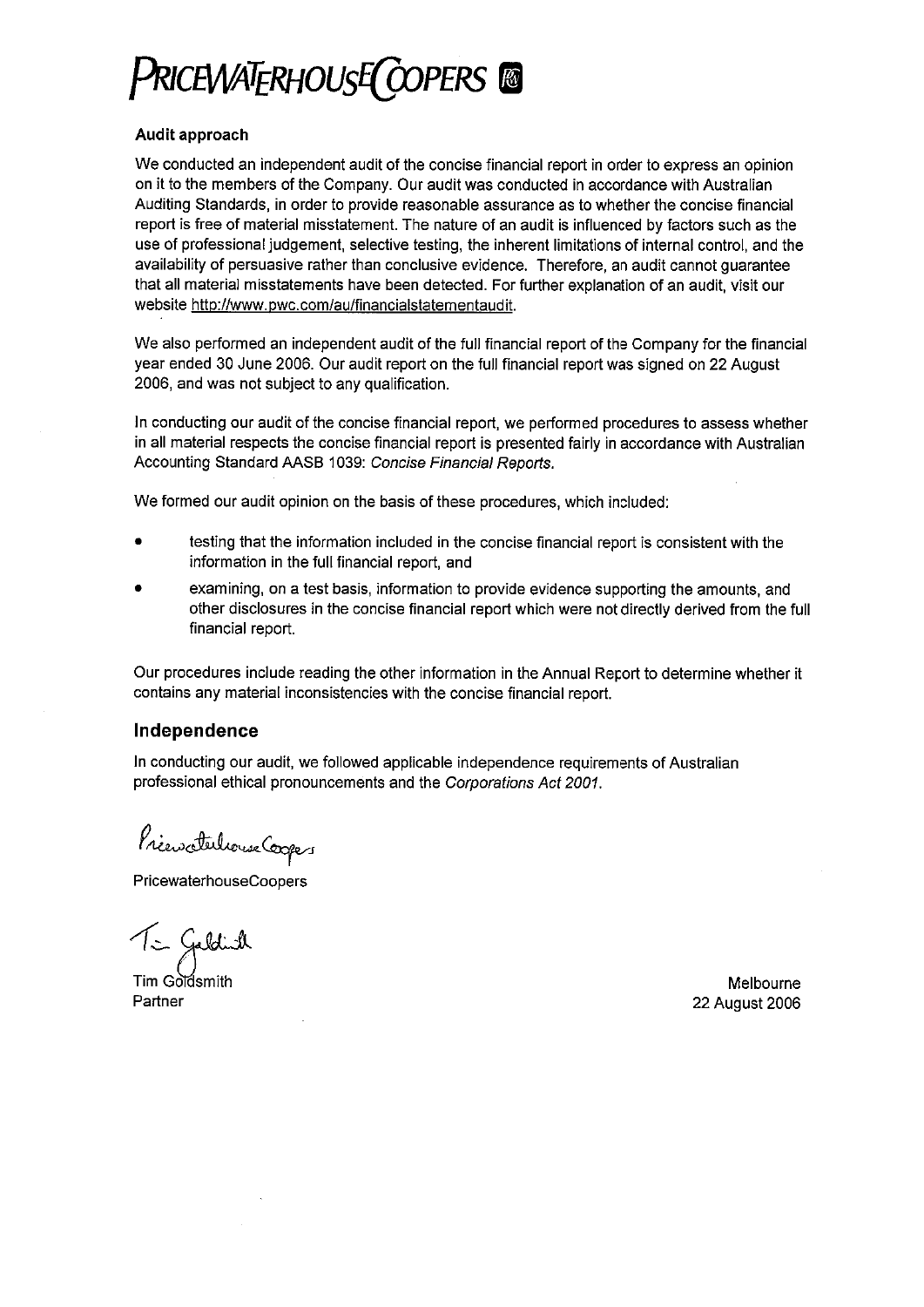**PRICEWATERHOUSECOOPERS**

**Audit approach**

We conducted an independent audit of the concise financial report in order to express an opinion on it to the members of the Company. Our audit was conducted in accordance with Australian Auditing Standards, in order to provide reasonable assurance as to whether the concise financial report is free of material misstatement. The nature of an audit is influenced by factors such as the use of professional judgement, selective testing, the inherent limitations of internal control, and the availability of persuasive rather than conclusive evidence. Therefore, an audit cannot guarantee that all material misstatements have been detected. For further explanation of an audit, visit our website http://www.pwc.com/au/financialstatementaudit.

We also performed an independent audit of the full financial report of the Company for the financial year ended 30 June 2006. Our audit report on the full financial report was signed on 22 August 2006, and was not subject to any qualification.

In conducting our audit of the concise financial report, we performed procedures to assess whether in all material respects the concise financial report is presented fairly in accordance with Australian Accounting Standard AASB 1039: *Concise Financial Reports*.

We formed our audit opinion on the basis of these procedures, which included:

- testing that the information included in the concise financial report is consistent with the information in the full financial report, and
- examining, on a test basis, information to provide evidence supporting the amounts, and other disclosures in the concise financial report which were not directly derived from the full financial report.

Our procedures include reading the other information in the Annual Report to determine whether it contains any material inconsistencies with the concise financial report.

## Independence

In conducting our audit, we followed applicable independence requirements of Australian professional ethical pronouncements and the *Corporations Act 2001*.

PricewaterhouseCoopers

Tim Goldsmith
Partner

Melbourne
22 August 2006